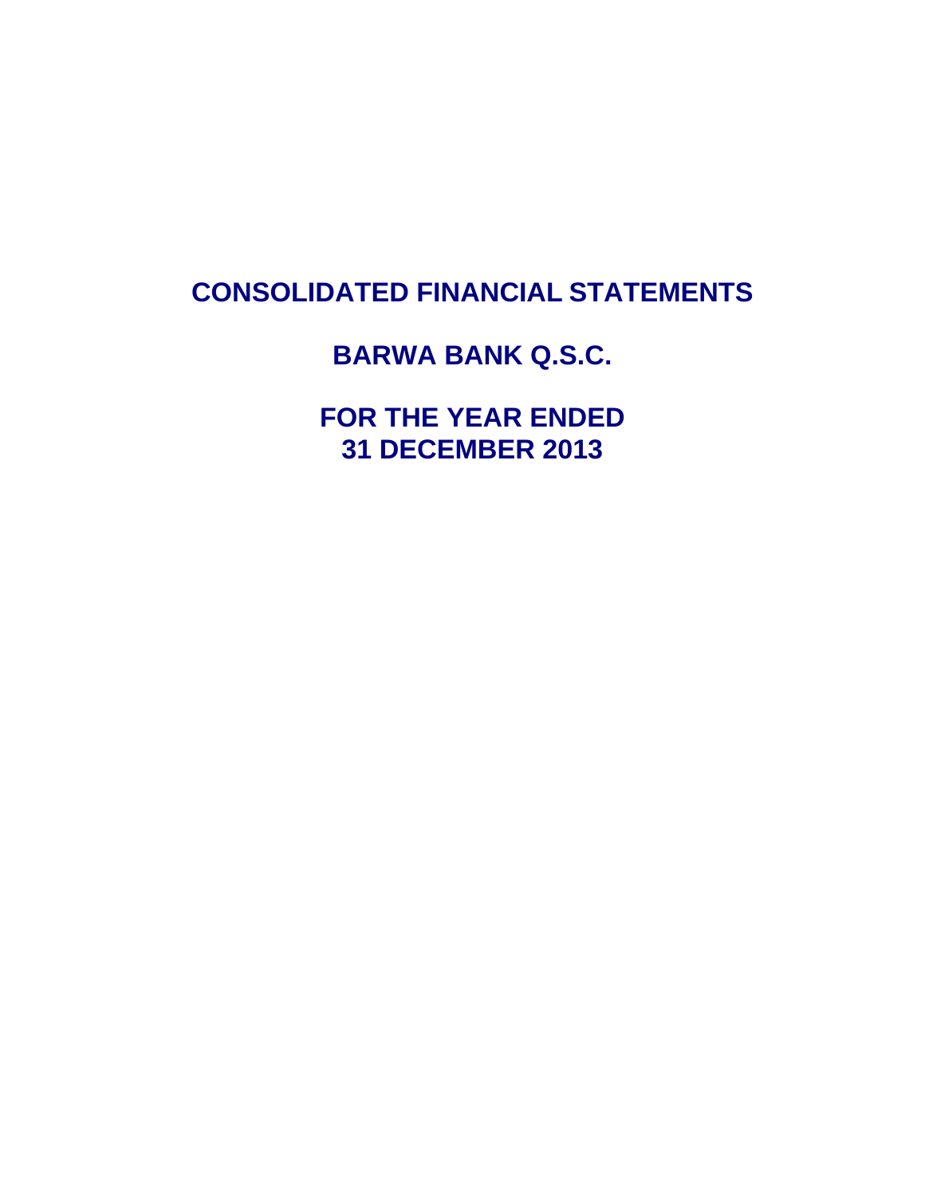# CONSOLIDATED FINANCIAL STATEMENTS

# BARWA BANK Q.S.C.

# FOR THE YEAR ENDED
# 31 DECEMBER 2013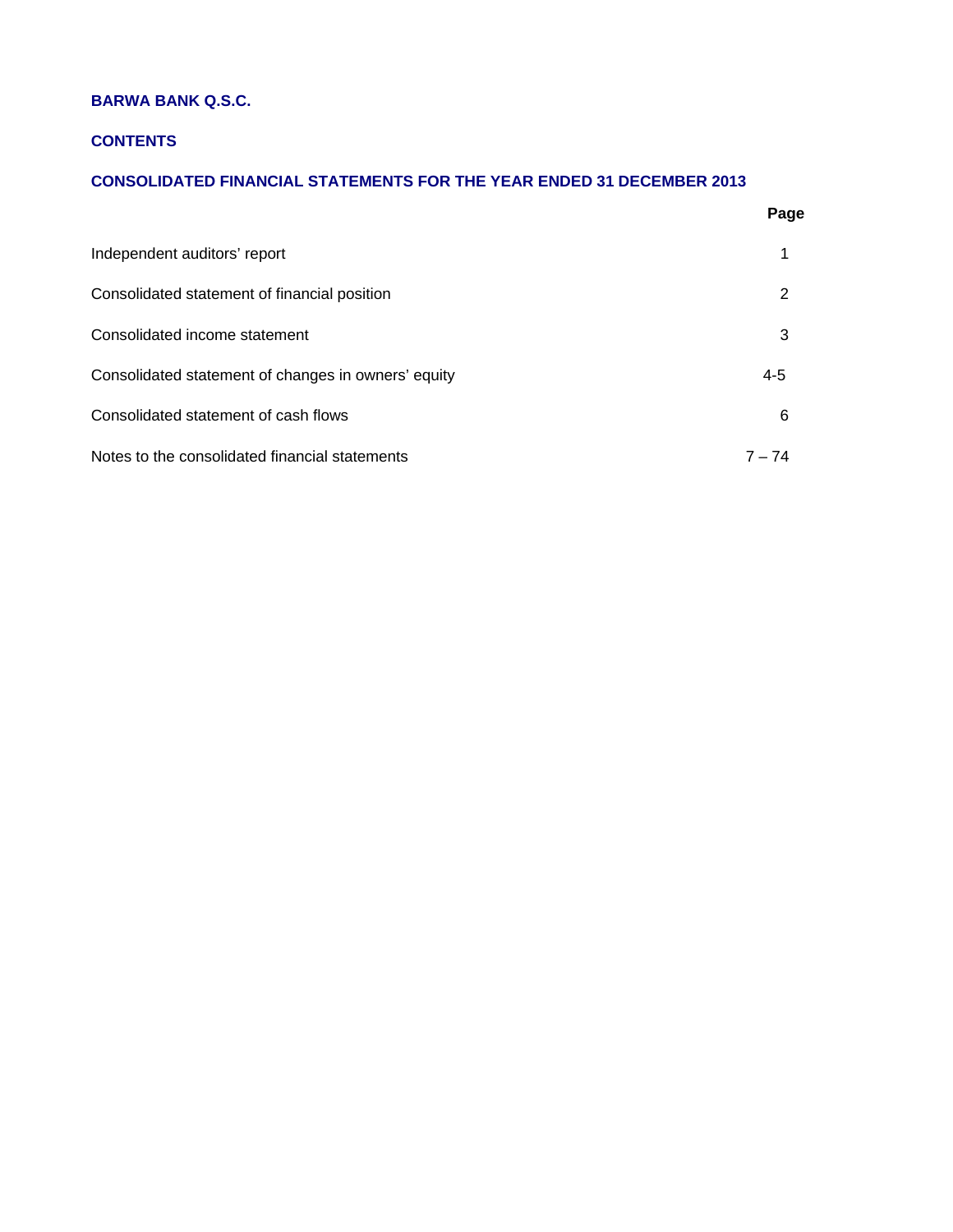**BARWA BANK Q.S.C.**

**CONTENTS**

**CONSOLIDATED FINANCIAL STATEMENTS FOR THE YEAR ENDED 31 DECEMBER 2013**

| | **Page** |
|---|---|
| Independent auditors' report | 1 |
| Consolidated statement of financial position | 2 |
| Consolidated income statement | 3 |
| Consolidated statement of changes in owners' equity | 4-5 |
| Consolidated statement of cash flows | 6 |
| Notes to the consolidated financial statements | 7 – 74 |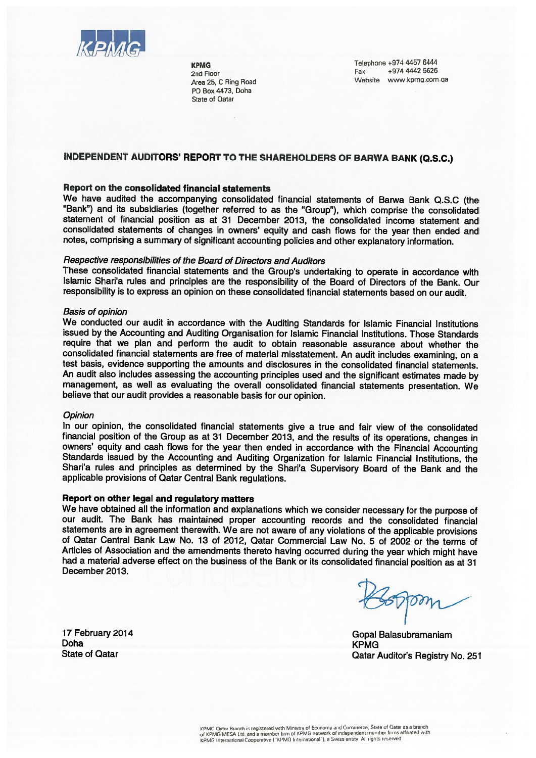**KPMG**
2nd Floor
Area 25, C Ring Road
PO Box 4473, Doha
State of Qatar

Telephone +974 4457 6444
Fax +974 4442 5626
Website www.kpmg.com.qa

## INDEPENDENT AUDITORS' REPORT TO THE SHAREHOLDERS OF BARWA BANK (Q.S.C.)

### Report on the consolidated financial statements

We have audited the accompanying consolidated financial statements of Barwa Bank Q.S.C (the "Bank") and its subsidiaries (together referred to as the "Group"), which comprise the consolidated statement of financial position as at 31 December 2013, the consolidated income statement and consolidated statements of changes in owners' equity and cash flows for the year then ended and notes, comprising a summary of significant accounting policies and other explanatory information.

*Respective responsibilities of the Board of Directors and Auditors*

These consolidated financial statements and the Group's undertaking to operate in accordance with Islamic Shari'a rules and principles are the responsibility of the Board of Directors of the Bank. Our responsibility is to express an opinion on these consolidated financial statements based on our audit.

*Basis of opinion*

We conducted our audit in accordance with the Auditing Standards for Islamic Financial Institutions issued by the Accounting and Auditing Organisation for Islamic Financial Institutions. Those Standards require that we plan and perform the audit to obtain reasonable assurance about whether the consolidated financial statements are free of material misstatement. An audit includes examining, on a test basis, evidence supporting the amounts and disclosures in the consolidated financial statements. An audit also includes assessing the accounting principles used and the significant estimates made by management, as well as evaluating the overall consolidated financial statements presentation. We believe that our audit provides a reasonable basis for our opinion.

*Opinion*

In our opinion, the consolidated financial statements give a true and fair view of the consolidated financial position of the Group as at 31 December 2013, and the results of its operations, changes in owners' equity and cash flows for the year then ended in accordance with the Financial Accounting Standards issued by the Accounting and Auditing Organization for Islamic Financial Institutions, the Shari'a rules and principles as determined by the Shari'a Supervisory Board of the Bank and the applicable provisions of Qatar Central Bank regulations.

### Report on other legal and regulatory matters

We have obtained all the information and explanations which we consider necessary for the purpose of our audit. The Bank has maintained proper accounting records and the consolidated financial statements are in agreement therewith. We are not aware of any violations of the applicable provisions of Qatar Central Bank Law No. 13 of 2012, Qatar Commercial Law No. 5 of 2002 or the terms of Articles of Association and the amendments thereto having occurred during the year which might have had a material adverse effect on the business of the Bank or its consolidated financial position as at 31 December 2013.

17 February 2014
Doha
State of Qatar

Gopal Balasubramaniam
KPMG
Qatar Auditor's Registry No. 251

KPMG Qatar Branch is registered with Ministry of Economy and Commerce, State of Qatar as a branch of KPMG MESA Ltd. and a member firm of KPMG network of independent member firms affiliated with KPMG International Cooperative ("KPMG International"), a Swiss entity. All rights reserved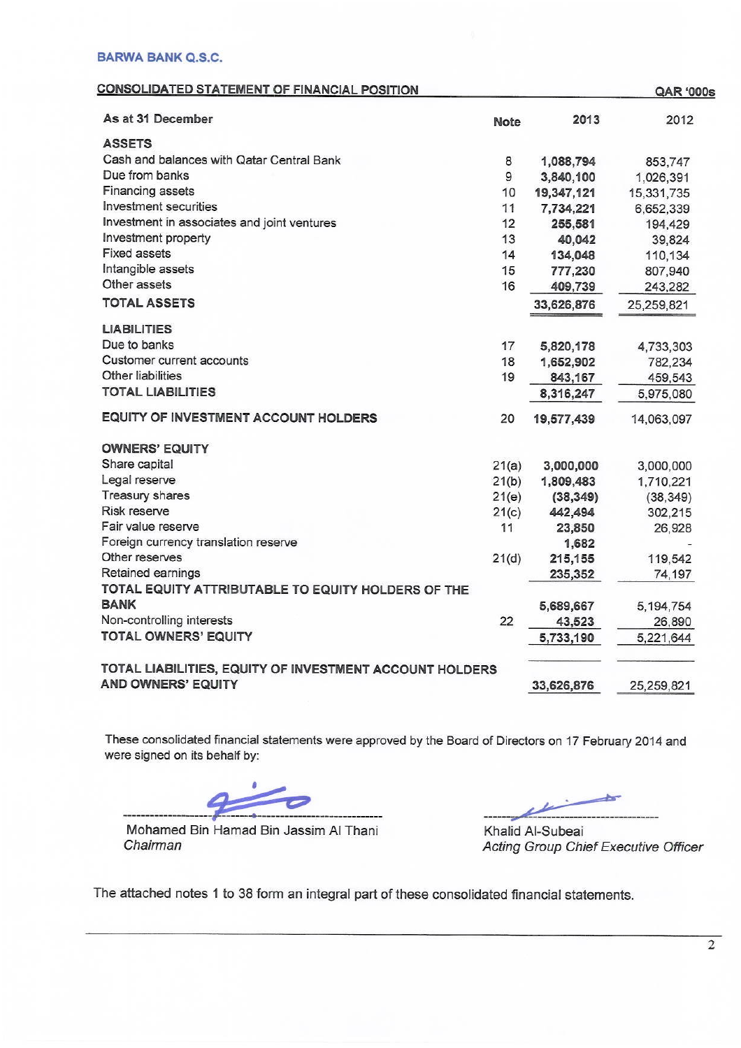**BARWA BANK Q.S.C.**

**CONSOLIDATED STATEMENT OF FINANCIAL POSITION** — **QAR '000s**

| As at 31 December | Note | 2013 | 2012 |
|---|---|---|---|
| **ASSETS** | | | |
| Cash and balances with Qatar Central Bank | 8 | **1,088,794** | 853,747 |
| Due from banks | 9 | **3,840,100** | 1,026,391 |
| Financing assets | 10 | **19,347,121** | 15,331,735 |
| Investment securities | 11 | **7,734,221** | 6,652,339 |
| Investment in associates and joint ventures | 12 | **255,581** | 194,429 |
| Investment property | 13 | **40,042** | 39,824 |
| Fixed assets | 14 | **134,048** | 110,134 |
| Intangible assets | 15 | **777,230** | 807,940 |
| Other assets | 16 | **409,739** | 243,282 |
| **TOTAL ASSETS** | | **33,626,876** | 25,259,821 |
| **LIABILITIES** | | | |
| Due to banks | 17 | **5,820,178** | 4,733,303 |
| Customer current accounts | 18 | **1,652,902** | 782,234 |
| Other liabilities | 19 | **843,167** | 459,543 |
| **TOTAL LIABILITIES** | | **8,316,247** | 5,975,080 |
| **EQUITY OF INVESTMENT ACCOUNT HOLDERS** | 20 | **19,577,439** | 14,063,097 |
| **OWNERS' EQUITY** | | | |
| Share capital | 21(a) | **3,000,000** | 3,000,000 |
| Legal reserve | 21(b) | **1,809,483** | 1,710,221 |
| Treasury shares | 21(e) | **(38,349)** | (38,349) |
| Risk reserve | 21(c) | **442,494** | 302,215 |
| Fair value reserve | 11 | **23,850** | 26,928 |
| Foreign currency translation reserve | | **1,682** | - |
| Other reserves | 21(d) | **215,155** | 119,542 |
| Retained earnings | | **235,352** | 74,197 |
| **TOTAL EQUITY ATTRIBUTABLE TO EQUITY HOLDERS OF THE BANK** | | **5,689,667** | 5,194,754 |
| Non-controlling interests | 22 | **43,523** | 26,890 |
| **TOTAL OWNERS' EQUITY** | | **5,733,190** | 5,221,644 |
| **TOTAL LIABILITIES, EQUITY OF INVESTMENT ACCOUNT HOLDERS AND OWNERS' EQUITY** | | **33,626,876** | 25,259,821 |

These consolidated financial statements were approved by the Board of Directors on 17 February 2014 and were signed on its behalf by:

Mohamed Bin Hamad Bin Jassim Al Thani
*Chairman*

Khalid Al-Subeai
*Acting Group Chief Executive Officer*

The attached notes 1 to 38 form an integral part of these consolidated financial statements.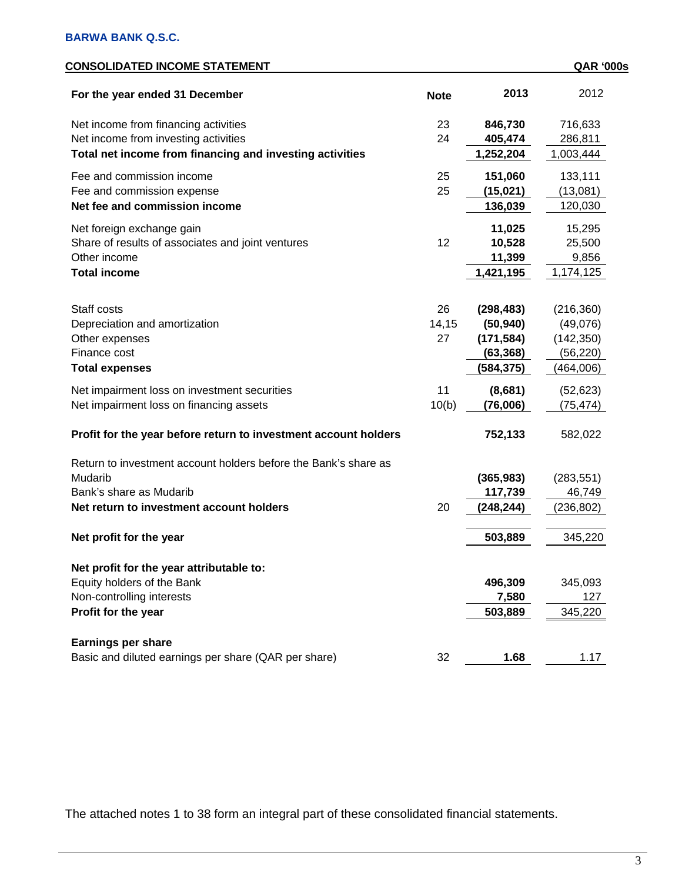**BARWA BANK Q.S.C.**

**CONSOLIDATED INCOME STATEMENT** **QAR '000s**

| For the year ended 31 December | Note | 2013 | 2012 |
|---|---|---|---|
| Net income from financing activities | 23 | **846,730** | 716,633 |
| Net income from investing activities | 24 | **405,474** | 286,811 |
| **Total net income from financing and investing activities** | | **1,252,204** | 1,003,444 |
| Fee and commission income | 25 | **151,060** | 133,111 |
| Fee and commission expense | 25 | **(15,021)** | (13,081) |
| **Net fee and commission income** | | **136,039** | 120,030 |
| Net foreign exchange gain | | **11,025** | 15,295 |
| Share of results of associates and joint ventures | 12 | **10,528** | 25,500 |
| Other income | | **11,399** | 9,856 |
| **Total income** | | **1,421,195** | 1,174,125 |
| Staff costs | 26 | **(298,483)** | (216,360) |
| Depreciation and amortization | 14,15 | **(50,940)** | (49,076) |
| Other expenses | 27 | **(171,584)** | (142,350) |
| Finance cost | | **(63,368)** | (56,220) |
| **Total expenses** | | **(584,375)** | (464,006) |
| Net impairment loss on investment securities | 11 | **(8,681)** | (52,623) |
| Net impairment loss on financing assets | 10(b) | **(76,006)** | (75,474) |
| **Profit for the year before return to investment account holders** | | **752,133** | 582,022 |
| Return to investment account holders before the Bank's share as Mudarib | | **(365,983)** | (283,551) |
| Bank's share as Mudarib | | **117,739** | 46,749 |
| **Net return to investment account holders** | 20 | **(248,244)** | (236,802) |
| **Net profit for the year** | | **503,889** | 345,220 |
| **Net profit for the year attributable to:** | | | |
| Equity holders of the Bank | | **496,309** | 345,093 |
| Non-controlling interests | | **7,580** | 127 |
| **Profit for the year** | | **503,889** | 345,220 |
| **Earnings per share** | | | |
| Basic and diluted earnings per share (QAR per share) | 32 | **1.68** | 1.17 |

The attached notes 1 to 38 form an integral part of these consolidated financial statements.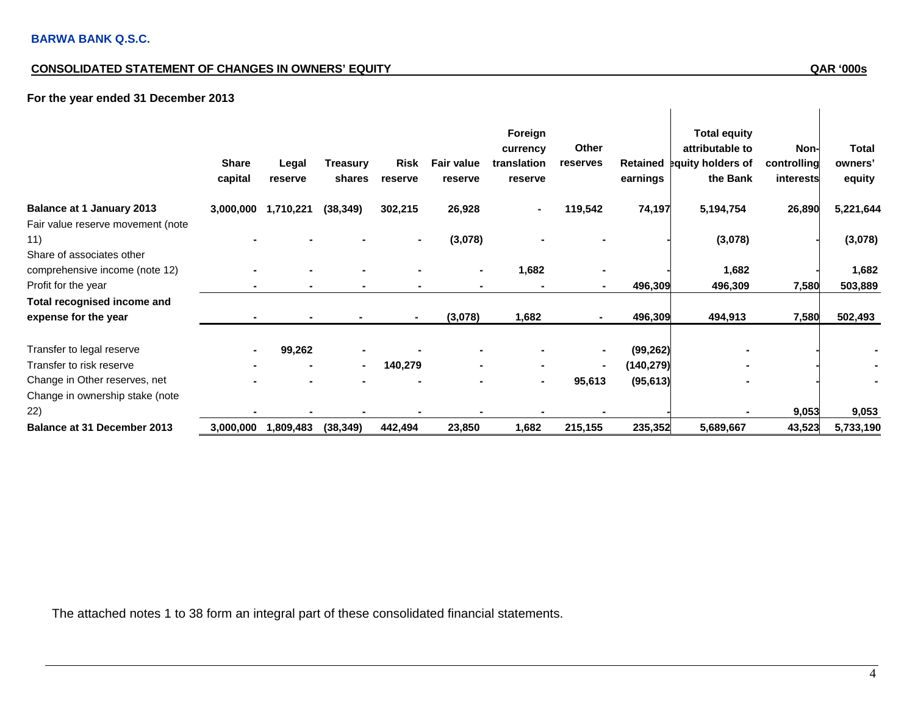**BARWA BANK Q.S.C.**

**CONSOLIDATED STATEMENT OF CHANGES IN OWNERS' EQUITY** **QAR '000s**

**For the year ended 31 December 2013**

| | Share capital | Legal reserve | Treasury shares | Risk reserve | Fair value reserve | Foreign currency translation reserve | Other reserves | Retained earnings | Total equity attributable to equity holders of the Bank | Non-controlling interests | Total owners' equity |
|---|---|---|---|---|---|---|---|---|---|---|---|
| **Balance at 1 January 2013** | **3,000,000** | **1,710,221** | **(38,349)** | **302,215** | **26,928** | **-** | **119,542** | **74,197** | **5,194,754** | **26,890** | **5,221,644** |
| Fair value reserve movement (note 11) | - | - | - | - | (3,078) | - | - | - | (3,078) | - | (3,078) |
| Share of associates other comprehensive income (note 12) | - | - | - | - | - | 1,682 | - | - | 1,682 | - | 1,682 |
| Profit for the year | - | - | - | - | - | - | - | 496,309 | 496,309 | 7,580 | 503,889 |
| **Total recognised income and expense for the year** | **-** | **-** | **-** | **-** | **(3,078)** | **1,682** | **-** | **496,309** | **494,913** | **7,580** | **502,493** |
| Transfer to legal reserve | - | 99,262 | - | - | - | - | - | (99,262) | - | - | - |
| Transfer to risk reserve | - | - | - | 140,279 | - | - | - | (140,279) | - | - | - |
| Change in Other reserves, net | - | - | - | - | - | - | 95,613 | (95,613) | - | - | - |
| Change in ownership stake (note 22) | - | - | - | - | - | - | - | - | - | 9,053 | 9,053 |
| **Balance at 31 December 2013** | **3,000,000** | **1,809,483** | **(38,349)** | **442,494** | **23,850** | **1,682** | **215,155** | **235,352** | **5,689,667** | **43,523** | **5,733,190** |

The attached notes 1 to 38 form an integral part of these consolidated financial statements.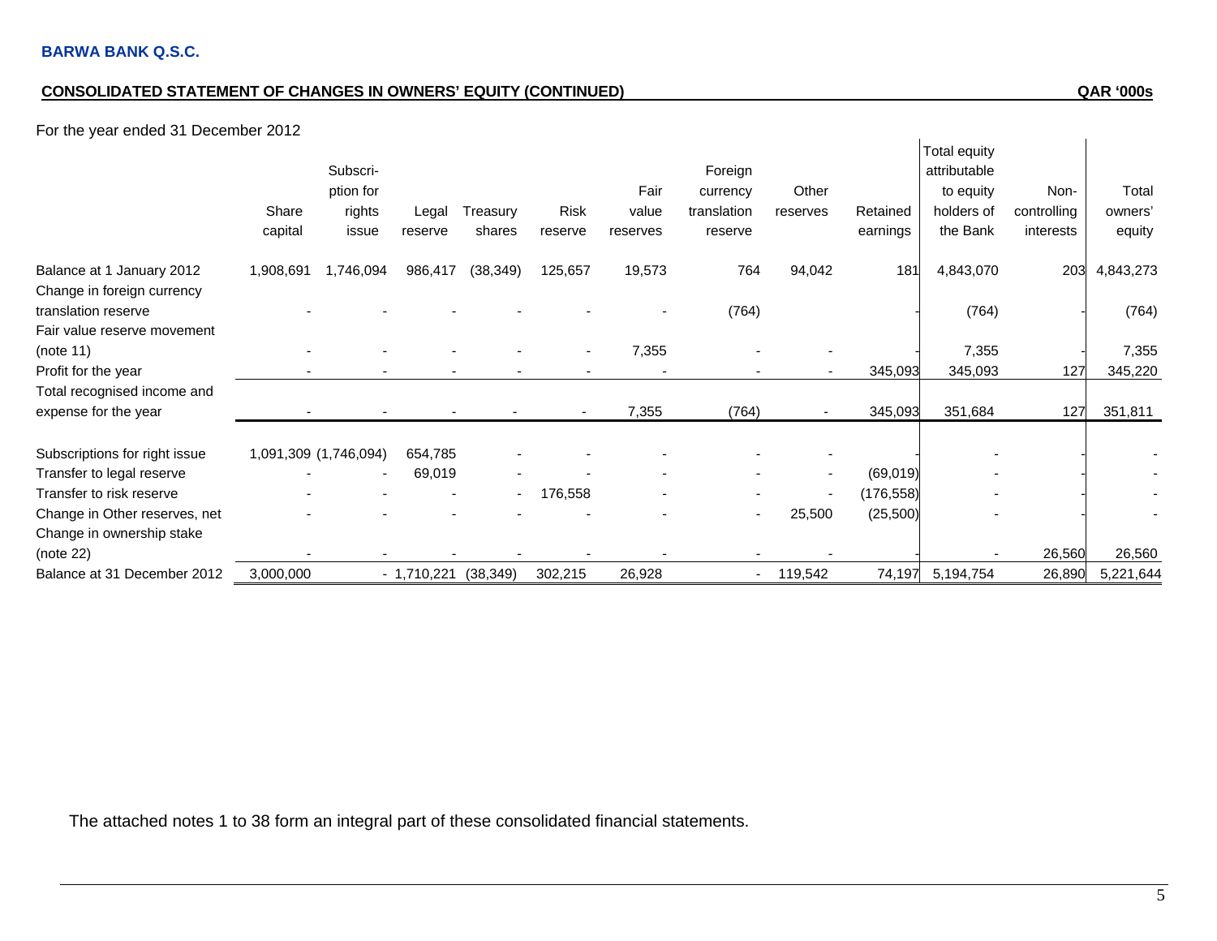**BARWA BANK Q.S.C.**

**CONSOLIDATED STATEMENT OF CHANGES IN OWNERS' EQUITY (CONTINUED)** **QAR '000s**

For the year ended 31 December 2012

| | Share capital | Subscri-ption for rights issue | Legal reserve | Treasury shares | Risk reserve | Fair value reserves | Foreign currency translation reserve | Other reserves | Retained earnings | Total equity attributable to equity holders of the Bank | Non-controlling interests | Total owners' equity |
|---|---|---|---|---|---|---|---|---|---|---|---|---|
| Balance at 1 January 2012 | 1,908,691 | 1,746,094 | 986,417 | (38,349) | 125,657 | 19,573 | 764 | 94,042 | 181 | 4,843,070 | 203 | 4,843,273 |
| Change in foreign currency translation reserve | - | - | - | - | - | - | (764) | | - | (764) | - | (764) |
| Fair value reserve movement (note 11) | - | - | - | - | - | 7,355 | - | - | - | 7,355 | - | 7,355 |
| Profit for the year | - | - | - | - | - | - | - | - | 345,093 | 345,093 | 127 | 345,220 |
| Total recognised income and expense for the year | - | - | - | - | - | 7,355 | (764) | - | 345,093 | 351,684 | 127 | 351,811 |
| Subscriptions for right issue | 1,091,309 | (1,746,094) | 654,785 | - | - | - | - | - | - | - | - | - |
| Transfer to legal reserve | - | - | 69,019 | - | - | - | - | - | (69,019) | - | - | - |
| Transfer to risk reserve | - | - | - | - | 176,558 | - | - | - | (176,558) | - | - | - |
| Change in Other reserves, net | - | - | - | - | - | - | - | 25,500 | (25,500) | - | - | - |
| Change in ownership stake (note 22) | - | - | - | - | - | - | - | - | - | - | 26,560 | 26,560 |
| Balance at 31 December 2012 | 3,000,000 | - | 1,710,221 | (38,349) | 302,215 | 26,928 | - | 119,542 | 74,197 | 5,194,754 | 26,890 | 5,221,644 |

The attached notes 1 to 38 form an integral part of these consolidated financial statements.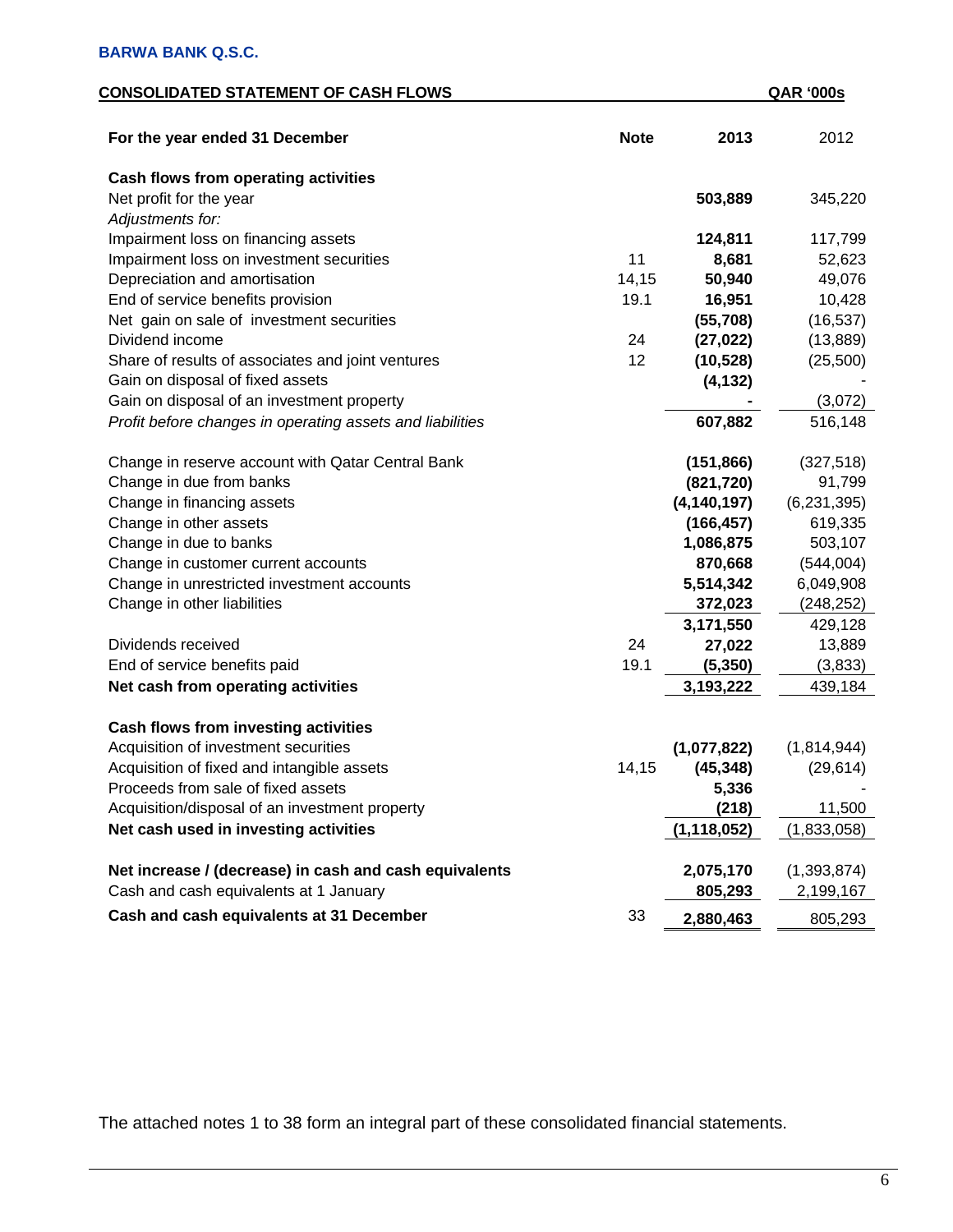**BARWA BANK Q.S.C.**

**CONSOLIDATED STATEMENT OF CASH FLOWS** **QAR '000s**

| For the year ended 31 December | Note | 2013 | 2012 |
|---|---|---|---|
| **Cash flows from operating activities** | | | |
| Net profit for the year | | **503,889** | 345,220 |
| *Adjustments for:* | | | |
| Impairment loss on financing assets | | **124,811** | 117,799 |
| Impairment loss on investment securities | 11 | **8,681** | 52,623 |
| Depreciation and amortisation | 14,15 | **50,940** | 49,076 |
| End of service benefits provision | 19.1 | **16,951** | 10,428 |
| Net gain on sale of investment securities | | **(55,708)** | (16,537) |
| Dividend income | 24 | **(27,022)** | (13,889) |
| Share of results of associates and joint ventures | 12 | **(10,528)** | (25,500) |
| Gain on disposal of fixed assets | | **(4,132)** | - |
| Gain on disposal of an investment property | | **-** | (3,072) |
| *Profit before changes in operating assets and liabilities* | | **607,882** | 516,148 |
| Change in reserve account with Qatar Central Bank | | **(151,866)** | (327,518) |
| Change in due from banks | | **(821,720)** | 91,799 |
| Change in financing assets | | **(4,140,197)** | (6,231,395) |
| Change in other assets | | **(166,457)** | 619,335 |
| Change in due to banks | | **1,086,875** | 503,107 |
| Change in customer current accounts | | **870,668** | (544,004) |
| Change in unrestricted investment accounts | | **5,514,342** | 6,049,908 |
| Change in other liabilities | | **372,023** | (248,252) |
| | | **3,171,550** | 429,128 |
| Dividends received | 24 | **27,022** | 13,889 |
| End of service benefits paid | 19.1 | **(5,350)** | (3,833) |
| **Net cash from operating activities** | | **3,193,222** | 439,184 |
| **Cash flows from investing activities** | | | |
| Acquisition of investment securities | | **(1,077,822)** | (1,814,944) |
| Acquisition of fixed and intangible assets | 14,15 | **(45,348)** | (29,614) |
| Proceeds from sale of fixed assets | | **5,336** | - |
| Acquisition/disposal of an investment property | | **(218)** | 11,500 |
| **Net cash used in investing activities** | | **(1,118,052)** | (1,833,058) |
| **Net increase / (decrease) in cash and cash equivalents** | | **2,075,170** | (1,393,874) |
| Cash and cash equivalents at 1 January | | **805,293** | 2,199,167 |
| **Cash and cash equivalents at 31 December** | 33 | **2,880,463** | 805,293 |

The attached notes 1 to 38 form an integral part of these consolidated financial statements.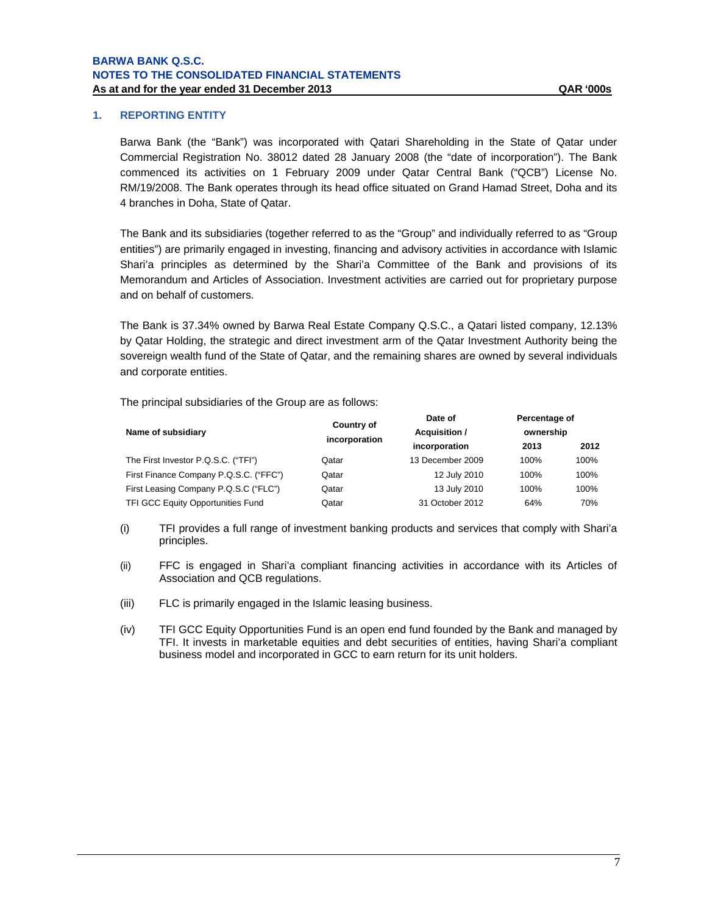# 1. REPORTING ENTITY

Barwa Bank (the "Bank") was incorporated with Qatari Shareholding in the State of Qatar under Commercial Registration No. 38012 dated 28 January 2008 (the "date of incorporation"). The Bank commenced its activities on 1 February 2009 under Qatar Central Bank ("QCB") License No. RM/19/2008. The Bank operates through its head office situated on Grand Hamad Street, Doha and its 4 branches in Doha, State of Qatar.

The Bank and its subsidiaries (together referred to as the "Group" and individually referred to as "Group entities") are primarily engaged in investing, financing and advisory activities in accordance with Islamic Shari'a principles as determined by the Shari'a Committee of the Bank and provisions of its Memorandum and Articles of Association. Investment activities are carried out for proprietary purpose and on behalf of customers.

The Bank is 37.34% owned by Barwa Real Estate Company Q.S.C., a Qatari listed company, 12.13% by Qatar Holding, the strategic and direct investment arm of the Qatar Investment Authority being the sovereign wealth fund of the State of Qatar, and the remaining shares are owned by several individuals and corporate entities.

The principal subsidiaries of the Group are as follows:

| Name of subsidiary | Country of incorporation | Date of Acquisition / incorporation | Percentage of ownership | |
|---|---|---|---|---|
| | | | 2013 | 2012 |
| The First Investor P.Q.S.C. ("TFI") | Qatar | 13 December 2009 | 100% | 100% |
| First Finance Company P.Q.S.C. ("FFC") | Qatar | 12 July 2010 | 100% | 100% |
| First Leasing Company P.Q.S.C ("FLC") | Qatar | 13 July 2010 | 100% | 100% |
| TFI GCC Equity Opportunities Fund | Qatar | 31 October 2012 | 64% | 70% |

(i) TFI provides a full range of investment banking products and services that comply with Shari'a principles.

(ii) FFC is engaged in Shari'a compliant financing activities in accordance with its Articles of Association and QCB regulations.

(iii) FLC is primarily engaged in the Islamic leasing business.

(iv) TFI GCC Equity Opportunities Fund is an open end fund founded by the Bank and managed by TFI. It invests in marketable equities and debt securities of entities, having Shari'a compliant business model and incorporated in GCC to earn return for its unit holders.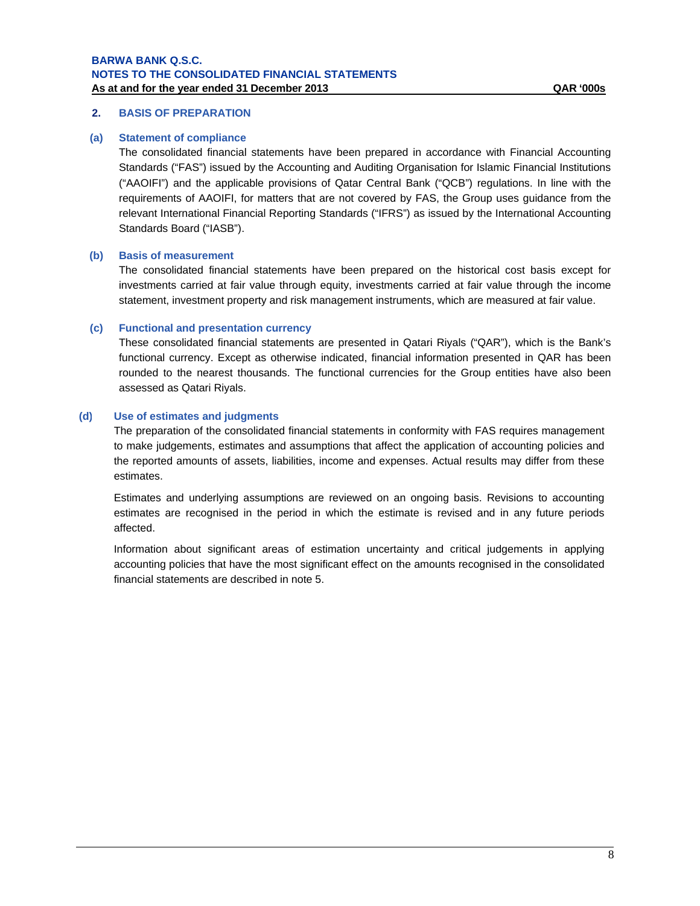## 2. BASIS OF PREPARATION

### (a) Statement of compliance

The consolidated financial statements have been prepared in accordance with Financial Accounting Standards ("FAS") issued by the Accounting and Auditing Organisation for Islamic Financial Institutions ("AAOIFI") and the applicable provisions of Qatar Central Bank ("QCB") regulations. In line with the requirements of AAOIFI, for matters that are not covered by FAS, the Group uses guidance from the relevant International Financial Reporting Standards ("IFRS") as issued by the International Accounting Standards Board ("IASB").

### (b) Basis of measurement

The consolidated financial statements have been prepared on the historical cost basis except for investments carried at fair value through equity, investments carried at fair value through the income statement, investment property and risk management instruments, which are measured at fair value.

### (c) Functional and presentation currency

These consolidated financial statements are presented in Qatari Riyals ("QAR"), which is the Bank's functional currency. Except as otherwise indicated, financial information presented in QAR has been rounded to the nearest thousands. The functional currencies for the Group entities have also been assessed as Qatari Riyals.

### (d) Use of estimates and judgments

The preparation of the consolidated financial statements in conformity with FAS requires management to make judgements, estimates and assumptions that affect the application of accounting policies and the reported amounts of assets, liabilities, income and expenses. Actual results may differ from these estimates.

Estimates and underlying assumptions are reviewed on an ongoing basis. Revisions to accounting estimates are recognised in the period in which the estimate is revised and in any future periods affected.

Information about significant areas of estimation uncertainty and critical judgements in applying accounting policies that have the most significant effect on the amounts recognised in the consolidated financial statements are described in note 5.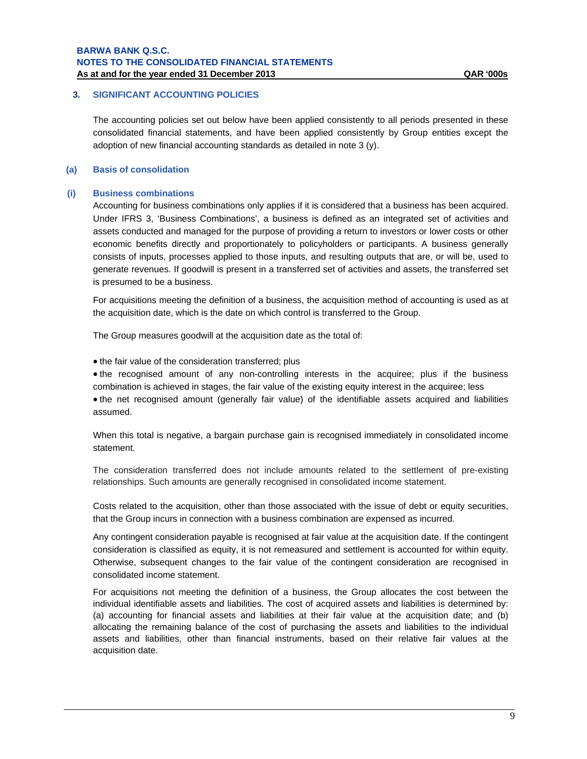## 3. SIGNIFICANT ACCOUNTING POLICIES

The accounting policies set out below have been applied consistently to all periods presented in these consolidated financial statements, and have been applied consistently by Group entities except the adoption of new financial accounting standards as detailed in note 3 (y).

### (a) Basis of consolidation

#### (i) Business combinations

Accounting for business combinations only applies if it is considered that a business has been acquired. Under IFRS 3, 'Business Combinations', a business is defined as an integrated set of activities and assets conducted and managed for the purpose of providing a return to investors or lower costs or other economic benefits directly and proportionately to policyholders or participants. A business generally consists of inputs, processes applied to those inputs, and resulting outputs that are, or will be, used to generate revenues. If goodwill is present in a transferred set of activities and assets, the transferred set is presumed to be a business.

For acquisitions meeting the definition of a business, the acquisition method of accounting is used as at the acquisition date, which is the date on which control is transferred to the Group.

The Group measures goodwill at the acquisition date as the total of:

- the fair value of the consideration transferred; plus
- the recognised amount of any non-controlling interests in the acquiree; plus if the business combination is achieved in stages, the fair value of the existing equity interest in the acquiree; less
- the net recognised amount (generally fair value) of the identifiable assets acquired and liabilities assumed.

When this total is negative, a bargain purchase gain is recognised immediately in consolidated income statement.

The consideration transferred does not include amounts related to the settlement of pre-existing relationships. Such amounts are generally recognised in consolidated income statement.

Costs related to the acquisition, other than those associated with the issue of debt or equity securities, that the Group incurs in connection with a business combination are expensed as incurred.

Any contingent consideration payable is recognised at fair value at the acquisition date. If the contingent consideration is classified as equity, it is not remeasured and settlement is accounted for within equity. Otherwise, subsequent changes to the fair value of the contingent consideration are recognised in consolidated income statement.

For acquisitions not meeting the definition of a business, the Group allocates the cost between the individual identifiable assets and liabilities. The cost of acquired assets and liabilities is determined by: (a) accounting for financial assets and liabilities at their fair value at the acquisition date; and (b) allocating the remaining balance of the cost of purchasing the assets and liabilities to the individual assets and liabilities, other than financial instruments, based on their relative fair values at the acquisition date.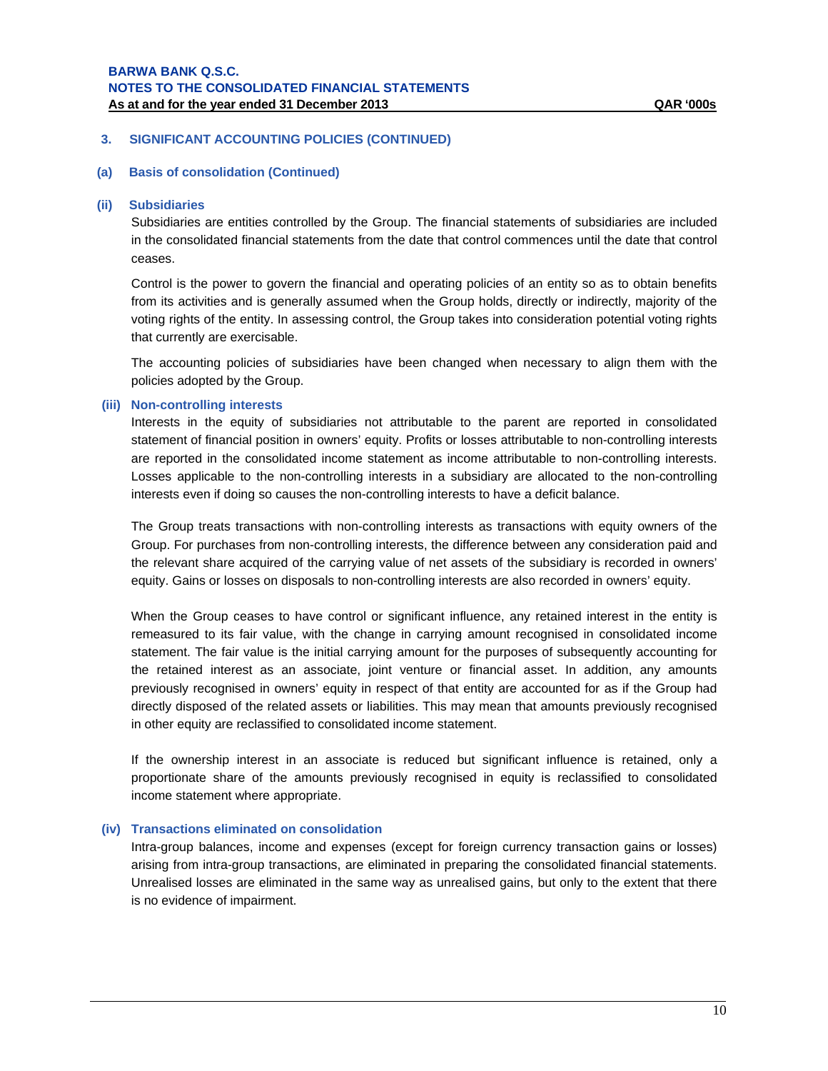## 3. SIGNIFICANT ACCOUNTING POLICIES (CONTINUED)

### (a) Basis of consolidation (Continued)

#### (ii) Subsidiaries

Subsidiaries are entities controlled by the Group. The financial statements of subsidiaries are included in the consolidated financial statements from the date that control commences until the date that control ceases.

Control is the power to govern the financial and operating policies of an entity so as to obtain benefits from its activities and is generally assumed when the Group holds, directly or indirectly, majority of the voting rights of the entity. In assessing control, the Group takes into consideration potential voting rights that currently are exercisable.

The accounting policies of subsidiaries have been changed when necessary to align them with the policies adopted by the Group.

#### (iii) Non-controlling interests

Interests in the equity of subsidiaries not attributable to the parent are reported in consolidated statement of financial position in owners' equity. Profits or losses attributable to non-controlling interests are reported in the consolidated income statement as income attributable to non-controlling interests. Losses applicable to the non-controlling interests in a subsidiary are allocated to the non-controlling interests even if doing so causes the non-controlling interests to have a deficit balance.

The Group treats transactions with non-controlling interests as transactions with equity owners of the Group. For purchases from non-controlling interests, the difference between any consideration paid and the relevant share acquired of the carrying value of net assets of the subsidiary is recorded in owners' equity. Gains or losses on disposals to non-controlling interests are also recorded in owners' equity.

When the Group ceases to have control or significant influence, any retained interest in the entity is remeasured to its fair value, with the change in carrying amount recognised in consolidated income statement. The fair value is the initial carrying amount for the purposes of subsequently accounting for the retained interest as an associate, joint venture or financial asset. In addition, any amounts previously recognised in owners' equity in respect of that entity are accounted for as if the Group had directly disposed of the related assets or liabilities. This may mean that amounts previously recognised in other equity are reclassified to consolidated income statement.

If the ownership interest in an associate is reduced but significant influence is retained, only a proportionate share of the amounts previously recognised in equity is reclassified to consolidated income statement where appropriate.

#### (iv) Transactions eliminated on consolidation

Intra-group balances, income and expenses (except for foreign currency transaction gains or losses) arising from intra-group transactions, are eliminated in preparing the consolidated financial statements. Unrealised losses are eliminated in the same way as unrealised gains, but only to the extent that there is no evidence of impairment.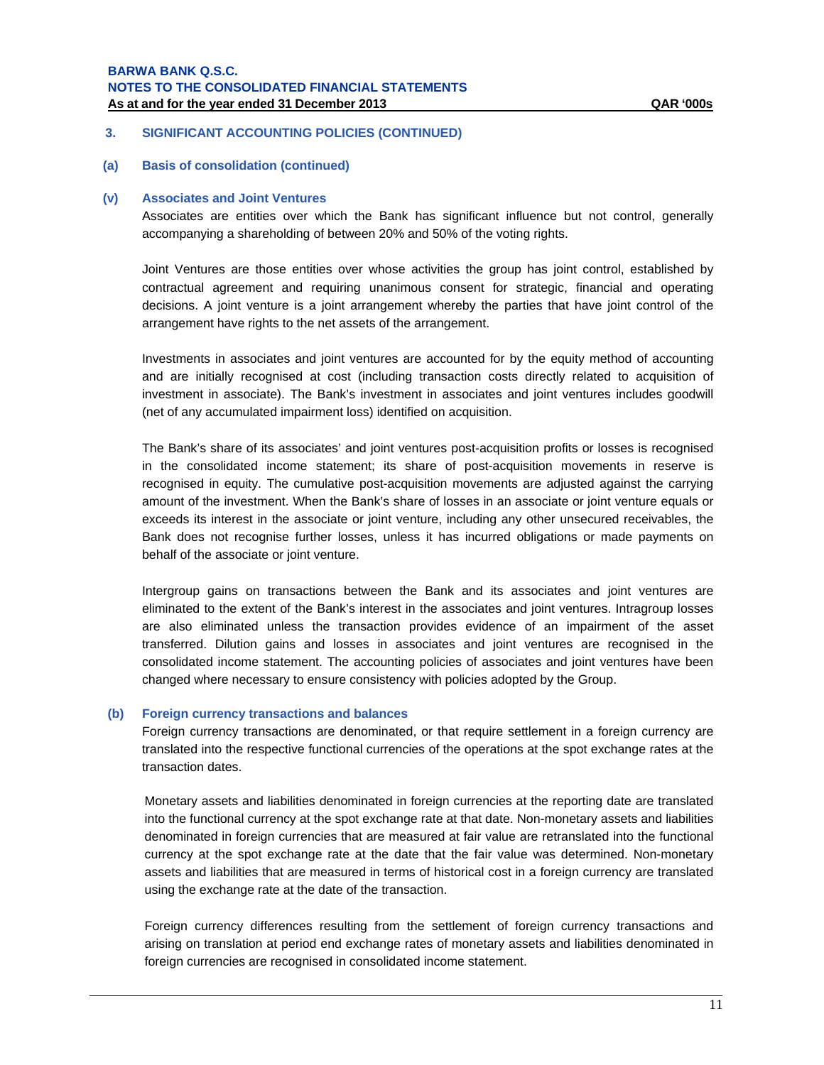## 3. SIGNIFICANT ACCOUNTING POLICIES (CONTINUED)

### (a) Basis of consolidation (continued)

#### (v) Associates and Joint Ventures

Associates are entities over which the Bank has significant influence but not control, generally accompanying a shareholding of between 20% and 50% of the voting rights.

Joint Ventures are those entities over whose activities the group has joint control, established by contractual agreement and requiring unanimous consent for strategic, financial and operating decisions. A joint venture is a joint arrangement whereby the parties that have joint control of the arrangement have rights to the net assets of the arrangement.

Investments in associates and joint ventures are accounted for by the equity method of accounting and are initially recognised at cost (including transaction costs directly related to acquisition of investment in associate). The Bank's investment in associates and joint ventures includes goodwill (net of any accumulated impairment loss) identified on acquisition.

The Bank's share of its associates' and joint ventures post-acquisition profits or losses is recognised in the consolidated income statement; its share of post-acquisition movements in reserve is recognised in equity. The cumulative post-acquisition movements are adjusted against the carrying amount of the investment. When the Bank's share of losses in an associate or joint venture equals or exceeds its interest in the associate or joint venture, including any other unsecured receivables, the Bank does not recognise further losses, unless it has incurred obligations or made payments on behalf of the associate or joint venture.

Intergroup gains on transactions between the Bank and its associates and joint ventures are eliminated to the extent of the Bank's interest in the associates and joint ventures. Intragroup losses are also eliminated unless the transaction provides evidence of an impairment of the asset transferred. Dilution gains and losses in associates and joint ventures are recognised in the consolidated income statement. The accounting policies of associates and joint ventures have been changed where necessary to ensure consistency with policies adopted by the Group.

### (b) Foreign currency transactions and balances

Foreign currency transactions are denominated, or that require settlement in a foreign currency are translated into the respective functional currencies of the operations at the spot exchange rates at the transaction dates.

Monetary assets and liabilities denominated in foreign currencies at the reporting date are translated into the functional currency at the spot exchange rate at that date. Non-monetary assets and liabilities denominated in foreign currencies that are measured at fair value are retranslated into the functional currency at the spot exchange rate at the date that the fair value was determined. Non-monetary assets and liabilities that are measured in terms of historical cost in a foreign currency are translated using the exchange rate at the date of the transaction.

Foreign currency differences resulting from the settlement of foreign currency transactions and arising on translation at period end exchange rates of monetary assets and liabilities denominated in foreign currencies are recognised in consolidated income statement.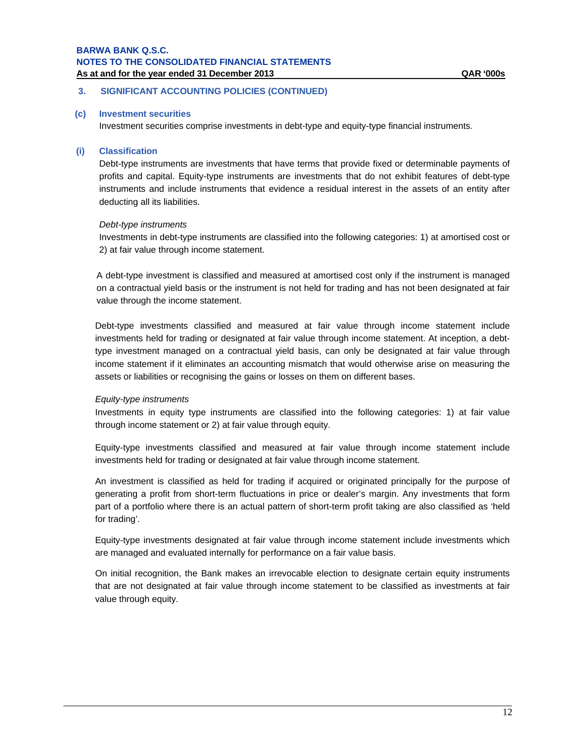## 3. SIGNIFICANT ACCOUNTING POLICIES (CONTINUED)

### (c) Investment securities

Investment securities comprise investments in debt-type and equity-type financial instruments.

### (i) Classification

Debt-type instruments are investments that have terms that provide fixed or determinable payments of profits and capital. Equity-type instruments are investments that do not exhibit features of debt-type instruments and include instruments that evidence a residual interest in the assets of an entity after deducting all its liabilities.

*Debt-type instruments*

Investments in debt-type instruments are classified into the following categories: 1) at amortised cost or 2) at fair value through income statement.

A debt-type investment is classified and measured at amortised cost only if the instrument is managed on a contractual yield basis or the instrument is not held for trading and has not been designated at fair value through the income statement.

Debt-type investments classified and measured at fair value through income statement include investments held for trading or designated at fair value through income statement. At inception, a debt-type investment managed on a contractual yield basis, can only be designated at fair value through income statement if it eliminates an accounting mismatch that would otherwise arise on measuring the assets or liabilities or recognising the gains or losses on them on different bases.

*Equity-type instruments*

Investments in equity type instruments are classified into the following categories: 1) at fair value through income statement or 2) at fair value through equity.

Equity-type investments classified and measured at fair value through income statement include investments held for trading or designated at fair value through income statement.

An investment is classified as held for trading if acquired or originated principally for the purpose of generating a profit from short-term fluctuations in price or dealer's margin. Any investments that form part of a portfolio where there is an actual pattern of short-term profit taking are also classified as 'held for trading'.

Equity-type investments designated at fair value through income statement include investments which are managed and evaluated internally for performance on a fair value basis.

On initial recognition, the Bank makes an irrevocable election to designate certain equity instruments that are not designated at fair value through income statement to be classified as investments at fair value through equity.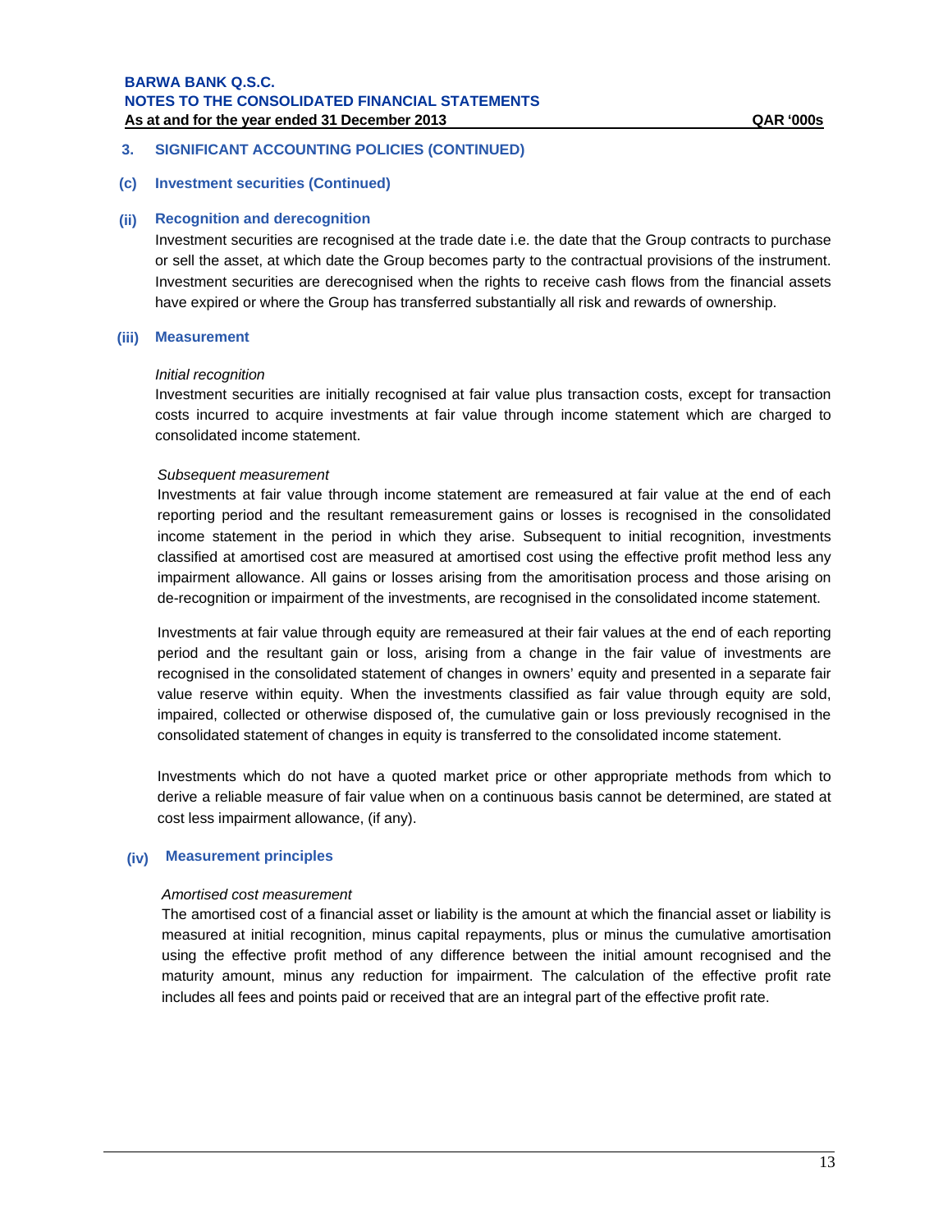## 3. SIGNIFICANT ACCOUNTING POLICIES (CONTINUED)

### (c) Investment securities (Continued)

#### (ii) Recognition and derecognition

Investment securities are recognised at the trade date i.e. the date that the Group contracts to purchase or sell the asset, at which date the Group becomes party to the contractual provisions of the instrument. Investment securities are derecognised when the rights to receive cash flows from the financial assets have expired or where the Group has transferred substantially all risk and rewards of ownership.

#### (iii) Measurement

*Initial recognition*

Investment securities are initially recognised at fair value plus transaction costs, except for transaction costs incurred to acquire investments at fair value through income statement which are charged to consolidated income statement.

*Subsequent measurement*

Investments at fair value through income statement are remeasured at fair value at the end of each reporting period and the resultant remeasurement gains or losses is recognised in the consolidated income statement in the period in which they arise. Subsequent to initial recognition, investments classified at amortised cost are measured at amortised cost using the effective profit method less any impairment allowance. All gains or losses arising from the amoritisation process and those arising on de-recognition or impairment of the investments, are recognised in the consolidated income statement.

Investments at fair value through equity are remeasured at their fair values at the end of each reporting period and the resultant gain or loss, arising from a change in the fair value of investments are recognised in the consolidated statement of changes in owners' equity and presented in a separate fair value reserve within equity. When the investments classified as fair value through equity are sold, impaired, collected or otherwise disposed of, the cumulative gain or loss previously recognised in the consolidated statement of changes in equity is transferred to the consolidated income statement.

Investments which do not have a quoted market price or other appropriate methods from which to derive a reliable measure of fair value when on a continuous basis cannot be determined, are stated at cost less impairment allowance, (if any).

#### (iv) Measurement principles

*Amortised cost measurement*

The amortised cost of a financial asset or liability is the amount at which the financial asset or liability is measured at initial recognition, minus capital repayments, plus or minus the cumulative amortisation using the effective profit method of any difference between the initial amount recognised and the maturity amount, minus any reduction for impairment. The calculation of the effective profit rate includes all fees and points paid or received that are an integral part of the effective profit rate.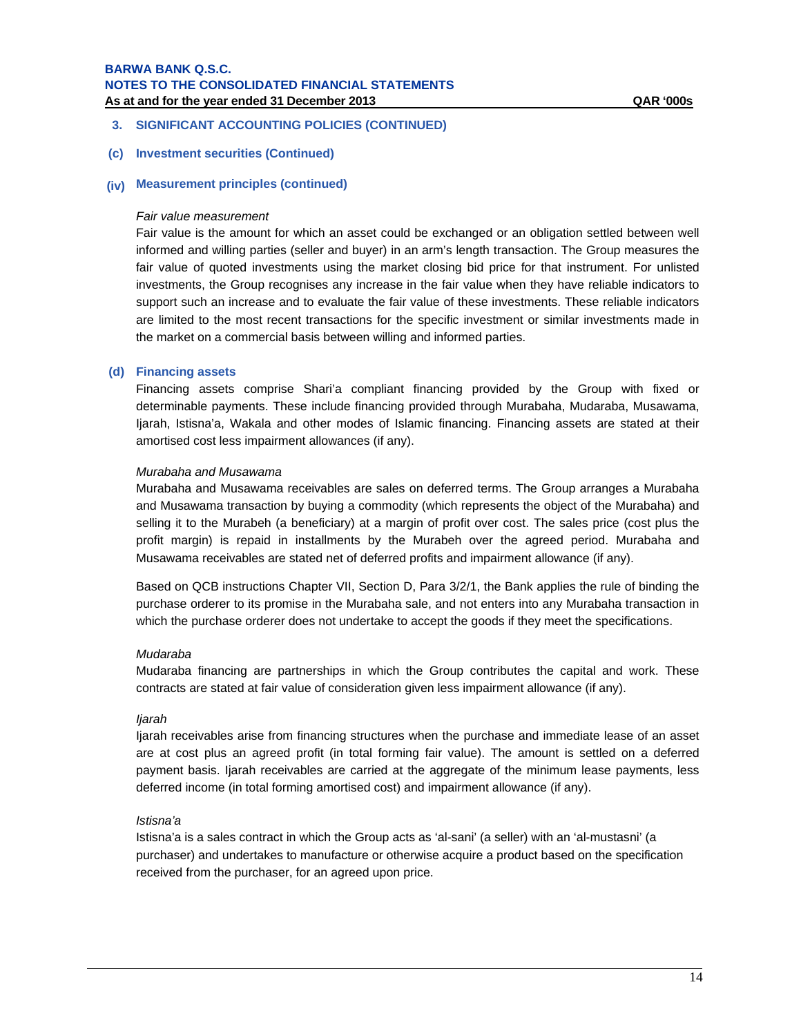## 3. SIGNIFICANT ACCOUNTING POLICIES (CONTINUED)

### (c) Investment securities (Continued)

### (iv) Measurement principles (continued)

*Fair value measurement*

Fair value is the amount for which an asset could be exchanged or an obligation settled between well informed and willing parties (seller and buyer) in an arm's length transaction. The Group measures the fair value of quoted investments using the market closing bid price for that instrument. For unlisted investments, the Group recognises any increase in the fair value when they have reliable indicators to support such an increase and to evaluate the fair value of these investments. These reliable indicators are limited to the most recent transactions for the specific investment or similar investments made in the market on a commercial basis between willing and informed parties.

### (d) Financing assets

Financing assets comprise Shari'a compliant financing provided by the Group with fixed or determinable payments. These include financing provided through Murabaha, Mudaraba, Musawama, Ijarah, Istisna'a, Wakala and other modes of Islamic financing. Financing assets are stated at their amortised cost less impairment allowances (if any).

*Murabaha and Musawama*

Murabaha and Musawama receivables are sales on deferred terms. The Group arranges a Murabaha and Musawama transaction by buying a commodity (which represents the object of the Murabaha) and selling it to the Murabeh (a beneficiary) at a margin of profit over cost. The sales price (cost plus the profit margin) is repaid in installments by the Murabeh over the agreed period. Murabaha and Musawama receivables are stated net of deferred profits and impairment allowance (if any).

Based on QCB instructions Chapter VII, Section D, Para 3/2/1, the Bank applies the rule of binding the purchase orderer to its promise in the Murabaha sale, and not enters into any Murabaha transaction in which the purchase orderer does not undertake to accept the goods if they meet the specifications.

*Mudaraba*

Mudaraba financing are partnerships in which the Group contributes the capital and work. These contracts are stated at fair value of consideration given less impairment allowance (if any).

*Ijarah*

Ijarah receivables arise from financing structures when the purchase and immediate lease of an asset are at cost plus an agreed profit (in total forming fair value). The amount is settled on a deferred payment basis. Ijarah receivables are carried at the aggregate of the minimum lease payments, less deferred income (in total forming amortised cost) and impairment allowance (if any).

*Istisna'a*

Istisna'a is a sales contract in which the Group acts as 'al-sani' (a seller) with an 'al-mustasni' (a purchaser) and undertakes to manufacture or otherwise acquire a product based on the specification received from the purchaser, for an agreed upon price.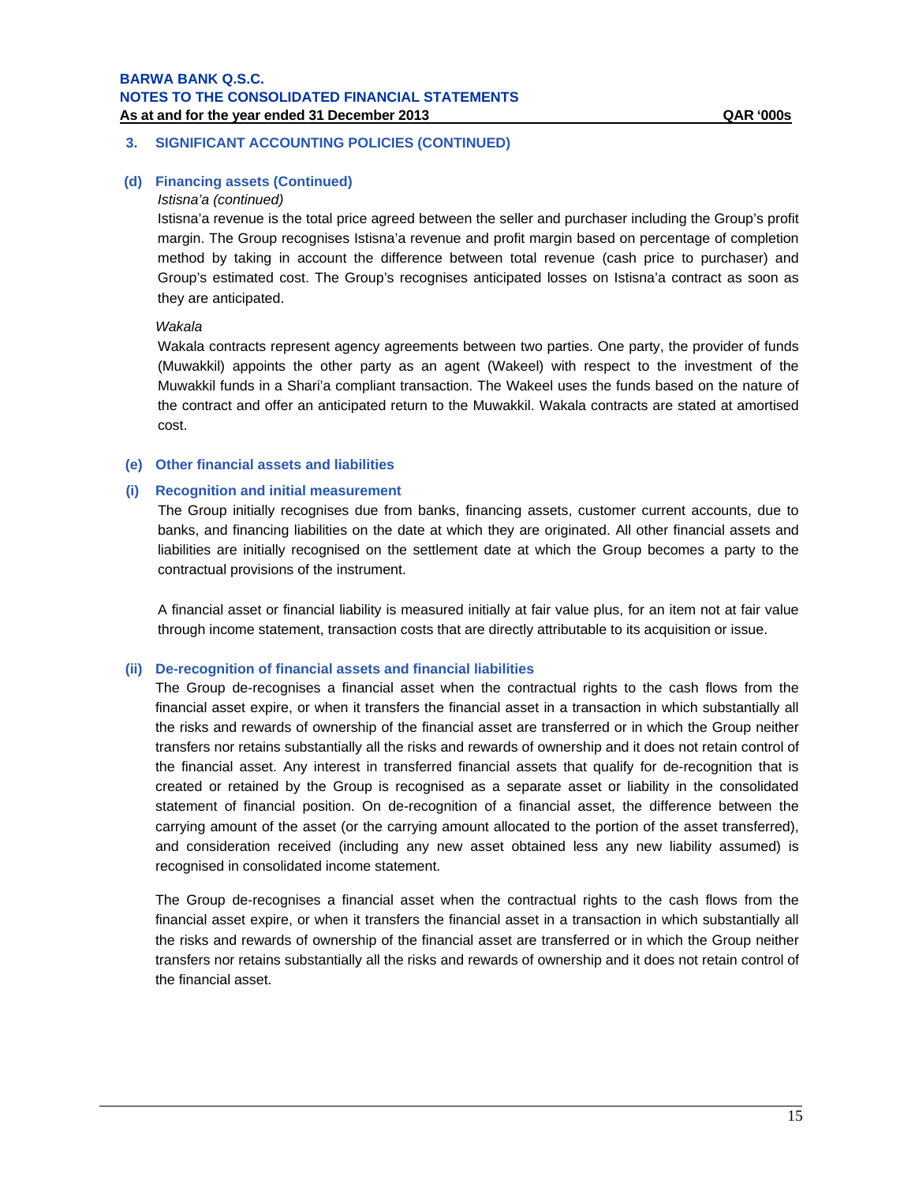## 3. SIGNIFICANT ACCOUNTING POLICIES (CONTINUED)

### (d) Financing assets (Continued)

*Istisna'a (continued)*

Istisna'a revenue is the total price agreed between the seller and purchaser including the Group's profit margin. The Group recognises Istisna'a revenue and profit margin based on percentage of completion method by taking in account the difference between total revenue (cash price to purchaser) and Group's estimated cost. The Group's recognises anticipated losses on Istisna'a contract as soon as they are anticipated.

*Wakala*

Wakala contracts represent agency agreements between two parties. One party, the provider of funds (Muwakkil) appoints the other party as an agent (Wakeel) with respect to the investment of the Muwakkil funds in a Shari'a compliant transaction. The Wakeel uses the funds based on the nature of the contract and offer an anticipated return to the Muwakkil. Wakala contracts are stated at amortised cost.

### (e) Other financial assets and liabilities

#### (i) Recognition and initial measurement

The Group initially recognises due from banks, financing assets, customer current accounts, due to banks, and financing liabilities on the date at which they are originated. All other financial assets and liabilities are initially recognised on the settlement date at which the Group becomes a party to the contractual provisions of the instrument.

A financial asset or financial liability is measured initially at fair value plus, for an item not at fair value through income statement, transaction costs that are directly attributable to its acquisition or issue.

#### (ii) De-recognition of financial assets and financial liabilities

The Group de-recognises a financial asset when the contractual rights to the cash flows from the financial asset expire, or when it transfers the financial asset in a transaction in which substantially all the risks and rewards of ownership of the financial asset are transferred or in which the Group neither transfers nor retains substantially all the risks and rewards of ownership and it does not retain control of the financial asset. Any interest in transferred financial assets that qualify for de-recognition that is created or retained by the Group is recognised as a separate asset or liability in the consolidated statement of financial position. On de-recognition of a financial asset, the difference between the carrying amount of the asset (or the carrying amount allocated to the portion of the asset transferred), and consideration received (including any new asset obtained less any new liability assumed) is recognised in consolidated income statement.

The Group de-recognises a financial asset when the contractual rights to the cash flows from the financial asset expire, or when it transfers the financial asset in a transaction in which substantially all the risks and rewards of ownership of the financial asset are transferred or in which the Group neither transfers nor retains substantially all the risks and rewards of ownership and it does not retain control of the financial asset.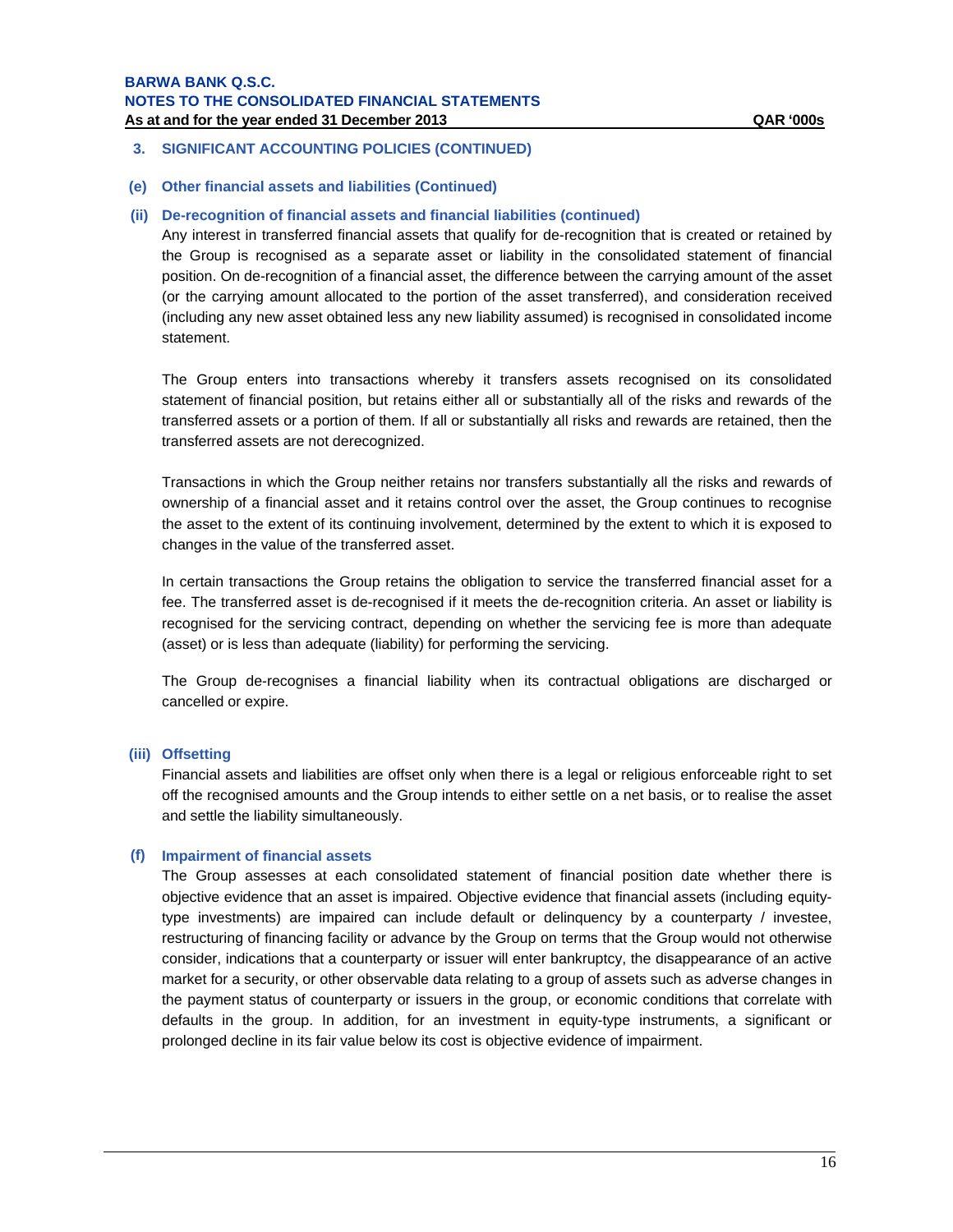## 3. SIGNIFICANT ACCOUNTING POLICIES (CONTINUED)

### (e) Other financial assets and liabilities (Continued)

#### (ii) De-recognition of financial assets and financial liabilities (continued)

Any interest in transferred financial assets that qualify for de-recognition that is created or retained by the Group is recognised as a separate asset or liability in the consolidated statement of financial position. On de-recognition of a financial asset, the difference between the carrying amount of the asset (or the carrying amount allocated to the portion of the asset transferred), and consideration received (including any new asset obtained less any new liability assumed) is recognised in consolidated income statement.

The Group enters into transactions whereby it transfers assets recognised on its consolidated statement of financial position, but retains either all or substantially all of the risks and rewards of the transferred assets or a portion of them. If all or substantially all risks and rewards are retained, then the transferred assets are not derecognized.

Transactions in which the Group neither retains nor transfers substantially all the risks and rewards of ownership of a financial asset and it retains control over the asset, the Group continues to recognise the asset to the extent of its continuing involvement, determined by the extent to which it is exposed to changes in the value of the transferred asset.

In certain transactions the Group retains the obligation to service the transferred financial asset for a fee. The transferred asset is de-recognised if it meets the de-recognition criteria. An asset or liability is recognised for the servicing contract, depending on whether the servicing fee is more than adequate (asset) or is less than adequate (liability) for performing the servicing.

The Group de-recognises a financial liability when its contractual obligations are discharged or cancelled or expire.

#### (iii) Offsetting

Financial assets and liabilities are offset only when there is a legal or religious enforceable right to set off the recognised amounts and the Group intends to either settle on a net basis, or to realise the asset and settle the liability simultaneously.

### (f) Impairment of financial assets

The Group assesses at each consolidated statement of financial position date whether there is objective evidence that an asset is impaired. Objective evidence that financial assets (including equity-type investments) are impaired can include default or delinquency by a counterparty / investee, restructuring of financing facility or advance by the Group on terms that the Group would not otherwise consider, indications that a counterparty or issuer will enter bankruptcy, the disappearance of an active market for a security, or other observable data relating to a group of assets such as adverse changes in the payment status of counterparty or issuers in the group, or economic conditions that correlate with defaults in the group. In addition, for an investment in equity-type instruments, a significant or prolonged decline in its fair value below its cost is objective evidence of impairment.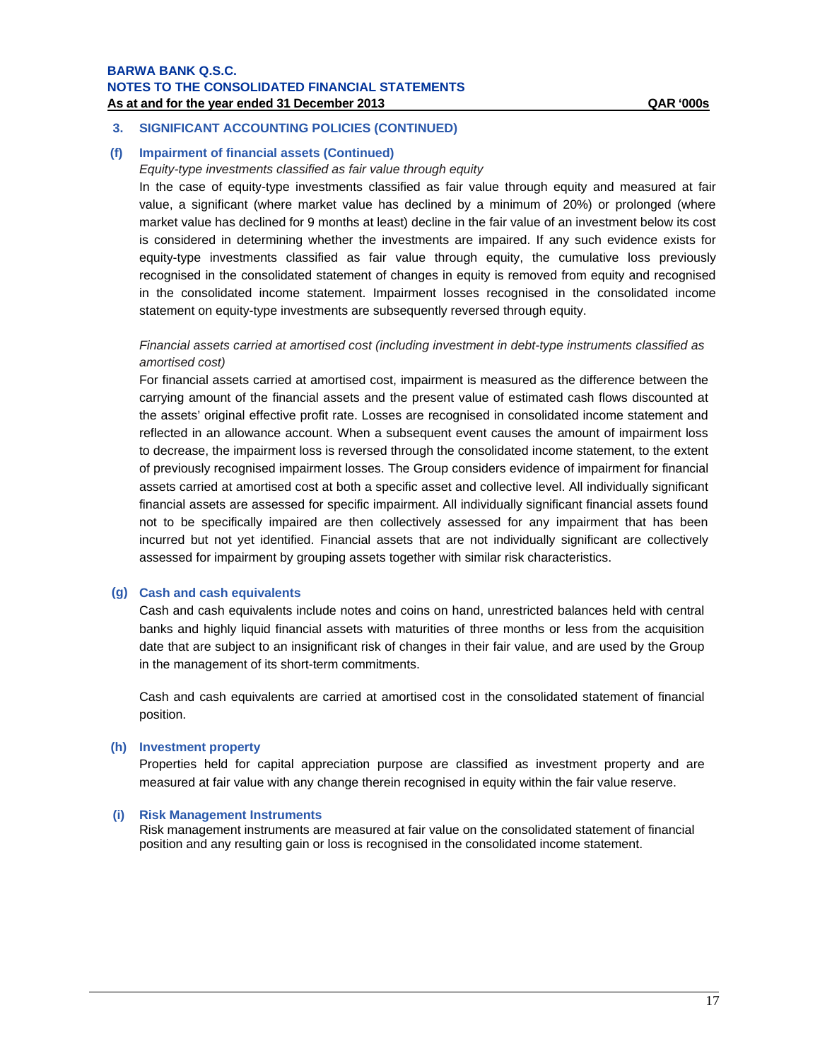## 3. SIGNIFICANT ACCOUNTING POLICIES (CONTINUED)

### (f) Impairment of financial assets (Continued)

*Equity-type investments classified as fair value through equity*

In the case of equity-type investments classified as fair value through equity and measured at fair value, a significant (where market value has declined by a minimum of 20%) or prolonged (where market value has declined for 9 months at least) decline in the fair value of an investment below its cost is considered in determining whether the investments are impaired. If any such evidence exists for equity-type investments classified as fair value through equity, the cumulative loss previously recognised in the consolidated statement of changes in equity is removed from equity and recognised in the consolidated income statement. Impairment losses recognised in the consolidated income statement on equity-type investments are subsequently reversed through equity.

*Financial assets carried at amortised cost (including investment in debt-type instruments classified as amortised cost)*

For financial assets carried at amortised cost, impairment is measured as the difference between the carrying amount of the financial assets and the present value of estimated cash flows discounted at the assets' original effective profit rate. Losses are recognised in consolidated income statement and reflected in an allowance account. When a subsequent event causes the amount of impairment loss to decrease, the impairment loss is reversed through the consolidated income statement, to the extent of previously recognised impairment losses. The Group considers evidence of impairment for financial assets carried at amortised cost at both a specific asset and collective level. All individually significant financial assets are assessed for specific impairment. All individually significant financial assets found not to be specifically impaired are then collectively assessed for any impairment that has been incurred but not yet identified. Financial assets that are not individually significant are collectively assessed for impairment by grouping assets together with similar risk characteristics.

### (g) Cash and cash equivalents

Cash and cash equivalents include notes and coins on hand, unrestricted balances held with central banks and highly liquid financial assets with maturities of three months or less from the acquisition date that are subject to an insignificant risk of changes in their fair value, and are used by the Group in the management of its short-term commitments.

Cash and cash equivalents are carried at amortised cost in the consolidated statement of financial position.

### (h) Investment property

Properties held for capital appreciation purpose are classified as investment property and are measured at fair value with any change therein recognised in equity within the fair value reserve.

### (i) Risk Management Instruments

Risk management instruments are measured at fair value on the consolidated statement of financial position and any resulting gain or loss is recognised in the consolidated income statement.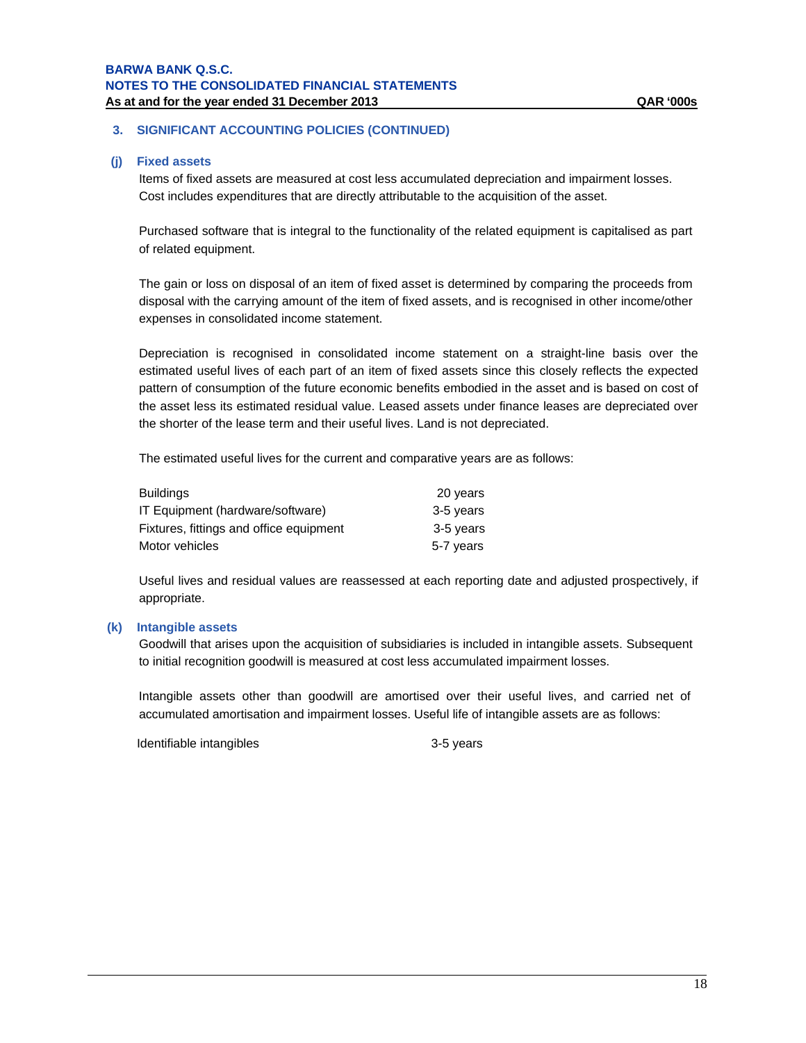## 3. SIGNIFICANT ACCOUNTING POLICIES (CONTINUED)

### (j) Fixed assets

Items of fixed assets are measured at cost less accumulated depreciation and impairment losses. Cost includes expenditures that are directly attributable to the acquisition of the asset.

Purchased software that is integral to the functionality of the related equipment is capitalised as part of related equipment.

The gain or loss on disposal of an item of fixed asset is determined by comparing the proceeds from disposal with the carrying amount of the item of fixed assets, and is recognised in other income/other expenses in consolidated income statement.

Depreciation is recognised in consolidated income statement on a straight-line basis over the estimated useful lives of each part of an item of fixed assets since this closely reflects the expected pattern of consumption of the future economic benefits embodied in the asset and is based on cost of the asset less its estimated residual value. Leased assets under finance leases are depreciated over the shorter of the lease term and their useful lives. Land is not depreciated.

The estimated useful lives for the current and comparative years are as follows:

| | |
|---|---|
| Buildings | 20 years |
| IT Equipment (hardware/software) | 3-5 years |
| Fixtures, fittings and office equipment | 3-5 years |
| Motor vehicles | 5-7 years |

Useful lives and residual values are reassessed at each reporting date and adjusted prospectively, if appropriate.

### (k) Intangible assets

Goodwill that arises upon the acquisition of subsidiaries is included in intangible assets. Subsequent to initial recognition goodwill is measured at cost less accumulated impairment losses.

Intangible assets other than goodwill are amortised over their useful lives, and carried net of accumulated amortisation and impairment losses. Useful life of intangible assets are as follows:

| | |
|---|---|
| Identifiable intangibles | 3-5 years |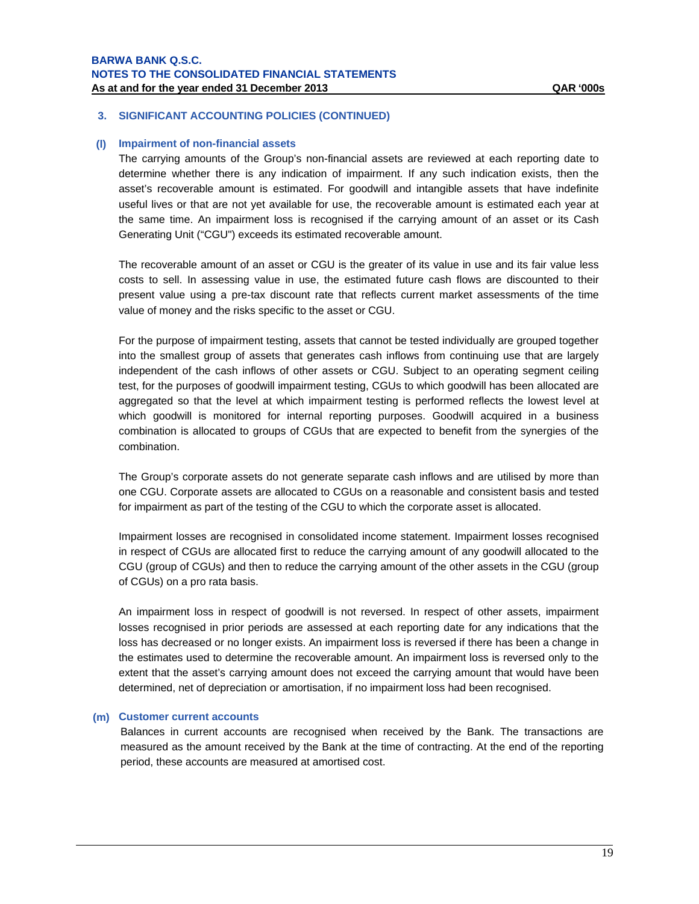## 3. SIGNIFICANT ACCOUNTING POLICIES (CONTINUED)

### (l) Impairment of non-financial assets

The carrying amounts of the Group's non-financial assets are reviewed at each reporting date to determine whether there is any indication of impairment. If any such indication exists, then the asset's recoverable amount is estimated. For goodwill and intangible assets that have indefinite useful lives or that are not yet available for use, the recoverable amount is estimated each year at the same time. An impairment loss is recognised if the carrying amount of an asset or its Cash Generating Unit ("CGU") exceeds its estimated recoverable amount.

The recoverable amount of an asset or CGU is the greater of its value in use and its fair value less costs to sell. In assessing value in use, the estimated future cash flows are discounted to their present value using a pre-tax discount rate that reflects current market assessments of the time value of money and the risks specific to the asset or CGU.

For the purpose of impairment testing, assets that cannot be tested individually are grouped together into the smallest group of assets that generates cash inflows from continuing use that are largely independent of the cash inflows of other assets or CGU. Subject to an operating segment ceiling test, for the purposes of goodwill impairment testing, CGUs to which goodwill has been allocated are aggregated so that the level at which impairment testing is performed reflects the lowest level at which goodwill is monitored for internal reporting purposes. Goodwill acquired in a business combination is allocated to groups of CGUs that are expected to benefit from the synergies of the combination.

The Group's corporate assets do not generate separate cash inflows and are utilised by more than one CGU. Corporate assets are allocated to CGUs on a reasonable and consistent basis and tested for impairment as part of the testing of the CGU to which the corporate asset is allocated.

Impairment losses are recognised in consolidated income statement. Impairment losses recognised in respect of CGUs are allocated first to reduce the carrying amount of any goodwill allocated to the CGU (group of CGUs) and then to reduce the carrying amount of the other assets in the CGU (group of CGUs) on a pro rata basis.

An impairment loss in respect of goodwill is not reversed. In respect of other assets, impairment losses recognised in prior periods are assessed at each reporting date for any indications that the loss has decreased or no longer exists. An impairment loss is reversed if there has been a change in the estimates used to determine the recoverable amount. An impairment loss is reversed only to the extent that the asset's carrying amount does not exceed the carrying amount that would have been determined, net of depreciation or amortisation, if no impairment loss had been recognised.

### (m) Customer current accounts

Balances in current accounts are recognised when received by the Bank. The transactions are measured as the amount received by the Bank at the time of contracting. At the end of the reporting period, these accounts are measured at amortised cost.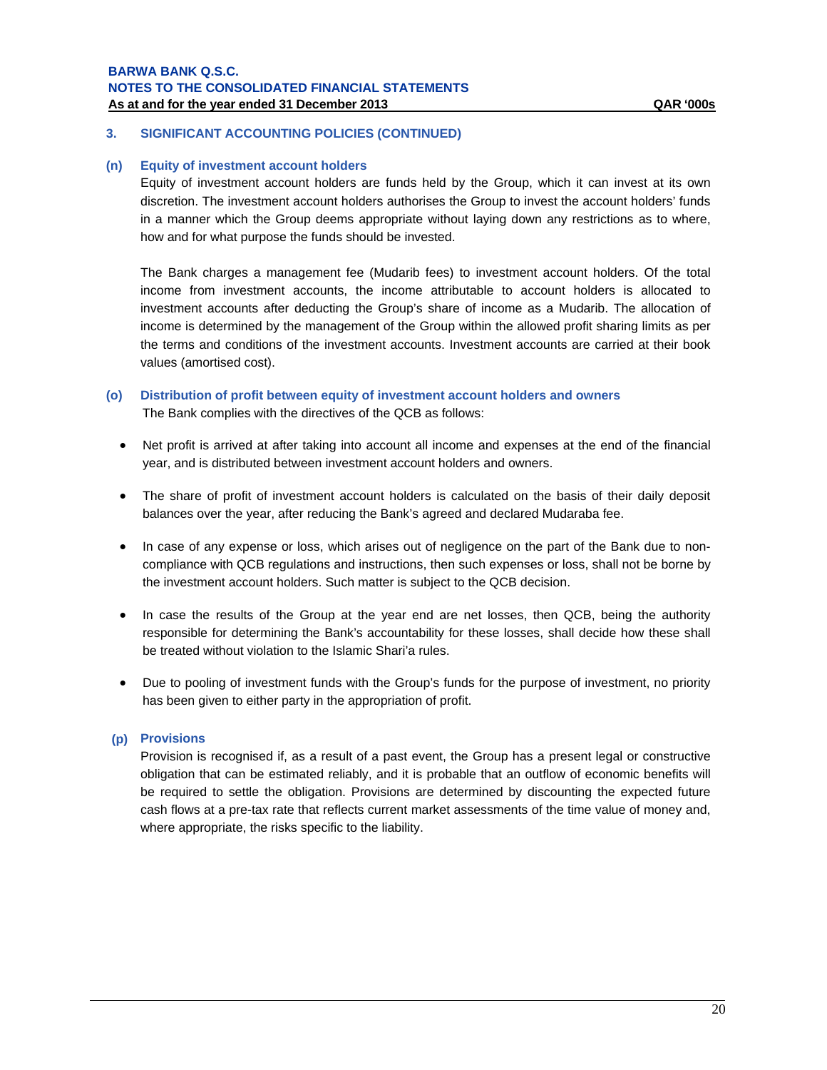## 3. SIGNIFICANT ACCOUNTING POLICIES (CONTINUED)

### (n) Equity of investment account holders

Equity of investment account holders are funds held by the Group, which it can invest at its own discretion. The investment account holders authorises the Group to invest the account holders' funds in a manner which the Group deems appropriate without laying down any restrictions as to where, how and for what purpose the funds should be invested.

The Bank charges a management fee (Mudarib fees) to investment account holders. Of the total income from investment accounts, the income attributable to account holders is allocated to investment accounts after deducting the Group's share of income as a Mudarib. The allocation of income is determined by the management of the Group within the allowed profit sharing limits as per the terms and conditions of the investment accounts. Investment accounts are carried at their book values (amortised cost).

### (o) Distribution of profit between equity of investment account holders and owners

The Bank complies with the directives of the QCB as follows:

- Net profit is arrived at after taking into account all income and expenses at the end of the financial year, and is distributed between investment account holders and owners.
- The share of profit of investment account holders is calculated on the basis of their daily deposit balances over the year, after reducing the Bank's agreed and declared Mudaraba fee.
- In case of any expense or loss, which arises out of negligence on the part of the Bank due to non-compliance with QCB regulations and instructions, then such expenses or loss, shall not be borne by the investment account holders. Such matter is subject to the QCB decision.
- In case the results of the Group at the year end are net losses, then QCB, being the authority responsible for determining the Bank's accountability for these losses, shall decide how these shall be treated without violation to the Islamic Shari'a rules.
- Due to pooling of investment funds with the Group's funds for the purpose of investment, no priority has been given to either party in the appropriation of profit.

### (p) Provisions

Provision is recognised if, as a result of a past event, the Group has a present legal or constructive obligation that can be estimated reliably, and it is probable that an outflow of economic benefits will be required to settle the obligation. Provisions are determined by discounting the expected future cash flows at a pre-tax rate that reflects current market assessments of the time value of money and, where appropriate, the risks specific to the liability.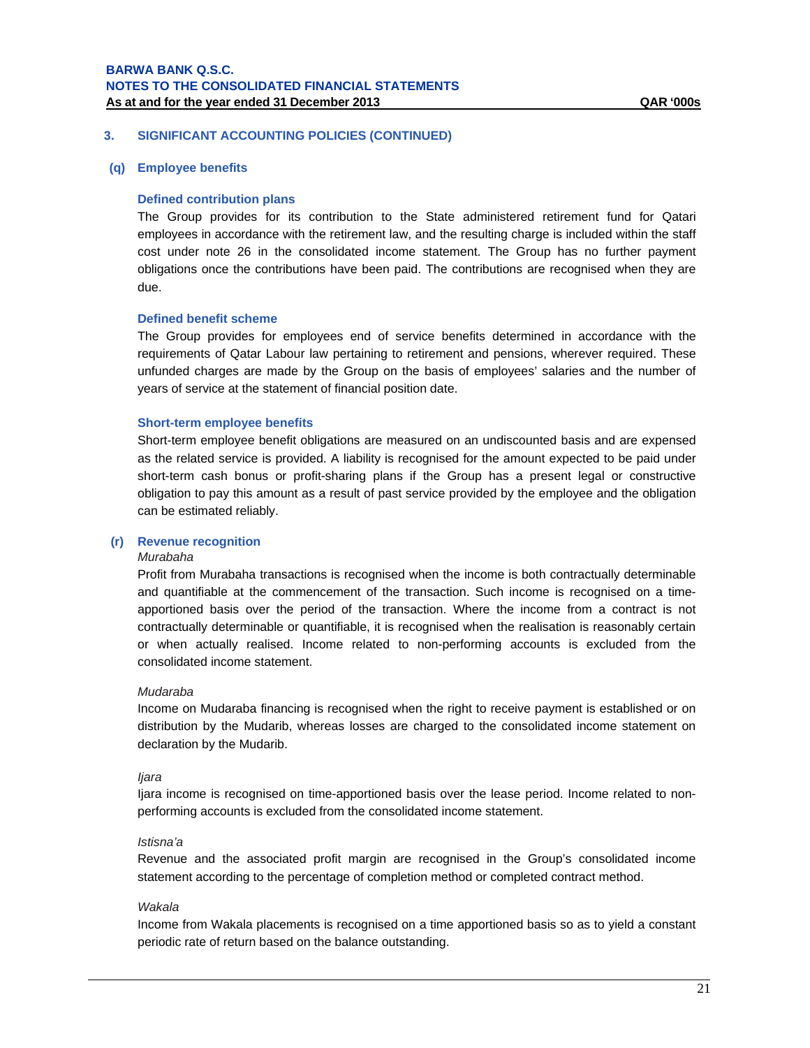## 3. SIGNIFICANT ACCOUNTING POLICIES (CONTINUED)

### (q) Employee benefits

#### Defined contribution plans

The Group provides for its contribution to the State administered retirement fund for Qatari employees in accordance with the retirement law, and the resulting charge is included within the staff cost under note 26 in the consolidated income statement. The Group has no further payment obligations once the contributions have been paid. The contributions are recognised when they are due.

#### Defined benefit scheme

The Group provides for employees end of service benefits determined in accordance with the requirements of Qatar Labour law pertaining to retirement and pensions, wherever required. These unfunded charges are made by the Group on the basis of employees' salaries and the number of years of service at the statement of financial position date.

#### Short-term employee benefits

Short-term employee benefit obligations are measured on an undiscounted basis and are expensed as the related service is provided. A liability is recognised for the amount expected to be paid under short-term cash bonus or profit-sharing plans if the Group has a present legal or constructive obligation to pay this amount as a result of past service provided by the employee and the obligation can be estimated reliably.

### (r) Revenue recognition

*Murabaha*

Profit from Murabaha transactions is recognised when the income is both contractually determinable and quantifiable at the commencement of the transaction. Such income is recognised on a time-apportioned basis over the period of the transaction. Where the income from a contract is not contractually determinable or quantifiable, it is recognised when the realisation is reasonably certain or when actually realised. Income related to non-performing accounts is excluded from the consolidated income statement.

*Mudaraba*

Income on Mudaraba financing is recognised when the right to receive payment is established or on distribution by the Mudarib, whereas losses are charged to the consolidated income statement on declaration by the Mudarib.

*Ijara*

Ijara income is recognised on time-apportioned basis over the lease period. Income related to non-performing accounts is excluded from the consolidated income statement.

*Istisna'a*

Revenue and the associated profit margin are recognised in the Group's consolidated income statement according to the percentage of completion method or completed contract method.

*Wakala*

Income from Wakala placements is recognised on a time apportioned basis so as to yield a constant periodic rate of return based on the balance outstanding.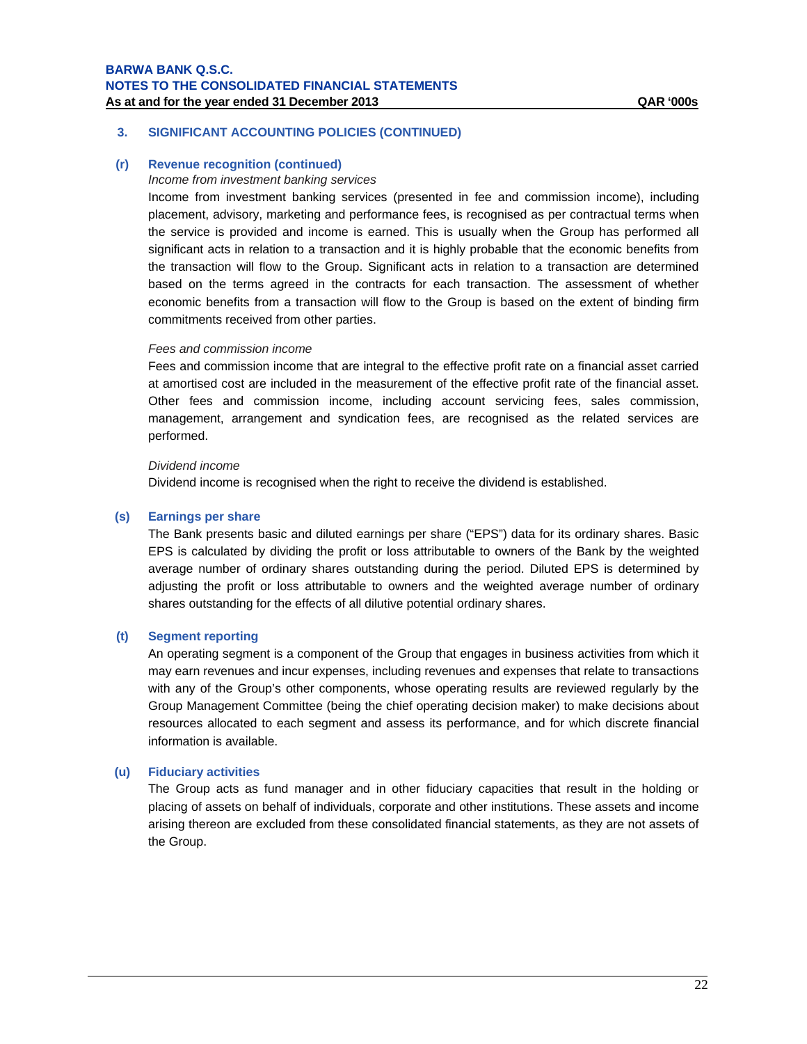## 3. SIGNIFICANT ACCOUNTING POLICIES (CONTINUED)

### (r) Revenue recognition (continued)

*Income from investment banking services*

Income from investment banking services (presented in fee and commission income), including placement, advisory, marketing and performance fees, is recognised as per contractual terms when the service is provided and income is earned. This is usually when the Group has performed all significant acts in relation to a transaction and it is highly probable that the economic benefits from the transaction will flow to the Group. Significant acts in relation to a transaction are determined based on the terms agreed in the contracts for each transaction. The assessment of whether economic benefits from a transaction will flow to the Group is based on the extent of binding firm commitments received from other parties.

*Fees and commission income*

Fees and commission income that are integral to the effective profit rate on a financial asset carried at amortised cost are included in the measurement of the effective profit rate of the financial asset. Other fees and commission income, including account servicing fees, sales commission, management, arrangement and syndication fees, are recognised as the related services are performed.

*Dividend income*

Dividend income is recognised when the right to receive the dividend is established.

### (s) Earnings per share

The Bank presents basic and diluted earnings per share ("EPS") data for its ordinary shares. Basic EPS is calculated by dividing the profit or loss attributable to owners of the Bank by the weighted average number of ordinary shares outstanding during the period. Diluted EPS is determined by adjusting the profit or loss attributable to owners and the weighted average number of ordinary shares outstanding for the effects of all dilutive potential ordinary shares.

### (t) Segment reporting

An operating segment is a component of the Group that engages in business activities from which it may earn revenues and incur expenses, including revenues and expenses that relate to transactions with any of the Group's other components, whose operating results are reviewed regularly by the Group Management Committee (being the chief operating decision maker) to make decisions about resources allocated to each segment and assess its performance, and for which discrete financial information is available.

### (u) Fiduciary activities

The Group acts as fund manager and in other fiduciary capacities that result in the holding or placing of assets on behalf of individuals, corporate and other institutions. These assets and income arising thereon are excluded from these consolidated financial statements, as they are not assets of the Group.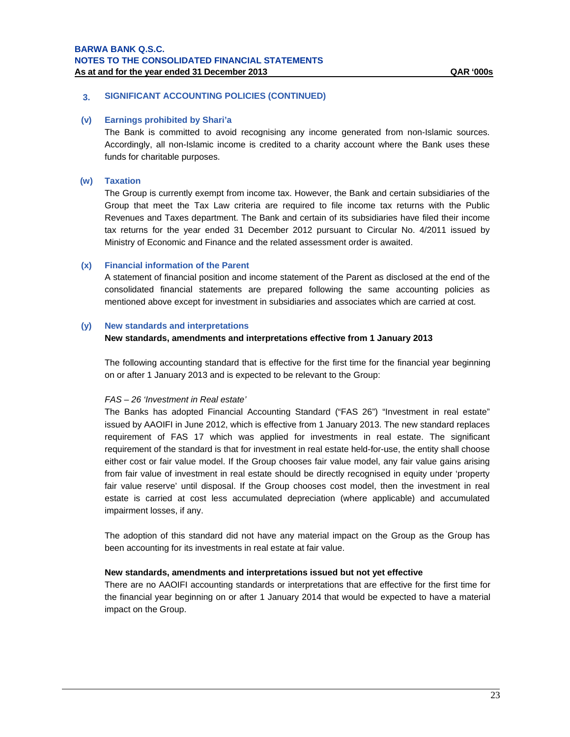## 3. SIGNIFICANT ACCOUNTING POLICIES (CONTINUED)

### (v) Earnings prohibited by Shari'a

The Bank is committed to avoid recognising any income generated from non-Islamic sources. Accordingly, all non-Islamic income is credited to a charity account where the Bank uses these funds for charitable purposes.

### (w) Taxation

The Group is currently exempt from income tax. However, the Bank and certain subsidiaries of the Group that meet the Tax Law criteria are required to file income tax returns with the Public Revenues and Taxes department. The Bank and certain of its subsidiaries have filed their income tax returns for the year ended 31 December 2012 pursuant to Circular No. 4/2011 issued by Ministry of Economic and Finance and the related assessment order is awaited.

### (x) Financial information of the Parent

A statement of financial position and income statement of the Parent as disclosed at the end of the consolidated financial statements are prepared following the same accounting policies as mentioned above except for investment in subsidiaries and associates which are carried at cost.

### (y) New standards and interpretations

**New standards, amendments and interpretations effective from 1 January 2013**

The following accounting standard that is effective for the first time for the financial year beginning on or after 1 January 2013 and is expected to be relevant to the Group:

*FAS – 26 'Investment in Real estate'*

The Banks has adopted Financial Accounting Standard ("FAS 26") "Investment in real estate" issued by AAOIFI in June 2012, which is effective from 1 January 2013. The new standard replaces requirement of FAS 17 which was applied for investments in real estate. The significant requirement of the standard is that for investment in real estate held-for-use, the entity shall choose either cost or fair value model. If the Group chooses fair value model, any fair value gains arising from fair value of investment in real estate should be directly recognised in equity under 'property fair value reserve' until disposal. If the Group chooses cost model, then the investment in real estate is carried at cost less accumulated depreciation (where applicable) and accumulated impairment losses, if any.

The adoption of this standard did not have any material impact on the Group as the Group has been accounting for its investments in real estate at fair value.

**New standards, amendments and interpretations issued but not yet effective**

There are no AAOIFI accounting standards or interpretations that are effective for the first time for the financial year beginning on or after 1 January 2014 that would be expected to have a material impact on the Group.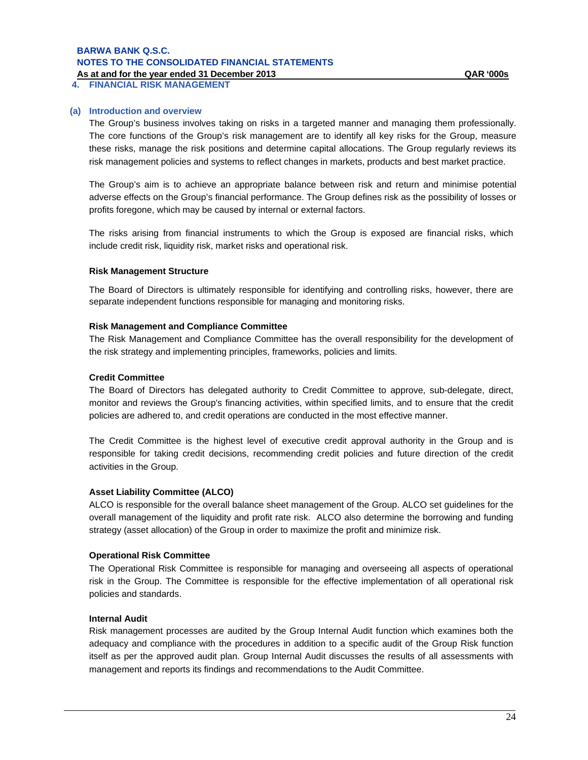## 4. FINANCIAL RISK MANAGEMENT

### (a) Introduction and overview

The Group's business involves taking on risks in a targeted manner and managing them professionally. The core functions of the Group's risk management are to identify all key risks for the Group, measure these risks, manage the risk positions and determine capital allocations. The Group regularly reviews its risk management policies and systems to reflect changes in markets, products and best market practice.

The Group's aim is to achieve an appropriate balance between risk and return and minimise potential adverse effects on the Group's financial performance. The Group defines risk as the possibility of losses or profits foregone, which may be caused by internal or external factors.

The risks arising from financial instruments to which the Group is exposed are financial risks, which include credit risk, liquidity risk, market risks and operational risk.

**Risk Management Structure**

The Board of Directors is ultimately responsible for identifying and controlling risks, however, there are separate independent functions responsible for managing and monitoring risks.

**Risk Management and Compliance Committee**

The Risk Management and Compliance Committee has the overall responsibility for the development of the risk strategy and implementing principles, frameworks, policies and limits.

**Credit Committee**

The Board of Directors has delegated authority to Credit Committee to approve, sub-delegate, direct, monitor and reviews the Group's financing activities, within specified limits, and to ensure that the credit policies are adhered to, and credit operations are conducted in the most effective manner.

The Credit Committee is the highest level of executive credit approval authority in the Group and is responsible for taking credit decisions, recommending credit policies and future direction of the credit activities in the Group.

**Asset Liability Committee (ALCO)**

ALCO is responsible for the overall balance sheet management of the Group. ALCO set guidelines for the overall management of the liquidity and profit rate risk. ALCO also determine the borrowing and funding strategy (asset allocation) of the Group in order to maximize the profit and minimize risk.

**Operational Risk Committee**

The Operational Risk Committee is responsible for managing and overseeing all aspects of operational risk in the Group. The Committee is responsible for the effective implementation of all operational risk policies and standards.

**Internal Audit**

Risk management processes are audited by the Group Internal Audit function which examines both the adequacy and compliance with the procedures in addition to a specific audit of the Group Risk function itself as per the approved audit plan. Group Internal Audit discusses the results of all assessments with management and reports its findings and recommendations to the Audit Committee.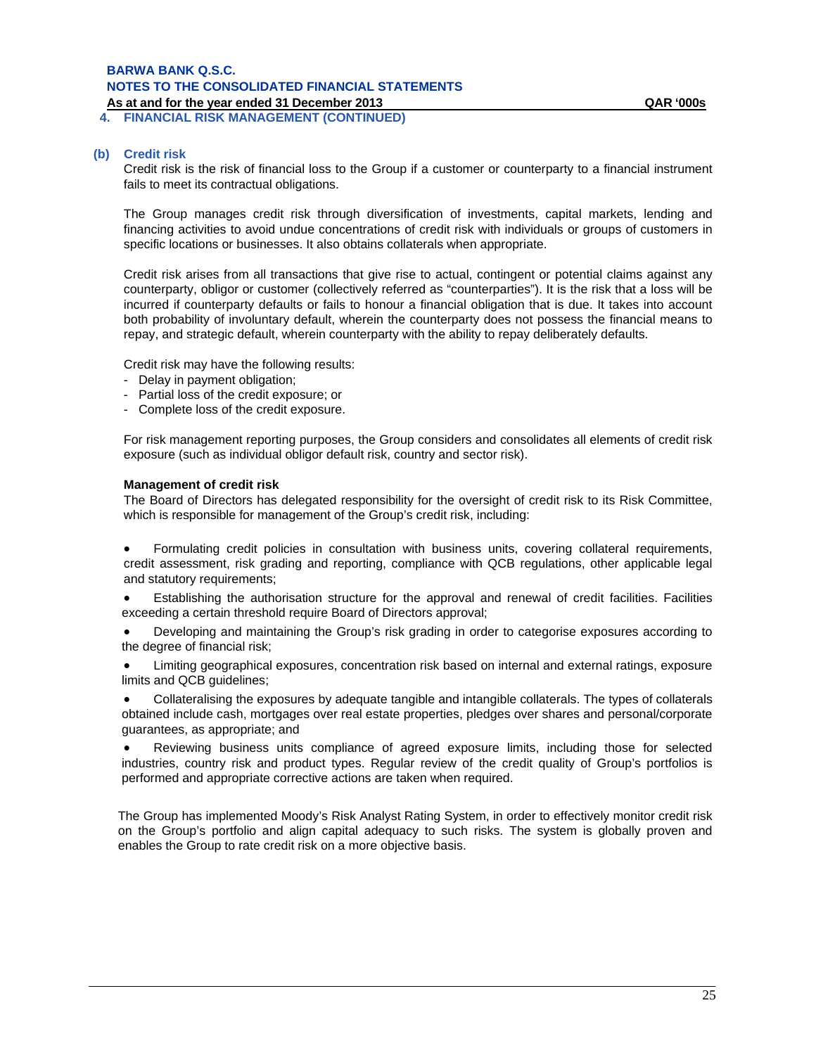## 4. FINANCIAL RISK MANAGEMENT (CONTINUED)

### (b) Credit risk

Credit risk is the risk of financial loss to the Group if a customer or counterparty to a financial instrument fails to meet its contractual obligations.

The Group manages credit risk through diversification of investments, capital markets, lending and financing activities to avoid undue concentrations of credit risk with individuals or groups of customers in specific locations or businesses. It also obtains collaterals when appropriate.

Credit risk arises from all transactions that give rise to actual, contingent or potential claims against any counterparty, obligor or customer (collectively referred as "counterparties"). It is the risk that a loss will be incurred if counterparty defaults or fails to honour a financial obligation that is due. It takes into account both probability of involuntary default, wherein the counterparty does not possess the financial means to repay, and strategic default, wherein counterparty with the ability to repay deliberately defaults.

Credit risk may have the following results:

- Delay in payment obligation;
- Partial loss of the credit exposure; or
- Complete loss of the credit exposure.

For risk management reporting purposes, the Group considers and consolidates all elements of credit risk exposure (such as individual obligor default risk, country and sector risk).

**Management of credit risk**

The Board of Directors has delegated responsibility for the oversight of credit risk to its Risk Committee, which is responsible for management of the Group's credit risk, including:

- Formulating credit policies in consultation with business units, covering collateral requirements, credit assessment, risk grading and reporting, compliance with QCB regulations, other applicable legal and statutory requirements;
- Establishing the authorisation structure for the approval and renewal of credit facilities. Facilities exceeding a certain threshold require Board of Directors approval;
- Developing and maintaining the Group's risk grading in order to categorise exposures according to the degree of financial risk;
- Limiting geographical exposures, concentration risk based on internal and external ratings, exposure limits and QCB guidelines;
- Collateralising the exposures by adequate tangible and intangible collaterals. The types of collaterals obtained include cash, mortgages over real estate properties, pledges over shares and personal/corporate guarantees, as appropriate; and
- Reviewing business units compliance of agreed exposure limits, including those for selected industries, country risk and product types. Regular review of the credit quality of Group's portfolios is performed and appropriate corrective actions are taken when required.

The Group has implemented Moody's Risk Analyst Rating System, in order to effectively monitor credit risk on the Group's portfolio and align capital adequacy to such risks. The system is globally proven and enables the Group to rate credit risk on a more objective basis.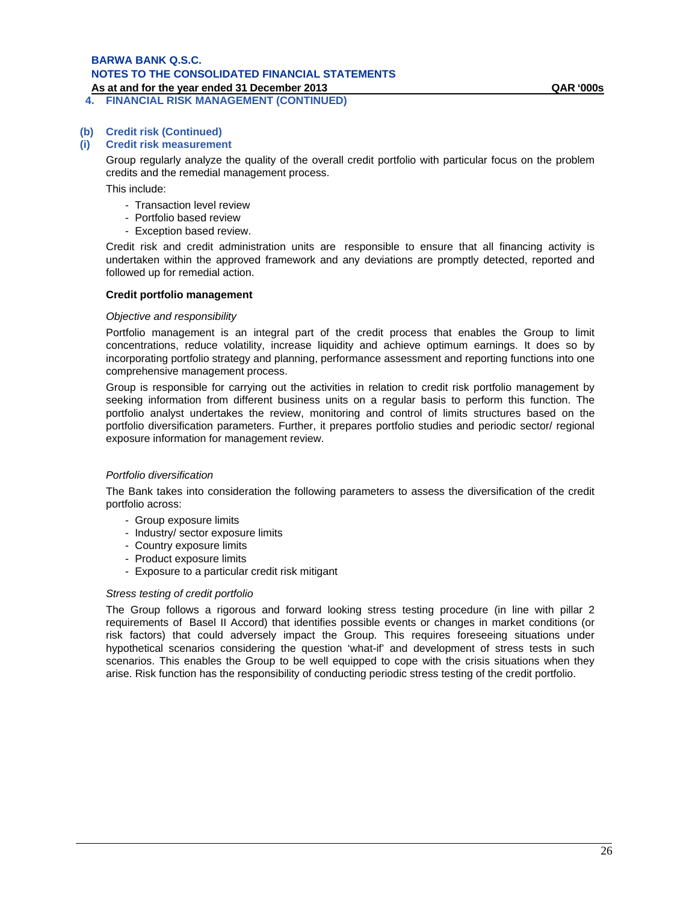## 4. FINANCIAL RISK MANAGEMENT (CONTINUED)

### (b) Credit risk (Continued)

### (i) Credit risk measurement

Group regularly analyze the quality of the overall credit portfolio with particular focus on the problem credits and the remedial management process.

This include:

- Transaction level review
- Portfolio based review
- Exception based review.

Credit risk and credit administration units are responsible to ensure that all financing activity is undertaken within the approved framework and any deviations are promptly detected, reported and followed up for remedial action.

**Credit portfolio management**

*Objective and responsibility*

Portfolio management is an integral part of the credit process that enables the Group to limit concentrations, reduce volatility, increase liquidity and achieve optimum earnings. It does so by incorporating portfolio strategy and planning, performance assessment and reporting functions into one comprehensive management process.

Group is responsible for carrying out the activities in relation to credit risk portfolio management by seeking information from different business units on a regular basis to perform this function. The portfolio analyst undertakes the review, monitoring and control of limits structures based on the portfolio diversification parameters. Further, it prepares portfolio studies and periodic sector/ regional exposure information for management review.

*Portfolio diversification*

The Bank takes into consideration the following parameters to assess the diversification of the credit portfolio across:

- Group exposure limits
- Industry/ sector exposure limits
- Country exposure limits
- Product exposure limits
- Exposure to a particular credit risk mitigant

*Stress testing of credit portfolio*

The Group follows a rigorous and forward looking stress testing procedure (in line with pillar 2 requirements of Basel II Accord) that identifies possible events or changes in market conditions (or risk factors) that could adversely impact the Group. This requires foreseeing situations under hypothetical scenarios considering the question 'what-if' and development of stress tests in such scenarios. This enables the Group to be well equipped to cope with the crisis situations when they arise. Risk function has the responsibility of conducting periodic stress testing of the credit portfolio.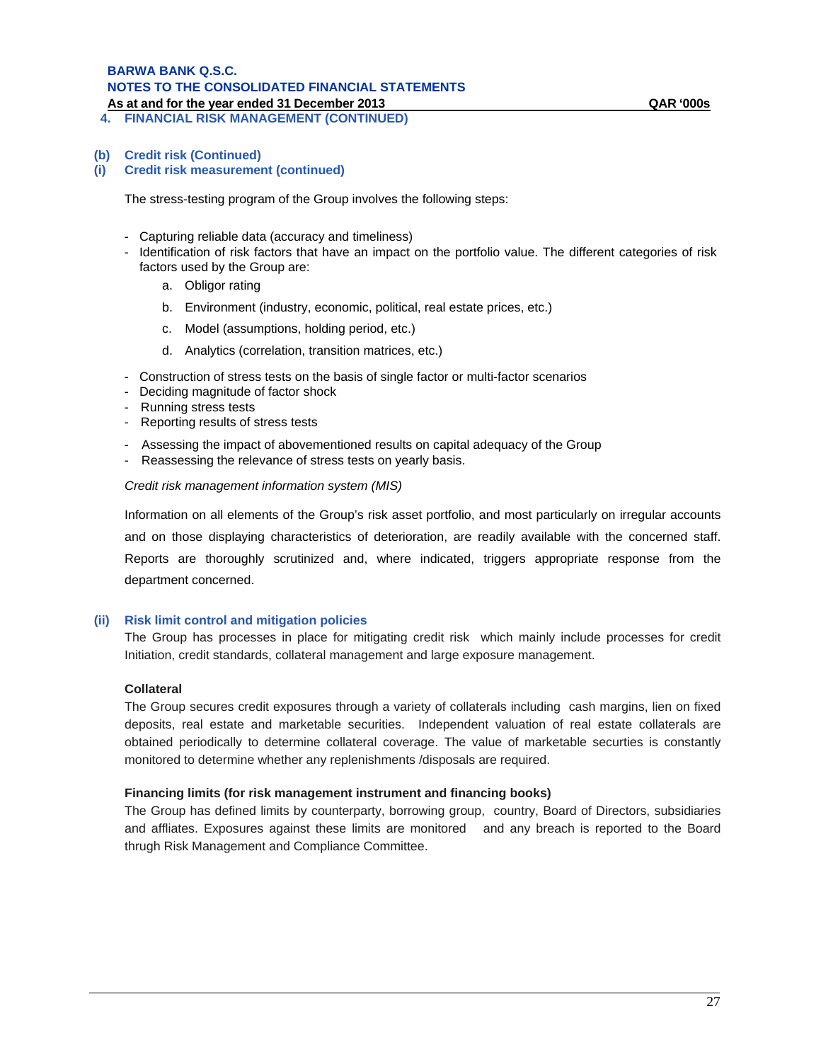## 4. FINANCIAL RISK MANAGEMENT (CONTINUED)

### (b) Credit risk (Continued)

### (i) Credit risk measurement (continued)

The stress-testing program of the Group involves the following steps:

- Capturing reliable data (accuracy and timeliness)
- Identification of risk factors that have an impact on the portfolio value. The different categories of risk factors used by the Group are:
  a. Obligor rating
  b. Environment (industry, economic, political, real estate prices, etc.)
  c. Model (assumptions, holding period, etc.)
  d. Analytics (correlation, transition matrices, etc.)
- Construction of stress tests on the basis of single factor or multi-factor scenarios
- Deciding magnitude of factor shock
- Running stress tests
- Reporting results of stress tests
- Assessing the impact of abovementioned results on capital adequacy of the Group
- Reassessing the relevance of stress tests on yearly basis.

*Credit risk management information system (MIS)*

Information on all elements of the Group's risk asset portfolio, and most particularly on irregular accounts and on those displaying characteristics of deterioration, are readily available with the concerned staff. Reports are thoroughly scrutinized and, where indicated, triggers appropriate response from the department concerned.

### (ii) Risk limit control and mitigation policies

The Group has processes in place for mitigating credit risk which mainly include processes for credit Initiation, credit standards, collateral management and large exposure management.

**Collateral**

The Group secures credit exposures through a variety of collaterals including cash margins, lien on fixed deposits, real estate and marketable securities. Independent valuation of real estate collaterals are obtained periodically to determine collateral coverage. The value of marketable securties is constantly monitored to determine whether any replenishments /disposals are required.

**Financing limits (for risk management instrument and financing books)**

The Group has defined limits by counterparty, borrowing group, country, Board of Directors, subsidiaries and affliates. Exposures against these limits are monitored and any breach is reported to the Board thrugh Risk Management and Compliance Committee.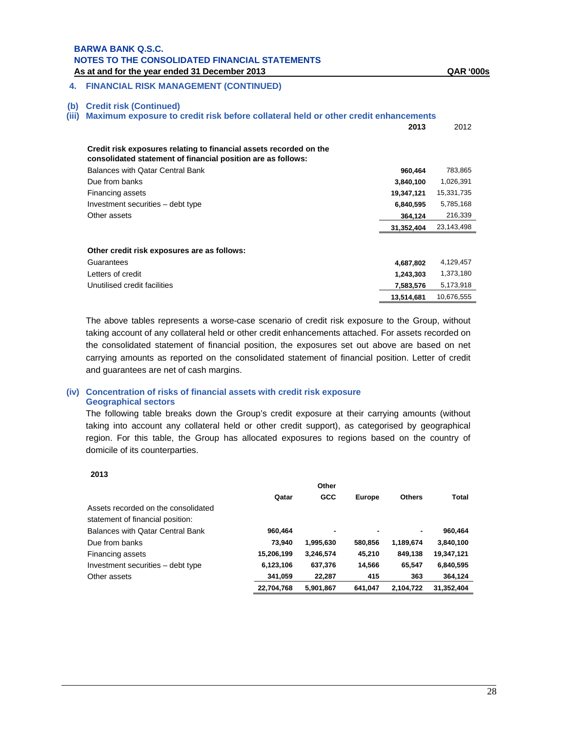## 4. FINANCIAL RISK MANAGEMENT (CONTINUED)

### (b) Credit risk (Continued)

### (iii) Maximum exposure to credit risk before collateral held or other credit enhancements

| | 2013 | 2012 |
|---|---|---|
| **Credit risk exposures relating to financial assets recorded on the consolidated statement of financial position are as follows:** | | |
| Balances with Qatar Central Bank | **960,464** | 783,865 |
| Due from banks | **3,840,100** | 1,026,391 |
| Financing assets | **19,347,121** | 15,331,735 |
| Investment securities – debt type | **6,840,595** | 5,785,168 |
| Other assets | **364,124** | 216,339 |
| | **31,352,404** | 23,143,498 |
| **Other credit risk exposures are as follows:** | | |
| Guarantees | **4,687,802** | 4,129,457 |
| Letters of credit | **1,243,303** | 1,373,180 |
| Unutilised credit facilities | **7,583,576** | 5,173,918 |
| | **13,514,681** | 10,676,555 |

The above tables represents a worse-case scenario of credit risk exposure to the Group, without taking account of any collateral held or other credit enhancements attached. For assets recorded on the consolidated statement of financial position, the exposures set out above are based on net carrying amounts as reported on the consolidated statement of financial position. Letter of credit and guarantees are net of cash margins.

### (iv) Concentration of risks of financial assets with credit risk exposure

**Geographical sectors**

The following table breaks down the Group's credit exposure at their carrying amounts (without taking into account any collateral held or other credit support), as categorised by geographical region. For this table, the Group has allocated exposures to regions based on the country of domicile of its counterparties.

**2013**

| | Qatar | Other GCC | Europe | Others | Total |
|---|---|---|---|---|---|
| Assets recorded on the consolidated statement of financial position: | | | | | |
| Balances with Qatar Central Bank | **960,464** | **-** | **-** | **-** | **960,464** |
| Due from banks | **73,940** | **1,995,630** | **580,856** | **1,189,674** | **3,840,100** |
| Financing assets | **15,206,199** | **3,246,574** | **45,210** | **849,138** | **19,347,121** |
| Investment securities – debt type | **6,123,106** | **637,376** | **14,566** | **65,547** | **6,840,595** |
| Other assets | **341,059** | **22,287** | **415** | **363** | **364,124** |
| | **22,704,768** | **5,901,867** | **641,047** | **2,104,722** | **31,352,404** |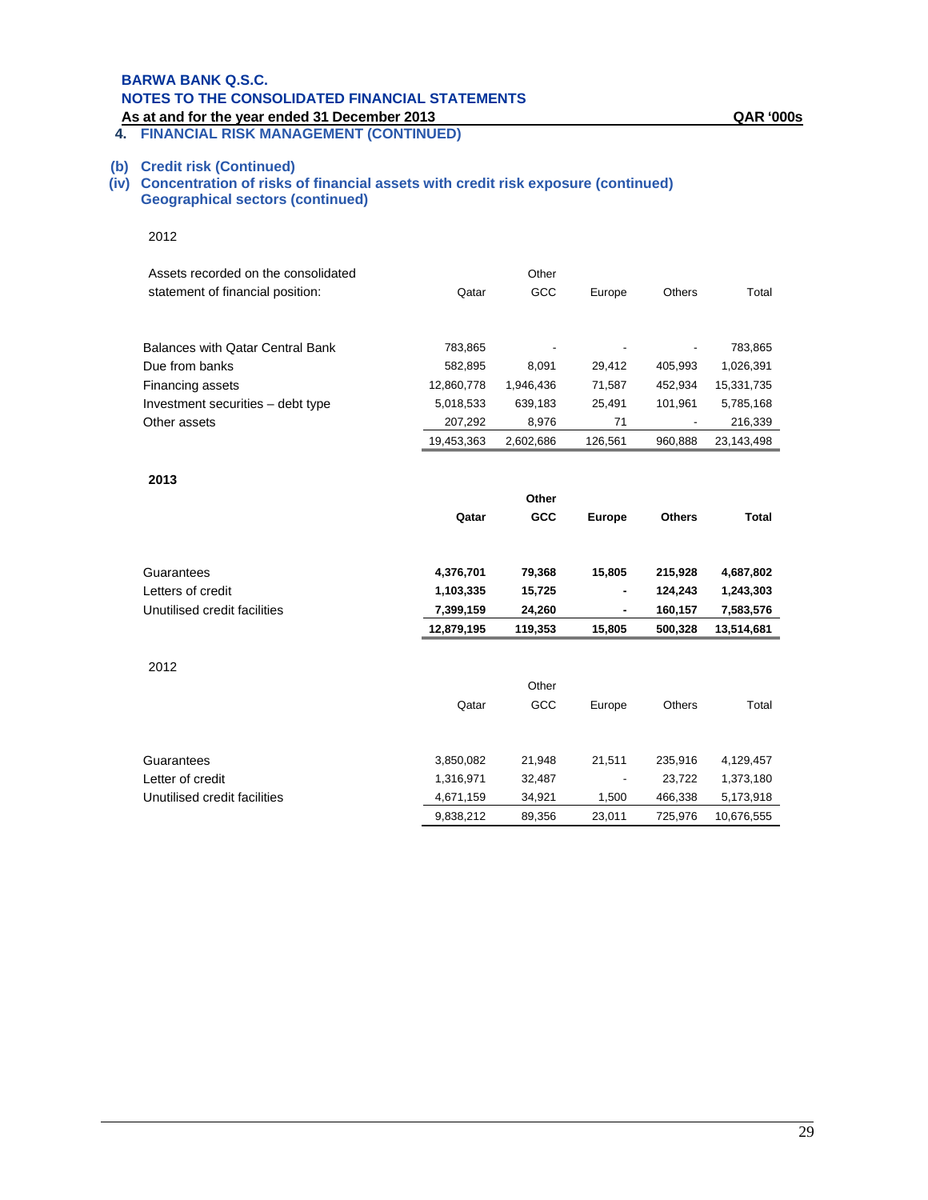**BARWA BANK Q.S.C.**
**NOTES TO THE CONSOLIDATED FINANCIAL STATEMENTS**
**As at and for the year ended 31 December 2013** **QAR '000s**

## 4. FINANCIAL RISK MANAGEMENT (CONTINUED)

### (b) Credit risk (Continued)

### (iv) Concentration of risks of financial assets with credit risk exposure (continued)

#### Geographical sectors (continued)

2012

| Assets recorded on the consolidated statement of financial position: | Qatar | Other GCC | Europe | Others | Total |
|---|---|---|---|---|---|
| Balances with Qatar Central Bank | 783,865 | - | - | - | 783,865 |
| Due from banks | 582,895 | 8,091 | 29,412 | 405,993 | 1,026,391 |
| Financing assets | 12,860,778 | 1,946,436 | 71,587 | 452,934 | 15,331,735 |
| Investment securities – debt type | 5,018,533 | 639,183 | 25,491 | 101,961 | 5,785,168 |
| Other assets | 207,292 | 8,976 | 71 | - | 216,339 |
| | 19,453,363 | 2,602,686 | 126,561 | 960,888 | 23,143,498 |

**2013**

| | **Qatar** | **Other GCC** | **Europe** | **Others** | **Total** |
|---|---|---|---|---|---|
| Guarantees | **4,376,701** | **79,368** | **15,805** | **215,928** | **4,687,802** |
| Letters of credit | **1,103,335** | **15,725** | **-** | **124,243** | **1,243,303** |
| Unutilised credit facilities | **7,399,159** | **24,260** | **-** | **160,157** | **7,583,576** |
| | **12,879,195** | **119,353** | **15,805** | **500,328** | **13,514,681** |

2012

| | Qatar | Other GCC | Europe | Others | Total |
|---|---|---|---|---|---|
| Guarantees | 3,850,082 | 21,948 | 21,511 | 235,916 | 4,129,457 |
| Letter of credit | 1,316,971 | 32,487 | - | 23,722 | 1,373,180 |
| Unutilised credit facilities | 4,671,159 | 34,921 | 1,500 | 466,338 | 5,173,918 |
| | 9,838,212 | 89,356 | 23,011 | 725,976 | 10,676,555 |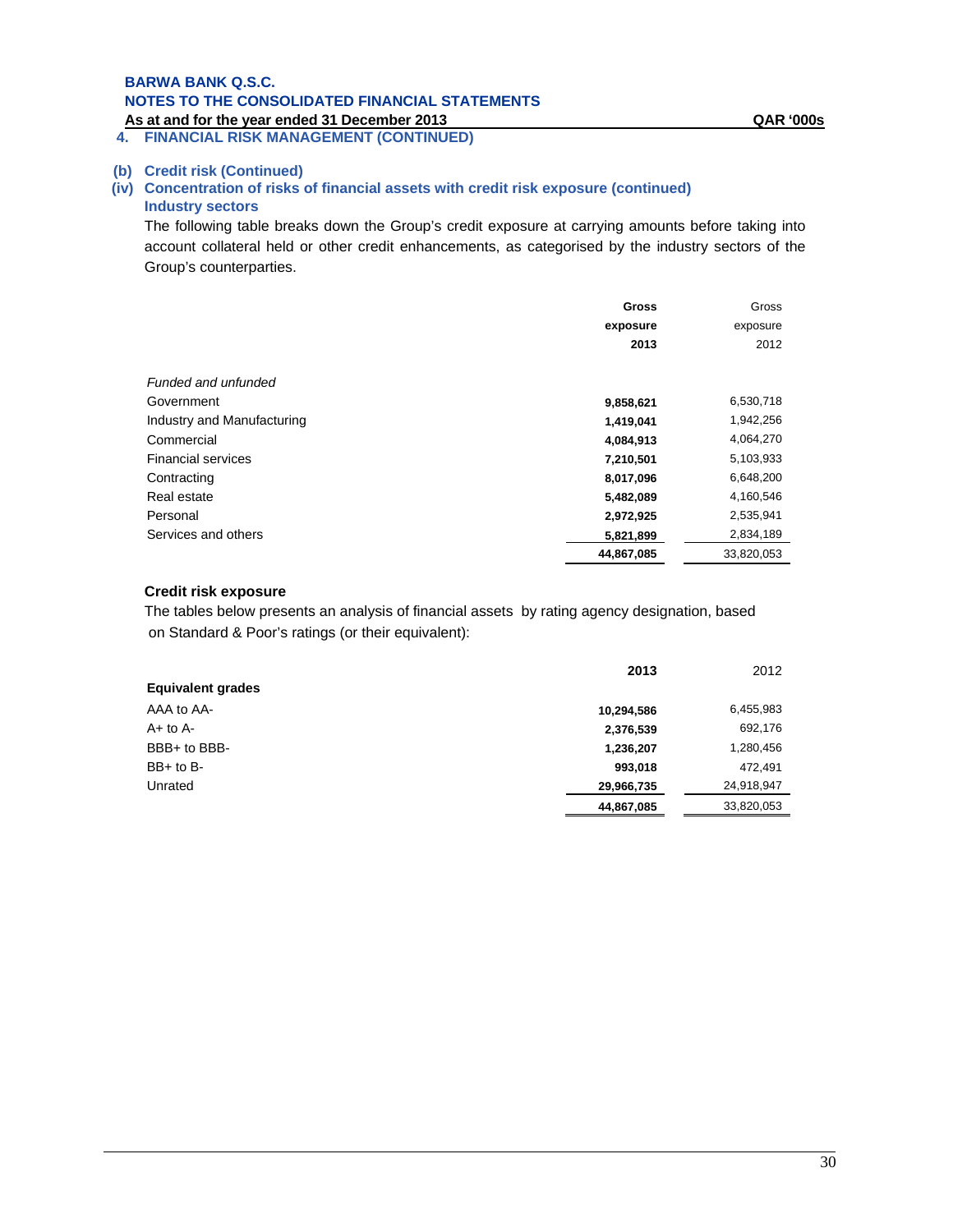## 4. FINANCIAL RISK MANAGEMENT (CONTINUED)

### (b) Credit risk (Continued)

#### (iv) Concentration of risks of financial assets with credit risk exposure (continued)

**Industry sectors**

The following table breaks down the Group's credit exposure at carrying amounts before taking into account collateral held or other credit enhancements, as categorised by the industry sectors of the Group's counterparties.

| | **Gross exposure 2013** | Gross exposure 2012 |
|---|---|---|
| *Funded and unfunded* | | |
| Government | **9,858,621** | 6,530,718 |
| Industry and Manufacturing | **1,419,041** | 1,942,256 |
| Commercial | **4,084,913** | 4,064,270 |
| Financial services | **7,210,501** | 5,103,933 |
| Contracting | **8,017,096** | 6,648,200 |
| Real estate | **5,482,089** | 4,160,546 |
| Personal | **2,972,925** | 2,535,941 |
| Services and others | **5,821,899** | 2,834,189 |
| | **44,867,085** | 33,820,053 |

**Credit risk exposure**

The tables below presents an analysis of financial assets by rating agency designation, based on Standard & Poor's ratings (or their equivalent):

| | **2013** | 2012 |
|---|---|---|
| **Equivalent grades** | | |
| AAA to AA- | **10,294,586** | 6,455,983 |
| A+ to A- | **2,376,539** | 692,176 |
| BBB+ to BBB- | **1,236,207** | 1,280,456 |
| BB+ to B- | **993,018** | 472,491 |
| Unrated | **29,966,735** | 24,918,947 |
| | **44,867,085** | 33,820,053 |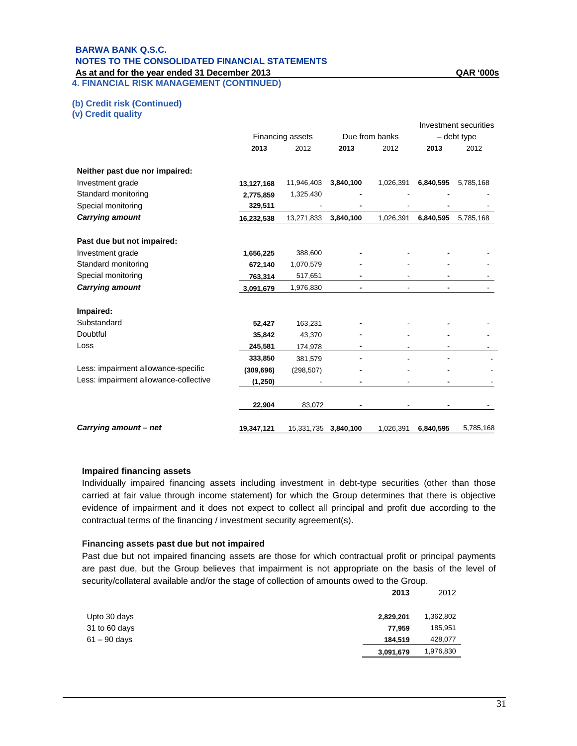# 4. FINANCIAL RISK MANAGEMENT (CONTINUED)

## (b) Credit risk (Continued)

### (v) Credit quality

| | Financing assets | | Due from banks | | Investment securities – debt type | |
|---|---|---|---|---|---|---|
| | **2013** | 2012 | **2013** | 2012 | **2013** | 2012 |
| **Neither past due nor impaired:** | | | | | | |
| Investment grade | **13,127,168** | 11,946,403 | **3,840,100** | 1,026,391 | **6,840,595** | 5,785,168 |
| Standard monitoring | **2,775,859** | 1,325,430 | **-** | - | **-** | - |
| Special monitoring | **329,511** | - | **-** | - | **-** | - |
| ***Carrying amount*** | **16,232,538** | 13,271,833 | **3,840,100** | 1,026,391 | **6,840,595** | 5,785,168 |
| **Past due but not impaired:** | | | | | | |
| Investment grade | **1,656,225** | 388,600 | **-** | - | **-** | - |
| Standard monitoring | **672,140** | 1,070,579 | **-** | - | **-** | - |
| Special monitoring | **763,314** | 517,651 | **-** | - | **-** | - |
| ***Carrying amount*** | **3,091,679** | 1,976,830 | **-** | - | **-** | - |
| **Impaired:** | | | | | | |
| Substandard | **52,427** | 163,231 | **-** | - | **-** | - |
| Doubtful | **35,842** | 43,370 | **-** | - | **-** | - |
| Loss | **245,581** | 174,978 | **-** | - | **-** | - |
| | **333,850** | 381,579 | **-** | - | **-** | - |
| Less: impairment allowance-specific | **(309,696)** | (298,507) | **-** | - | **-** | - |
| Less: impairment allowance-collective | **(1,250)** | - | **-** | - | **-** | - |
| | **22,904** | 83,072 | **-** | - | **-** | - |
| ***Carrying amount – net*** | **19,347,121** | 15,331,735 | **3,840,100** | 1,026,391 | **6,840,595** | 5,785,168 |

#### Impaired financing assets

Individually impaired financing assets including investment in debt-type securities (other than those carried at fair value through income statement) for which the Group determines that there is objective evidence of impairment and it does not expect to collect all principal and profit due according to the contractual terms of the financing / investment security agreement(s).

#### Financing assets past due but not impaired

Past due but not impaired financing assets are those for which contractual profit or principal payments are past due, but the Group believes that impairment is not appropriate on the basis of the level of security/collateral available and/or the stage of collection of amounts owed to the Group.

| | **2013** | 2012 |
|---|---|---|
| Upto 30 days | **2,829,201** | 1,362,802 |
| 31 to 60 days | **77,959** | 185,951 |
| 61 – 90 days | **184,519** | 428,077 |
| | **3,091,679** | 1,976,830 |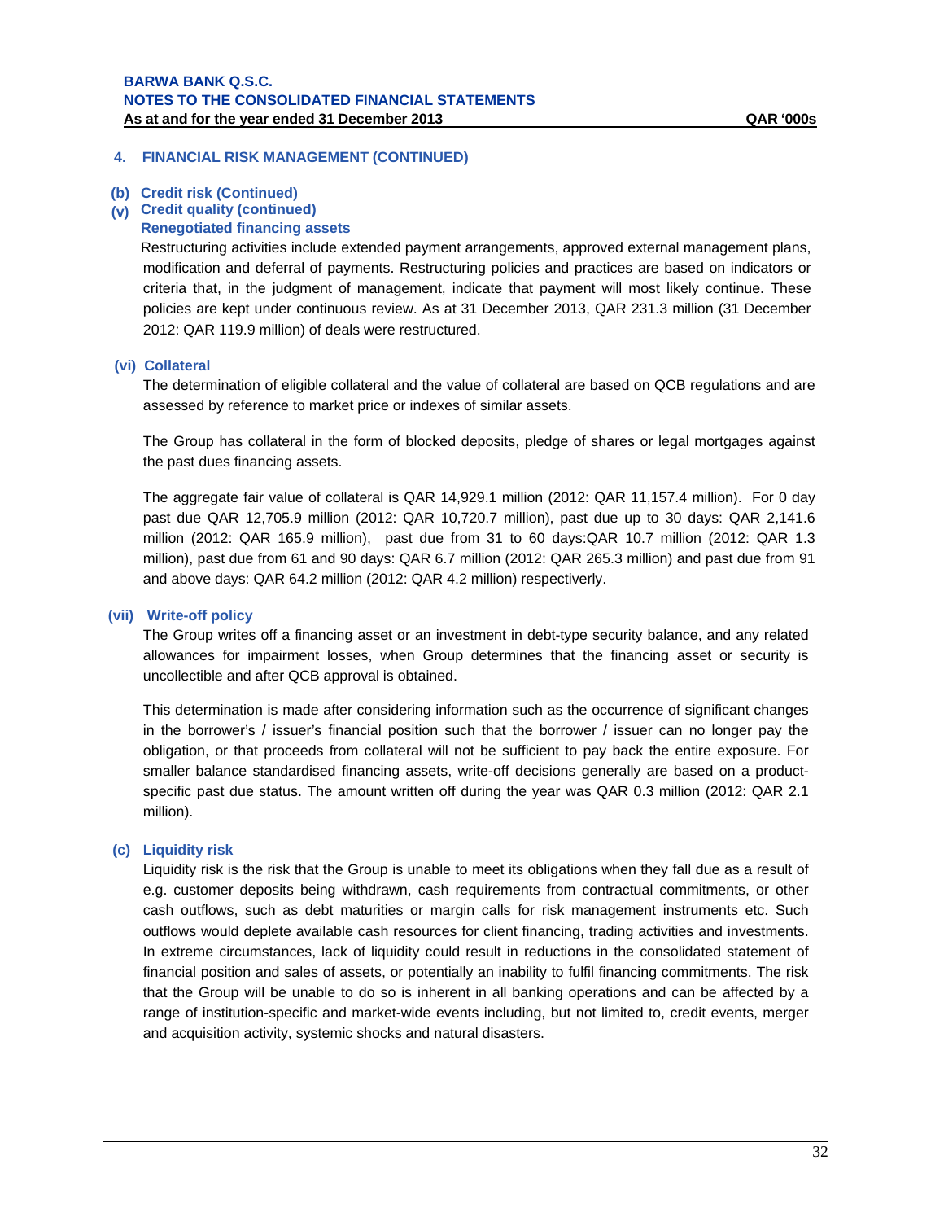## 4. FINANCIAL RISK MANAGEMENT (CONTINUED)

### (b) Credit risk (Continued)

### (v) Credit quality (continued)

**Renegotiated financing assets**

Restructuring activities include extended payment arrangements, approved external management plans, modification and deferral of payments. Restructuring policies and practices are based on indicators or criteria that, in the judgment of management, indicate that payment will most likely continue. These policies are kept under continuous review. As at 31 December 2013, QAR 231.3 million (31 December 2012: QAR 119.9 million) of deals were restructured.

### (vi) Collateral

The determination of eligible collateral and the value of collateral are based on QCB regulations and are assessed by reference to market price or indexes of similar assets.

The Group has collateral in the form of blocked deposits, pledge of shares or legal mortgages against the past dues financing assets.

The aggregate fair value of collateral is QAR 14,929.1 million (2012: QAR 11,157.4 million). For 0 day past due QAR 12,705.9 million (2012: QAR 10,720.7 million), past due up to 30 days: QAR 2,141.6 million (2012: QAR 165.9 million), past due from 31 to 60 days:QAR 10.7 million (2012: QAR 1.3 million), past due from 61 and 90 days: QAR 6.7 million (2012: QAR 265.3 million) and past due from 91 and above days: QAR 64.2 million (2012: QAR 4.2 million) respectiverly.

### (vii) Write-off policy

The Group writes off a financing asset or an investment in debt-type security balance, and any related allowances for impairment losses, when Group determines that the financing asset or security is uncollectible and after QCB approval is obtained.

This determination is made after considering information such as the occurrence of significant changes in the borrower's / issuer's financial position such that the borrower / issuer can no longer pay the obligation, or that proceeds from collateral will not be sufficient to pay back the entire exposure. For smaller balance standardised financing assets, write-off decisions generally are based on a product-specific past due status. The amount written off during the year was QAR 0.3 million (2012: QAR 2.1 million).

### (c) Liquidity risk

Liquidity risk is the risk that the Group is unable to meet its obligations when they fall due as a result of e.g. customer deposits being withdrawn, cash requirements from contractual commitments, or other cash outflows, such as debt maturities or margin calls for risk management instruments etc. Such outflows would deplete available cash resources for client financing, trading activities and investments. In extreme circumstances, lack of liquidity could result in reductions in the consolidated statement of financial position and sales of assets, or potentially an inability to fulfil financing commitments. The risk that the Group will be unable to do so is inherent in all banking operations and can be affected by a range of institution-specific and market-wide events including, but not limited to, credit events, merger and acquisition activity, systemic shocks and natural disasters.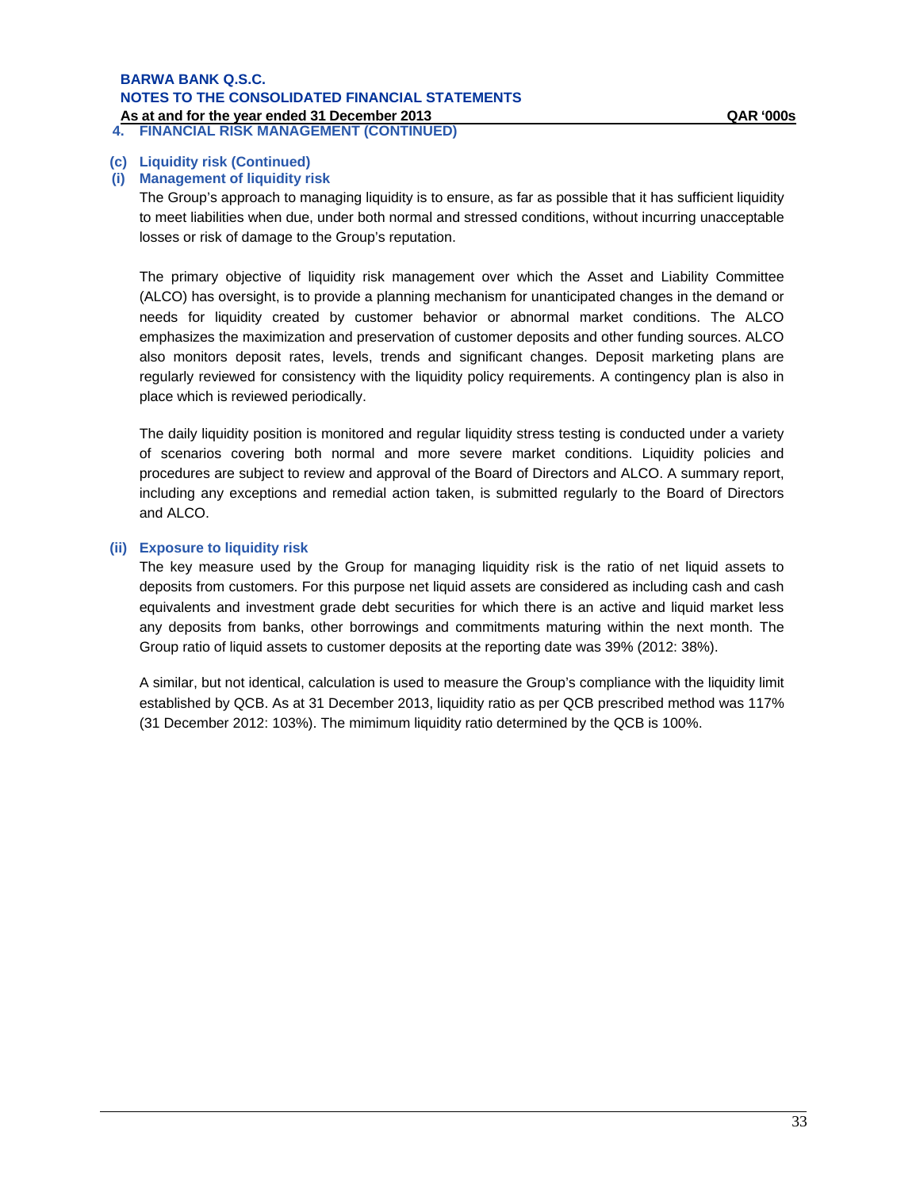## 4. FINANCIAL RISK MANAGEMENT (CONTINUED)

### (c) Liquidity risk (Continued)

#### (i) Management of liquidity risk

The Group's approach to managing liquidity is to ensure, as far as possible that it has sufficient liquidity to meet liabilities when due, under both normal and stressed conditions, without incurring unacceptable losses or risk of damage to the Group's reputation.

The primary objective of liquidity risk management over which the Asset and Liability Committee (ALCO) has oversight, is to provide a planning mechanism for unanticipated changes in the demand or needs for liquidity created by customer behavior or abnormal market conditions. The ALCO emphasizes the maximization and preservation of customer deposits and other funding sources. ALCO also monitors deposit rates, levels, trends and significant changes. Deposit marketing plans are regularly reviewed for consistency with the liquidity policy requirements. A contingency plan is also in place which is reviewed periodically.

The daily liquidity position is monitored and regular liquidity stress testing is conducted under a variety of scenarios covering both normal and more severe market conditions. Liquidity policies and procedures are subject to review and approval of the Board of Directors and ALCO. A summary report, including any exceptions and remedial action taken, is submitted regularly to the Board of Directors and ALCO.

#### (ii) Exposure to liquidity risk

The key measure used by the Group for managing liquidity risk is the ratio of net liquid assets to deposits from customers. For this purpose net liquid assets are considered as including cash and cash equivalents and investment grade debt securities for which there is an active and liquid market less any deposits from banks, other borrowings and commitments maturing within the next month. The Group ratio of liquid assets to customer deposits at the reporting date was 39% (2012: 38%).

A similar, but not identical, calculation is used to measure the Group's compliance with the liquidity limit established by QCB. As at 31 December 2013, liquidity ratio as per QCB prescribed method was 117% (31 December 2012: 103%). The mimimum liquidity ratio determined by the QCB is 100%.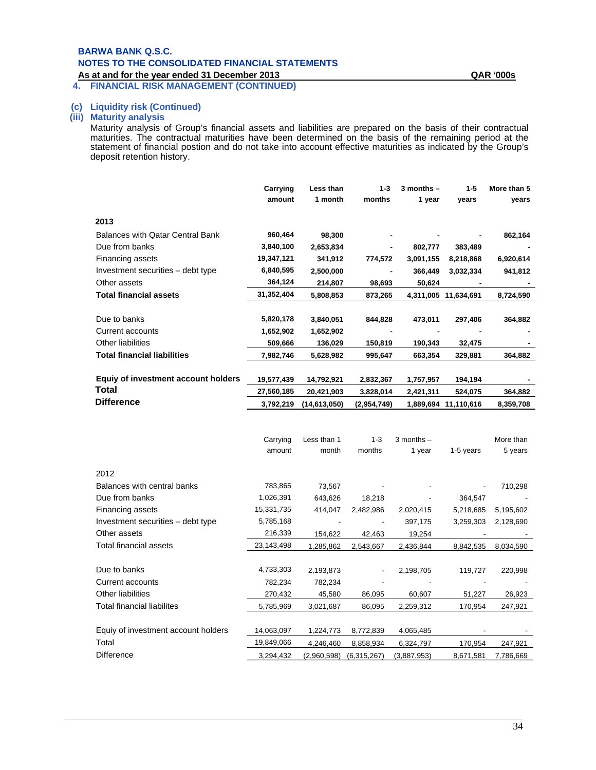**BARWA BANK Q.S.C.**
**NOTES TO THE CONSOLIDATED FINANCIAL STATEMENTS**
**As at and for the year ended 31 December 2013** **QAR '000s**

## 4. FINANCIAL RISK MANAGEMENT (CONTINUED)

### (c) Liquidity risk (Continued)

### (iii) Maturity analysis

Maturity analysis of Group's financial assets and liabilities are prepared on the basis of their contractual maturities. The contractual maturities have been determined on the basis of the remaining period at the statement of financial postion and do not take into account effective maturities as indicated by the Group's deposit retention history.

| | Carrying amount | Less than 1 month | 1-3 months | 3 months – 1 year | 1-5 years | More than 5 years |
|---|---|---|---|---|---|---|
| **2013** | | | | | | |
| Balances with Qatar Central Bank | **960,464** | **98,300** | **-** | **-** | **-** | **862,164** |
| Due from banks | **3,840,100** | **2,653,834** | **-** | **802,777** | **383,489** | **-** |
| Financing assets | **19,347,121** | **341,912** | **774,572** | **3,091,155** | **8,218,868** | **6,920,614** |
| Investment securities – debt type | **6,840,595** | **2,500,000** | **-** | **366,449** | **3,032,334** | **941,812** |
| Other assets | **364,124** | **214,807** | **98,693** | **50,624** | **-** | **-** |
| **Total financial assets** | **31,352,404** | **5,808,853** | **873,265** | **4,311,005** | **11,634,691** | **8,724,590** |
| | | | | | | |
| Due to banks | **5,820,178** | **3,840,051** | **844,828** | **473,011** | **297,406** | **364,882** |
| Current accounts | **1,652,902** | **1,652,902** | **-** | **-** | **-** | **-** |
| Other liabilities | **509,666** | **136,029** | **150,819** | **190,343** | **32,475** | **-** |
| **Total financial liabilities** | **7,982,746** | **5,628,982** | **995,647** | **663,354** | **329,881** | **364,882** |
| | | | | | | |
| **Equiy of investment account holders** | **19,577,439** | **14,792,921** | **2,832,367** | **1,757,957** | **194,194** | **-** |
| **Total** | **27,560,185** | **20,421,903** | **3,828,014** | **2,421,311** | **524,075** | **364,882** |
| **Difference** | **3,792,219** | **(14,613,050)** | **(2,954,749)** | **1,889,694** | **11,110,616** | **8,359,708** |

| | Carrying amount | Less than 1 month | 1-3 months | 3 months – 1 year | 1-5 years | More than 5 years |
|---|---|---|---|---|---|---|
| 2012 | | | | | | |
| Balances with central banks | 783,865 | 73,567 | - | - | - | 710,298 |
| Due from banks | 1,026,391 | 643,626 | 18,218 | - | 364,547 | - |
| Financing assets | 15,331,735 | 414,047 | 2,482,986 | 2,020,415 | 5,218,685 | 5,195,602 |
| Investment securities – debt type | 5,785,168 | - | - | 397,175 | 3,259,303 | 2,128,690 |
| Other assets | 216,339 | 154,622 | 42,463 | 19,254 | - | - |
| Total financial assets | 23,143,498 | 1,285,862 | 2,543,667 | 2,436,844 | 8,842,535 | 8,034,590 |
| | | | | | | |
| Due to banks | 4,733,303 | 2,193,873 | - | 2,198,705 | 119,727 | 220,998 |
| Current accounts | 782,234 | 782,234 | - | - | - | - |
| Other liabilities | 270,432 | 45,580 | 86,095 | 60,607 | 51,227 | 26,923 |
| Total financial liabilites | 5,785,969 | 3,021,687 | 86,095 | 2,259,312 | 170,954 | 247,921 |
| | | | | | | |
| Equiy of investment account holders | 14,063,097 | 1,224,773 | 8,772,839 | 4,065,485 | - | - |
| Total | 19,849,066 | 4,246,460 | 8,858,934 | 6,324,797 | 170,954 | 247,921 |
| Difference | 3,294,432 | (2,960,598) | (6,315,267) | (3,887,953) | 8,671,581 | 7,786,669 |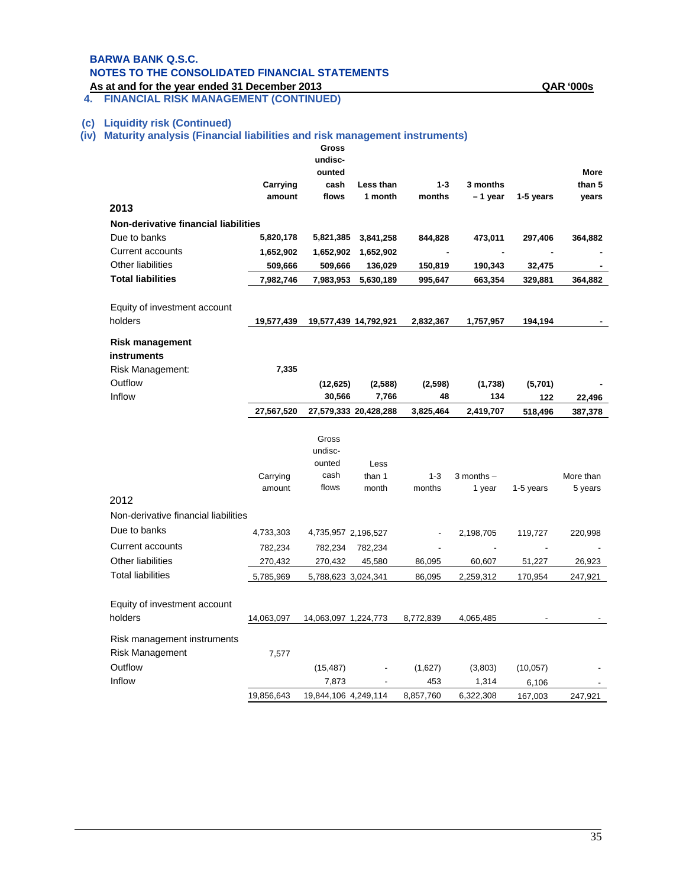**BARWA BANK Q.S.C.**
**NOTES TO THE CONSOLIDATED FINANCIAL STATEMENTS**
**As at and for the year ended 31 December 2013** **QAR '000s**

## 4. FINANCIAL RISK MANAGEMENT (CONTINUED)

### (c) Liquidity risk (Continued)

### (iv) Maturity analysis (Financial liabilities and risk management instruments)

| 2013 | Carrying amount | Gross undiscounted cash flows | Less than 1 month | 1-3 months | 3 months – 1 year | 1-5 years | More than 5 years |
|---|---|---|---|---|---|---|---|
| **Non-derivative financial liabilities** | | | | | | | |
| Due to banks | 5,820,178 | 5,821,385 | 3,841,258 | 844,828 | 473,011 | 297,406 | 364,882 |
| Current accounts | 1,652,902 | 1,652,902 | 1,652,902 | - | - | - | - |
| Other liabilities | 509,666 | 509,666 | 136,029 | 150,819 | 190,343 | 32,475 | - |
| **Total liabilities** | 7,982,746 | 7,983,953 | 5,630,189 | 995,647 | 663,354 | 329,881 | 364,882 |
| Equity of investment account holders | 19,577,439 | 19,577,439 | 14,792,921 | 2,832,367 | 1,757,957 | 194,194 | - |
| **Risk management instruments** | | | | | | | |
| Risk Management: | 7,335 | | | | | | |
| Outflow | | (12,625) | (2,588) | (2,598) | (1,738) | (5,701) | - |
| Inflow | | 30,566 | 7,766 | 48 | 134 | 122 | 22,496 |
| | 27,567,520 | 27,579,333 | 20,428,288 | 3,825,464 | 2,419,707 | 518,496 | 387,378 |

| 2012 | Carrying amount | Gross undiscounted cash flows | Less than 1 month | 1-3 months | 3 months – 1 year | 1-5 years | More than 5 years |
|---|---|---|---|---|---|---|---|
| Non-derivative financial liabilities | | | | | | | |
| Due to banks | 4,733,303 | 4,735,957 | 2,196,527 | - | 2,198,705 | 119,727 | 220,998 |
| Current accounts | 782,234 | 782,234 | 782,234 | - | - | - | - |
| Other liabilities | 270,432 | 270,432 | 45,580 | 86,095 | 60,607 | 51,227 | 26,923 |
| Total liabilities | 5,785,969 | 5,788,623 | 3,024,341 | 86,095 | 2,259,312 | 170,954 | 247,921 |
| Equity of investment account holders | 14,063,097 | 14,063,097 | 1,224,773 | 8,772,839 | 4,065,485 | - | - |
| Risk management instruments | | | | | | | |
| Risk Management | 7,577 | | | | | | |
| Outflow | | (15,487) | - | (1,627) | (3,803) | (10,057) | - |
| Inflow | | 7,873 | - | 453 | 1,314 | 6,106 | - |
| | 19,856,643 | 19,844,106 | 4,249,114 | 8,857,760 | 6,322,308 | 167,003 | 247,921 |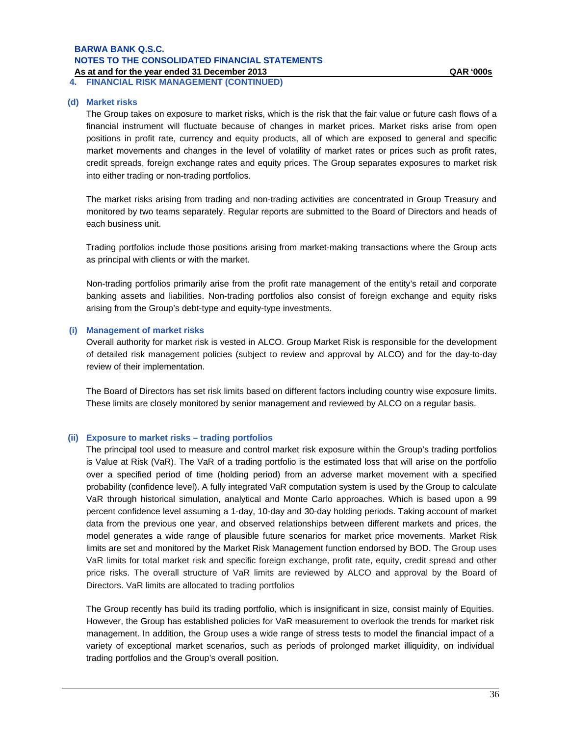## 4. FINANCIAL RISK MANAGEMENT (CONTINUED)

### (d) Market risks

The Group takes on exposure to market risks, which is the risk that the fair value or future cash flows of a financial instrument will fluctuate because of changes in market prices. Market risks arise from open positions in profit rate, currency and equity products, all of which are exposed to general and specific market movements and changes in the level of volatility of market rates or prices such as profit rates, credit spreads, foreign exchange rates and equity prices. The Group separates exposures to market risk into either trading or non-trading portfolios.

The market risks arising from trading and non-trading activities are concentrated in Group Treasury and monitored by two teams separately. Regular reports are submitted to the Board of Directors and heads of each business unit.

Trading portfolios include those positions arising from market-making transactions where the Group acts as principal with clients or with the market.

Non-trading portfolios primarily arise from the profit rate management of the entity's retail and corporate banking assets and liabilities. Non-trading portfolios also consist of foreign exchange and equity risks arising from the Group's debt-type and equity-type investments.

### (i) Management of market risks

Overall authority for market risk is vested in ALCO. Group Market Risk is responsible for the development of detailed risk management policies (subject to review and approval by ALCO) and for the day-to-day review of their implementation.

The Board of Directors has set risk limits based on different factors including country wise exposure limits. These limits are closely monitored by senior management and reviewed by ALCO on a regular basis.

### (ii) Exposure to market risks – trading portfolios

The principal tool used to measure and control market risk exposure within the Group's trading portfolios is Value at Risk (VaR). The VaR of a trading portfolio is the estimated loss that will arise on the portfolio over a specified period of time (holding period) from an adverse market movement with a specified probability (confidence level). A fully integrated VaR computation system is used by the Group to calculate VaR through historical simulation, analytical and Monte Carlo approaches. Which is based upon a 99 percent confidence level assuming a 1-day, 10-day and 30-day holding periods. Taking account of market data from the previous one year, and observed relationships between different markets and prices, the model generates a wide range of plausible future scenarios for market price movements. Market Risk limits are set and monitored by the Market Risk Management function endorsed by BOD. The Group uses VaR limits for total market risk and specific foreign exchange, profit rate, equity, credit spread and other price risks. The overall structure of VaR limits are reviewed by ALCO and approval by the Board of Directors. VaR limits are allocated to trading portfolios

The Group recently has build its trading portfolio, which is insignificant in size, consist mainly of Equities. However, the Group has established policies for VaR measurement to overlook the trends for market risk management. In addition, the Group uses a wide range of stress tests to model the financial impact of a variety of exceptional market scenarios, such as periods of prolonged market illiquidity, on individual trading portfolios and the Group's overall position.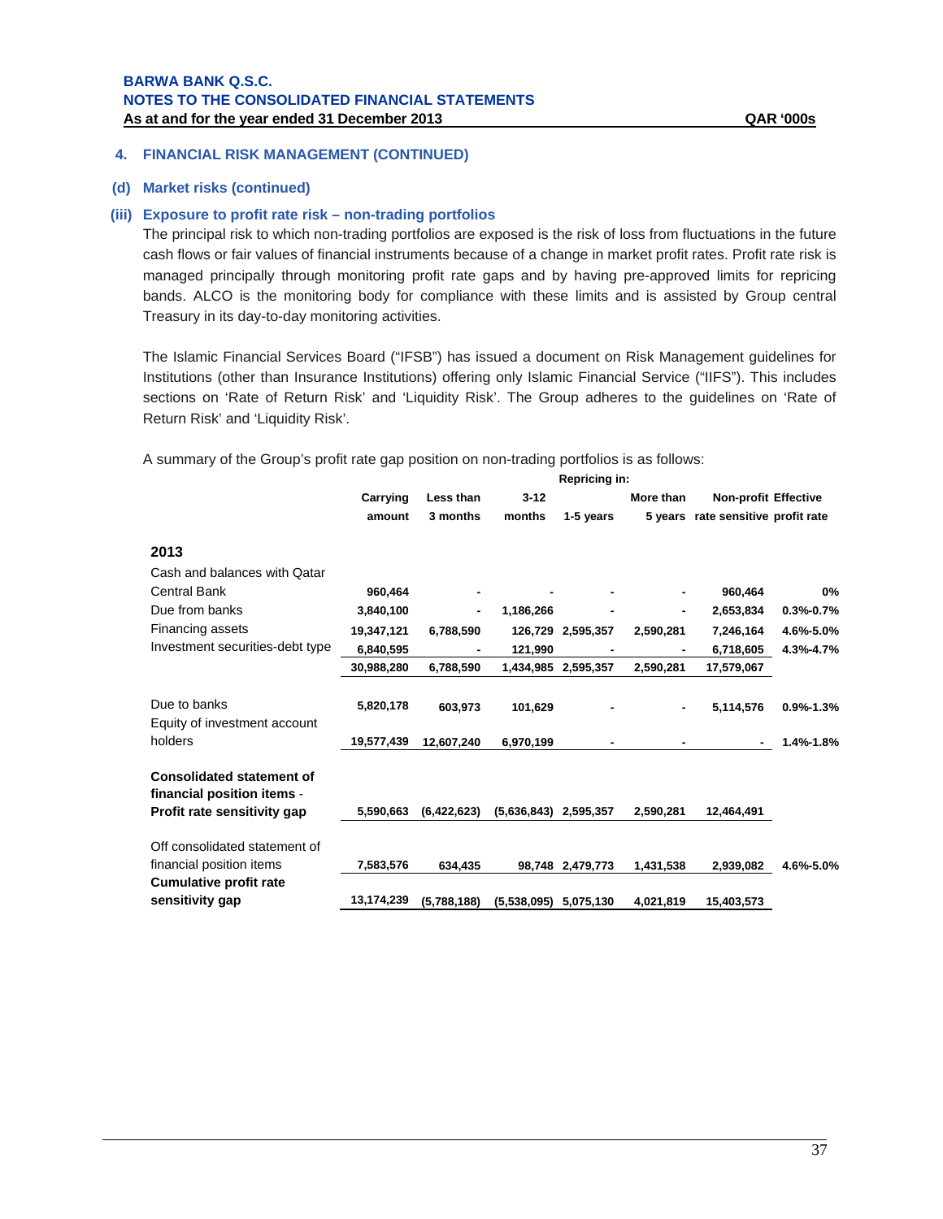## 4. FINANCIAL RISK MANAGEMENT (CONTINUED)

### (d) Market risks (continued)

### (iii) Exposure to profit rate risk – non-trading portfolios

The principal risk to which non-trading portfolios are exposed is the risk of loss from fluctuations in the future cash flows or fair values of financial instruments because of a change in market profit rates. Profit rate risk is managed principally through monitoring profit rate gaps and by having pre-approved limits for repricing bands. ALCO is the monitoring body for compliance with these limits and is assisted by Group central Treasury in its day-to-day monitoring activities.

The Islamic Financial Services Board ("IFSB") has issued a document on Risk Management guidelines for Institutions (other than Insurance Institutions) offering only Islamic Financial Service ("IIFS"). This includes sections on 'Rate of Return Risk' and 'Liquidity Risk'. The Group adheres to the guidelines on 'Rate of Return Risk' and 'Liquidity Risk'.

A summary of the Group's profit rate gap position on non-trading portfolios is as follows:

| | | Repricing in: | | | | | |
|---|---|---|---|---|---|---|---|
| | Carrying amount | Less than 3 months | 3-12 months | 1-5 years | More than 5 years | Non-profit rate sensitive | Effective profit rate |
| **2013** | | | | | | | |
| Cash and balances with Qatar Central Bank | 960,464 | - | - | - | - | 960,464 | 0% |
| Due from banks | 3,840,100 | - | 1,186,266 | - | - | 2,653,834 | 0.3%-0.7% |
| Financing assets | 19,347,121 | 6,788,590 | 126,729 | 2,595,357 | 2,590,281 | 7,246,164 | 4.6%-5.0% |
| Investment securities-debt type | 6,840,595 | - | 121,990 | - | - | 6,718,605 | 4.3%-4.7% |
| | 30,988,280 | 6,788,590 | 1,434,985 | 2,595,357 | 2,590,281 | 17,579,067 | |
| Due to banks | 5,820,178 | 603,973 | 101,629 | - | - | 5,114,576 | 0.9%-1.3% |
| Equity of investment account holders | 19,577,439 | 12,607,240 | 6,970,199 | - | - | - | 1.4%-1.8% |
| **Consolidated statement of financial position items - Profit rate sensitivity gap** | 5,590,663 | (6,422,623) | (5,636,843) | 2,595,357 | 2,590,281 | 12,464,491 | |
| Off consolidated statement of financial position items | 7,583,576 | 634,435 | 98,748 | 2,479,773 | 1,431,538 | 2,939,082 | 4.6%-5.0% |
| **Cumulative profit rate sensitivity gap** | 13,174,239 | (5,788,188) | (5,538,095) | 5,075,130 | 4,021,819 | 15,403,573 | |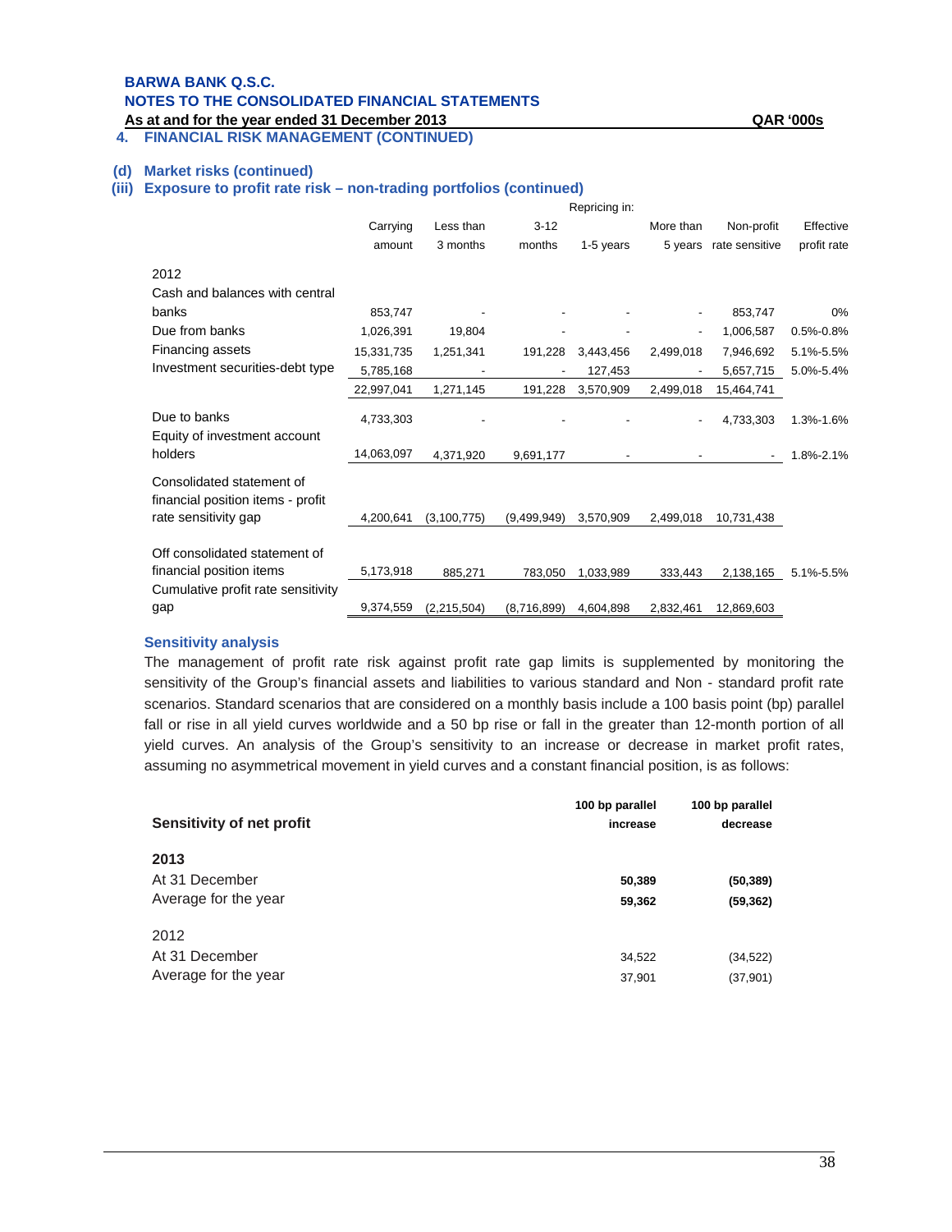**BARWA BANK Q.S.C.**
**NOTES TO THE CONSOLIDATED FINANCIAL STATEMENTS**
**As at and for the year ended 31 December 2013** **QAR '000s**

## 4. FINANCIAL RISK MANAGEMENT (CONTINUED)

### (d) Market risks (continued)

### (iii) Exposure to profit rate risk – non-trading portfolios (continued)

| | | Repricing in: | | | | | |
|---|---|---|---|---|---|---|---|
| | Carrying amount | Less than 3 months | 3-12 months | 1-5 years | More than 5 years | Non-profit rate sensitive | Effective profit rate |
| 2012 | | | | | | | |
| Cash and balances with central banks | 853,747 | - | - | - | - | 853,747 | 0% |
| Due from banks | 1,026,391 | 19,804 | - | - | - | 1,006,587 | 0.5%-0.8% |
| Financing assets | 15,331,735 | 1,251,341 | 191,228 | 3,443,456 | 2,499,018 | 7,946,692 | 5.1%-5.5% |
| Investment securities-debt type | 5,785,168 | - | - | 127,453 | - | 5,657,715 | 5.0%-5.4% |
| | 22,997,041 | 1,271,145 | 191,228 | 3,570,909 | 2,499,018 | 15,464,741 | |
| Due to banks | 4,733,303 | - | - | - | - | 4,733,303 | 1.3%-1.6% |
| Equity of investment account holders | 14,063,097 | 4,371,920 | 9,691,177 | - | - | - | 1.8%-2.1% |
| Consolidated statement of financial position items - profit rate sensitivity gap | 4,200,641 | (3,100,775) | (9,499,949) | 3,570,909 | 2,499,018 | 10,731,438 | |
| Off consolidated statement of financial position items | 5,173,918 | 885,271 | 783,050 | 1,033,989 | 333,443 | 2,138,165 | 5.1%-5.5% |
| Cumulative profit rate sensitivity gap | 9,374,559 | (2,215,504) | (8,716,899) | 4,604,898 | 2,832,461 | 12,869,603 | |

### Sensitivity analysis

The management of profit rate risk against profit rate gap limits is supplemented by monitoring the sensitivity of the Group's financial assets and liabilities to various standard and Non - standard profit rate scenarios. Standard scenarios that are considered on a monthly basis include a 100 basis point (bp) parallel fall or rise in all yield curves worldwide and a 50 bp rise or fall in the greater than 12-month portion of all yield curves. An analysis of the Group's sensitivity to an increase or decrease in market profit rates, assuming no asymmetrical movement in yield curves and a constant financial position, is as follows:

| **Sensitivity of net profit** | **100 bp parallel increase** | **100 bp parallel decrease** |
|---|---|---|
| **2013** | | |
| At 31 December | **50,389** | **(50,389)** |
| Average for the year | **59,362** | **(59,362)** |
| 2012 | | |
| At 31 December | 34,522 | (34,522) |
| Average for the year | 37,901 | (37,901) |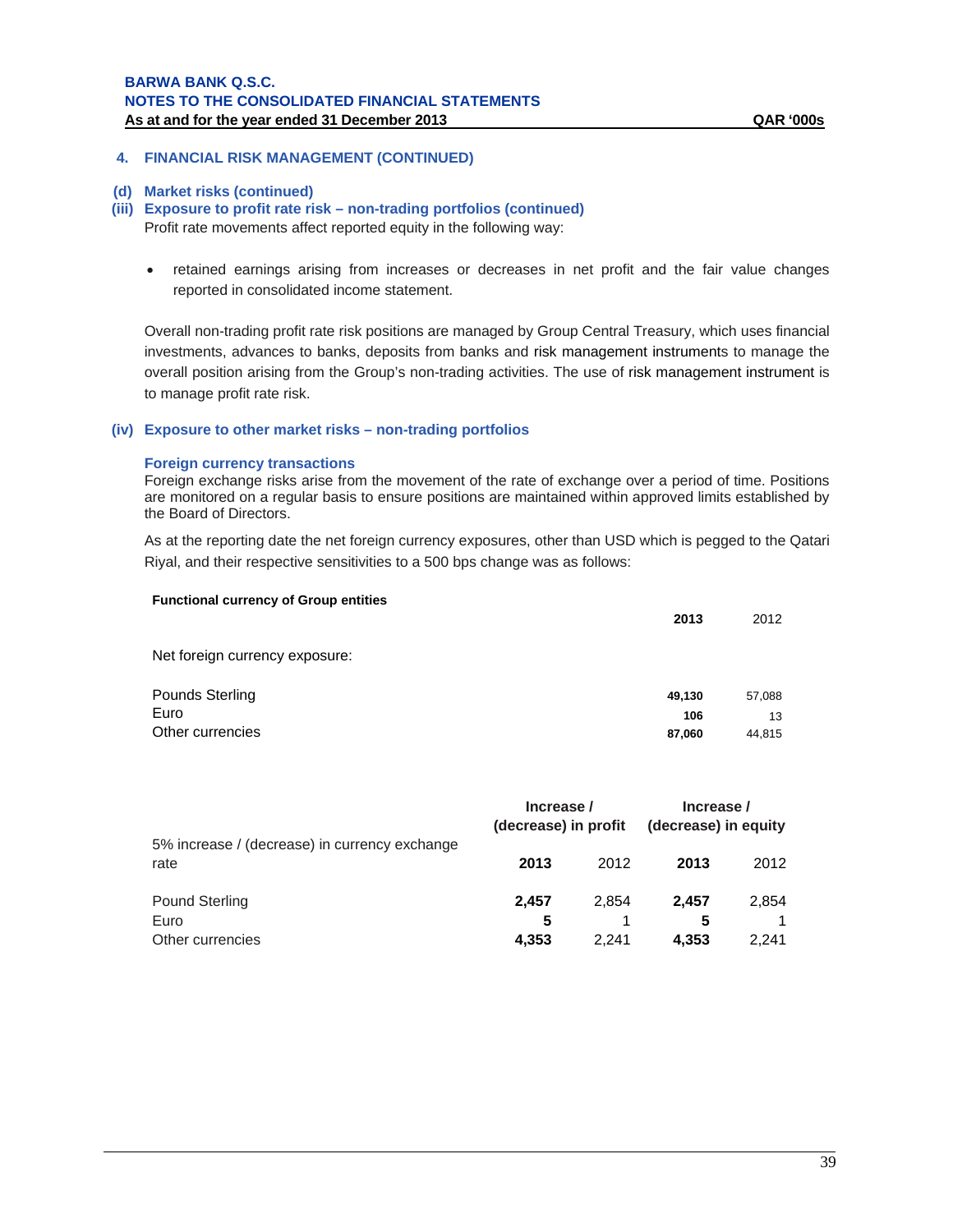## 4. FINANCIAL RISK MANAGEMENT (CONTINUED)

### (d) Market risks (continued)

### (iii) Exposure to profit rate risk – non-trading portfolios (continued)

Profit rate movements affect reported equity in the following way:

- retained earnings arising from increases or decreases in net profit and the fair value changes reported in consolidated income statement.

Overall non-trading profit rate risk positions are managed by Group Central Treasury, which uses financial investments, advances to banks, deposits from banks and risk management instruments to manage the overall position arising from the Group's non-trading activities. The use of risk management instrument is to manage profit rate risk.

### (iv) Exposure to other market risks – non-trading portfolios

#### Foreign currency transactions

Foreign exchange risks arise from the movement of the rate of exchange over a period of time. Positions are monitored on a regular basis to ensure positions are maintained within approved limits established by the Board of Directors.

As at the reporting date the net foreign currency exposures, other than USD which is pegged to the Qatari Riyal, and their respective sensitivities to a 500 bps change was as follows:

**Functional currency of Group entities**

| | **2013** | 2012 |
|---|---|---|
| Net foreign currency exposure: | | |
| Pounds Sterling | **49,130** | 57,088 |
| Euro | **106** | 13 |
| Other currencies | **87,060** | 44,815 |

| 5% increase / (decrease) in currency exchange rate | **Increase / (decrease) in profit** | | **Increase / (decrease) in equity** | |
|---|---|---|---|---|
| | **2013** | 2012 | **2013** | 2012 |
| Pound Sterling | **2,457** | 2,854 | **2,457** | 2,854 |
| Euro | **5** | 1 | **5** | 1 |
| Other currencies | **4,353** | 2,241 | **4,353** | 2,241 |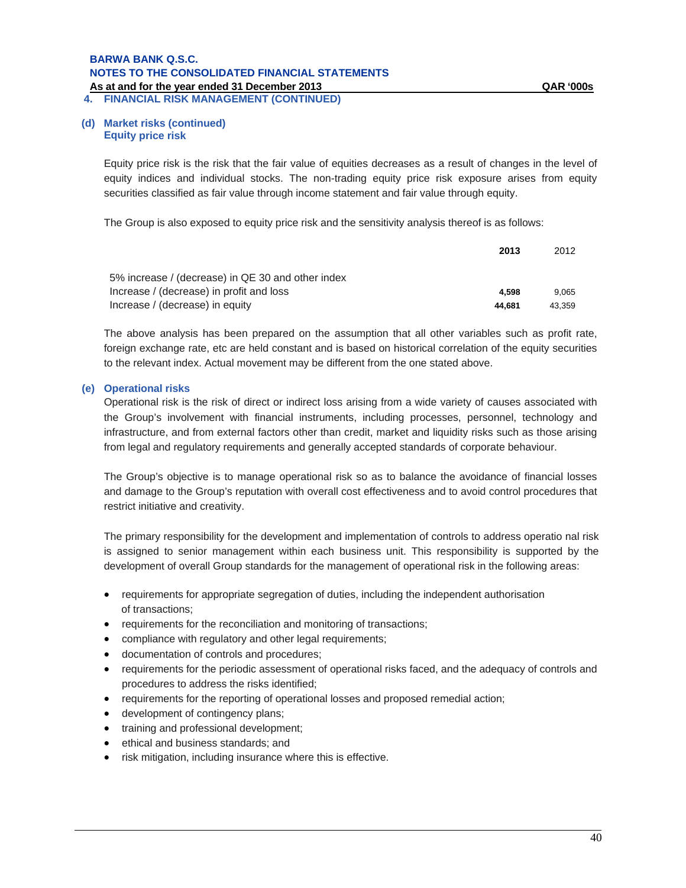## 4. FINANCIAL RISK MANAGEMENT (CONTINUED)

### (d) Market risks (continued)

**Equity price risk**

Equity price risk is the risk that the fair value of equities decreases as a result of changes in the level of equity indices and individual stocks. The non-trading equity price risk exposure arises from equity securities classified as fair value through income statement and fair value through equity.

The Group is also exposed to equity price risk and the sensitivity analysis thereof is as follows:

| | **2013** | 2012 |
|---|---|---|
| 5% increase / (decrease) in QE 30 and other index | | |
| Increase / (decrease) in profit and loss | **4,598** | 9,065 |
| Increase / (decrease) in equity | **44,681** | 43,359 |

The above analysis has been prepared on the assumption that all other variables such as profit rate, foreign exchange rate, etc are held constant and is based on historical correlation of the equity securities to the relevant index. Actual movement may be different from the one stated above.

### (e) Operational risks

Operational risk is the risk of direct or indirect loss arising from a wide variety of causes associated with the Group's involvement with financial instruments, including processes, personnel, technology and infrastructure, and from external factors other than credit, market and liquidity risks such as those arising from legal and regulatory requirements and generally accepted standards of corporate behaviour.

The Group's objective is to manage operational risk so as to balance the avoidance of financial losses and damage to the Group's reputation with overall cost effectiveness and to avoid control procedures that restrict initiative and creativity.

The primary responsibility for the development and implementation of controls to address operatio nal risk is assigned to senior management within each business unit. This responsibility is supported by the development of overall Group standards for the management of operational risk in the following areas:

- requirements for appropriate segregation of duties, including the independent authorisation of transactions;
- requirements for the reconciliation and monitoring of transactions;
- compliance with regulatory and other legal requirements;
- documentation of controls and procedures;
- requirements for the periodic assessment of operational risks faced, and the adequacy of controls and procedures to address the risks identified;
- requirements for the reporting of operational losses and proposed remedial action;
- development of contingency plans;
- training and professional development;
- ethical and business standards; and
- risk mitigation, including insurance where this is effective.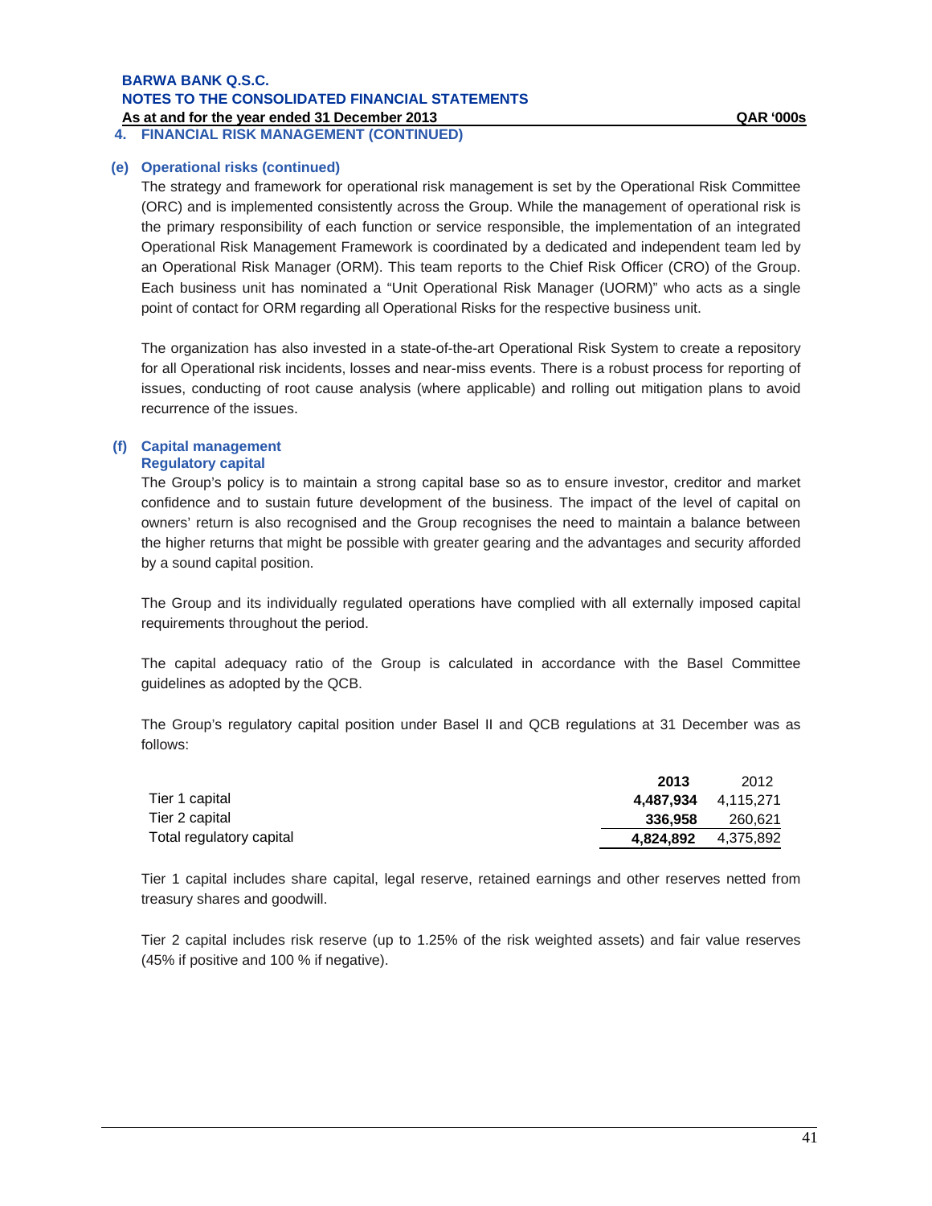## 4. FINANCIAL RISK MANAGEMENT (CONTINUED)

### (e) Operational risks (continued)

The strategy and framework for operational risk management is set by the Operational Risk Committee (ORC) and is implemented consistently across the Group. While the management of operational risk is the primary responsibility of each function or service responsible, the implementation of an integrated Operational Risk Management Framework is coordinated by a dedicated and independent team led by an Operational Risk Manager (ORM). This team reports to the Chief Risk Officer (CRO) of the Group. Each business unit has nominated a "Unit Operational Risk Manager (UORM)" who acts as a single point of contact for ORM regarding all Operational Risks for the respective business unit.

The organization has also invested in a state-of-the-art Operational Risk System to create a repository for all Operational risk incidents, losses and near-miss events. There is a robust process for reporting of issues, conducting of root cause analysis (where applicable) and rolling out mitigation plans to avoid recurrence of the issues.

### (f) Capital management

#### Regulatory capital

The Group's policy is to maintain a strong capital base so as to ensure investor, creditor and market confidence and to sustain future development of the business. The impact of the level of capital on owners' return is also recognised and the Group recognises the need to maintain a balance between the higher returns that might be possible with greater gearing and the advantages and security afforded by a sound capital position.

The Group and its individually regulated operations have complied with all externally imposed capital requirements throughout the period.

The capital adequacy ratio of the Group is calculated in accordance with the Basel Committee guidelines as adopted by the QCB.

The Group's regulatory capital position under Basel II and QCB regulations at 31 December was as follows:

| | **2013** | 2012 |
|---|---|---|
| Tier 1 capital | **4,487,934** | 4,115,271 |
| Tier 2 capital | **336,958** | 260,621 |
| Total regulatory capital | **4,824,892** | 4,375,892 |

Tier 1 capital includes share capital, legal reserve, retained earnings and other reserves netted from treasury shares and goodwill.

Tier 2 capital includes risk reserve (up to 1.25% of the risk weighted assets) and fair value reserves (45% if positive and 100 % if negative).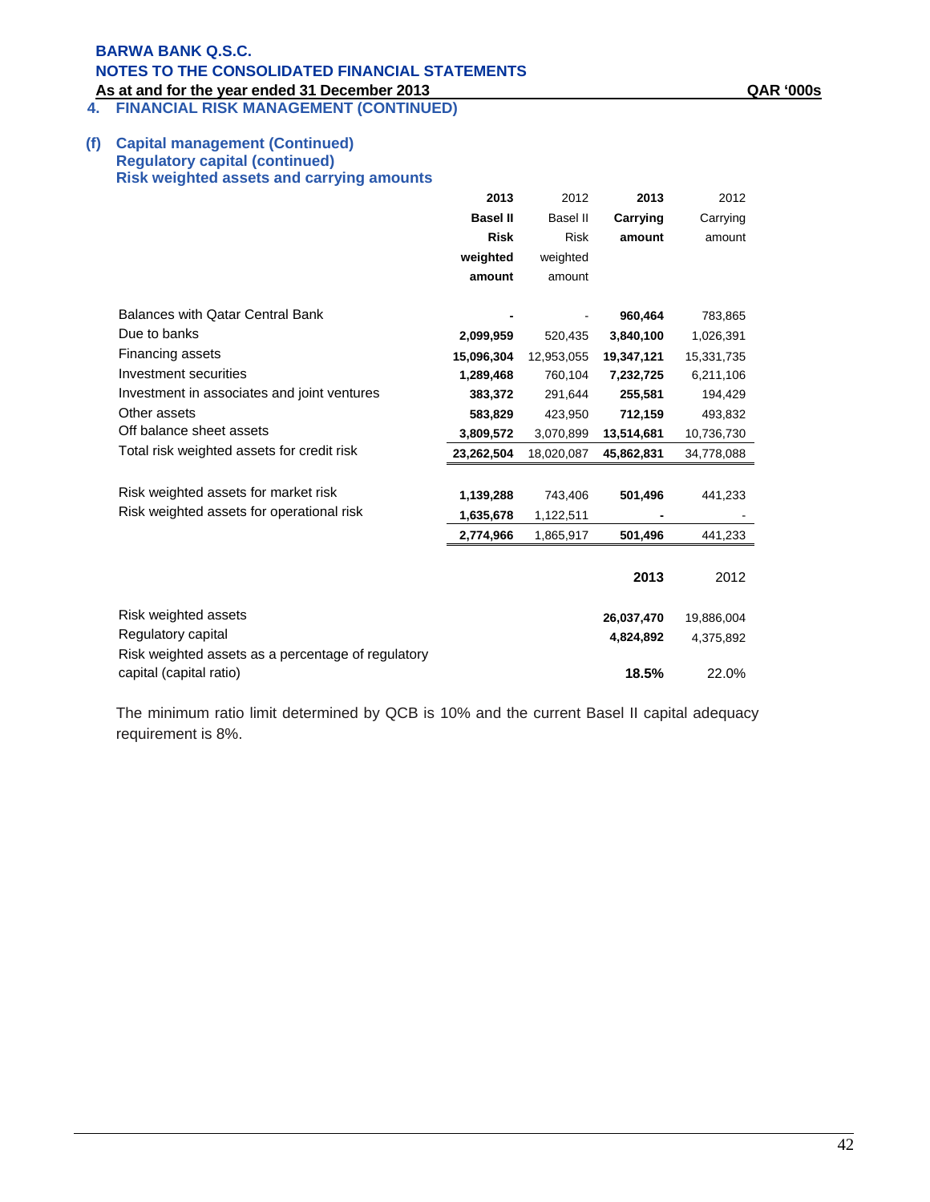## 4. FINANCIAL RISK MANAGEMENT (CONTINUED)

### (f) Capital management (Continued)
#### Regulatory capital (continued)
#### Risk weighted assets and carrying amounts

| | 2013 Basel II Risk weighted amount | 2012 Basel II Risk weighted amount | 2013 Carrying amount | 2012 Carrying amount |
|---|---|---|---|---|
| Balances with Qatar Central Bank | - | - | 960,464 | 783,865 |
| Due to banks | 2,099,959 | 520,435 | 3,840,100 | 1,026,391 |
| Financing assets | 15,096,304 | 12,953,055 | 19,347,121 | 15,331,735 |
| Investment securities | 1,289,468 | 760,104 | 7,232,725 | 6,211,106 |
| Investment in associates and joint ventures | 383,372 | 291,644 | 255,581 | 194,429 |
| Other assets | 583,829 | 423,950 | 712,159 | 493,832 |
| Off balance sheet assets | 3,809,572 | 3,070,899 | 13,514,681 | 10,736,730 |
| Total risk weighted assets for credit risk | 23,262,504 | 18,020,087 | 45,862,831 | 34,778,088 |
| | | | | |
| Risk weighted assets for market risk | 1,139,288 | 743,406 | 501,496 | 441,233 |
| Risk weighted assets for operational risk | 1,635,678 | 1,122,511 | - | - |
| | 2,774,966 | 1,865,917 | 501,496 | 441,233 |

| | 2013 | 2012 |
|---|---|---|
| Risk weighted assets | 26,037,470 | 19,886,004 |
| Regulatory capital | 4,824,892 | 4,375,892 |
| Risk weighted assets as a percentage of regulatory capital (capital ratio) | 18.5% | 22.0% |

The minimum ratio limit determined by QCB is 10% and the current Basel II capital adequacy requirement is 8%.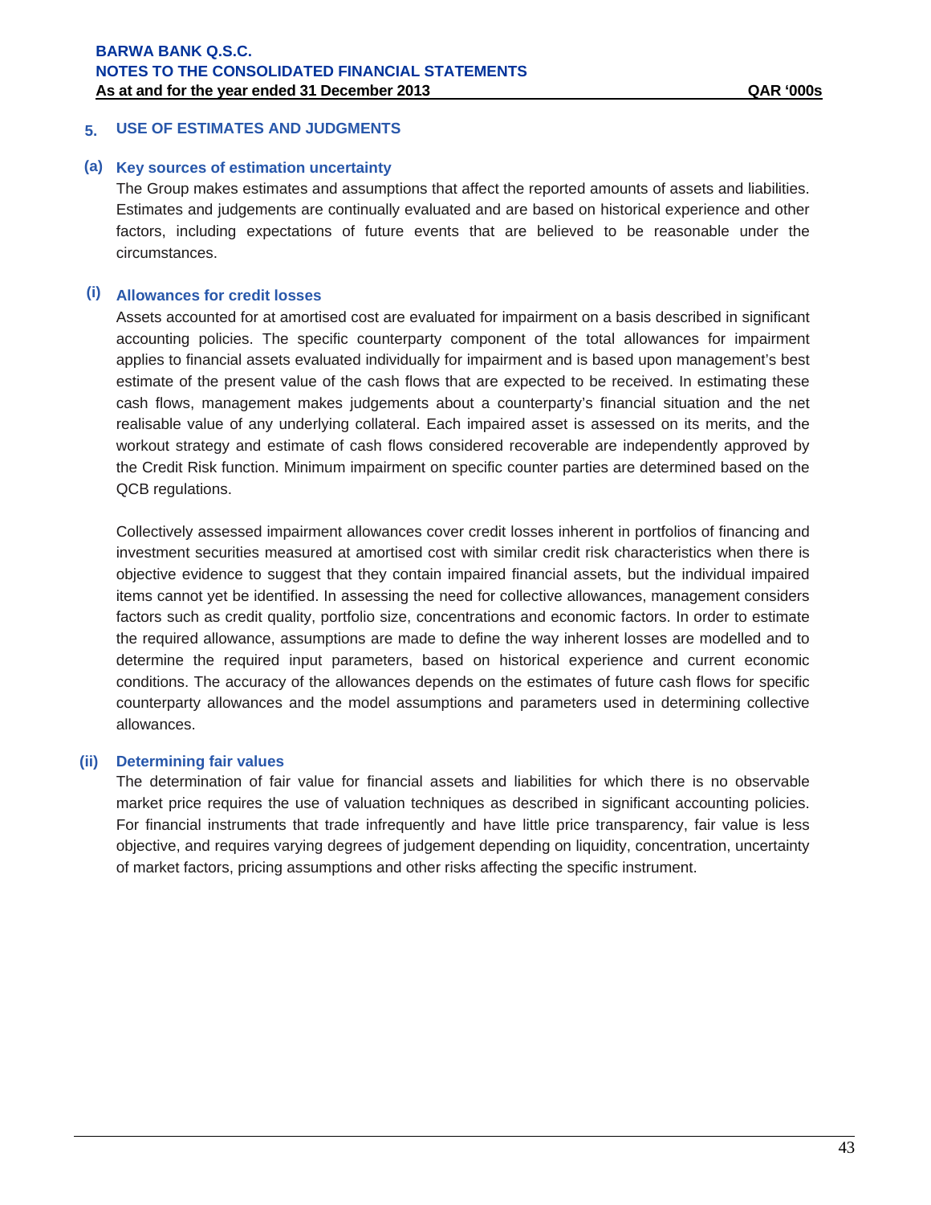## 5. USE OF ESTIMATES AND JUDGMENTS

### (a) Key sources of estimation uncertainty

The Group makes estimates and assumptions that affect the reported amounts of assets and liabilities. Estimates and judgements are continually evaluated and are based on historical experience and other factors, including expectations of future events that are believed to be reasonable under the circumstances.

#### (i) Allowances for credit losses

Assets accounted for at amortised cost are evaluated for impairment on a basis described in significant accounting policies. The specific counterparty component of the total allowances for impairment applies to financial assets evaluated individually for impairment and is based upon management's best estimate of the present value of the cash flows that are expected to be received. In estimating these cash flows, management makes judgements about a counterparty's financial situation and the net realisable value of any underlying collateral. Each impaired asset is assessed on its merits, and the workout strategy and estimate of cash flows considered recoverable are independently approved by the Credit Risk function. Minimum impairment on specific counter parties are determined based on the QCB regulations.

Collectively assessed impairment allowances cover credit losses inherent in portfolios of financing and investment securities measured at amortised cost with similar credit risk characteristics when there is objective evidence to suggest that they contain impaired financial assets, but the individual impaired items cannot yet be identified. In assessing the need for collective allowances, management considers factors such as credit quality, portfolio size, concentrations and economic factors. In order to estimate the required allowance, assumptions are made to define the way inherent losses are modelled and to determine the required input parameters, based on historical experience and current economic conditions. The accuracy of the allowances depends on the estimates of future cash flows for specific counterparty allowances and the model assumptions and parameters used in determining collective allowances.

#### (ii) Determining fair values

The determination of fair value for financial assets and liabilities for which there is no observable market price requires the use of valuation techniques as described in significant accounting policies. For financial instruments that trade infrequently and have little price transparency, fair value is less objective, and requires varying degrees of judgement depending on liquidity, concentration, uncertainty of market factors, pricing assumptions and other risks affecting the specific instrument.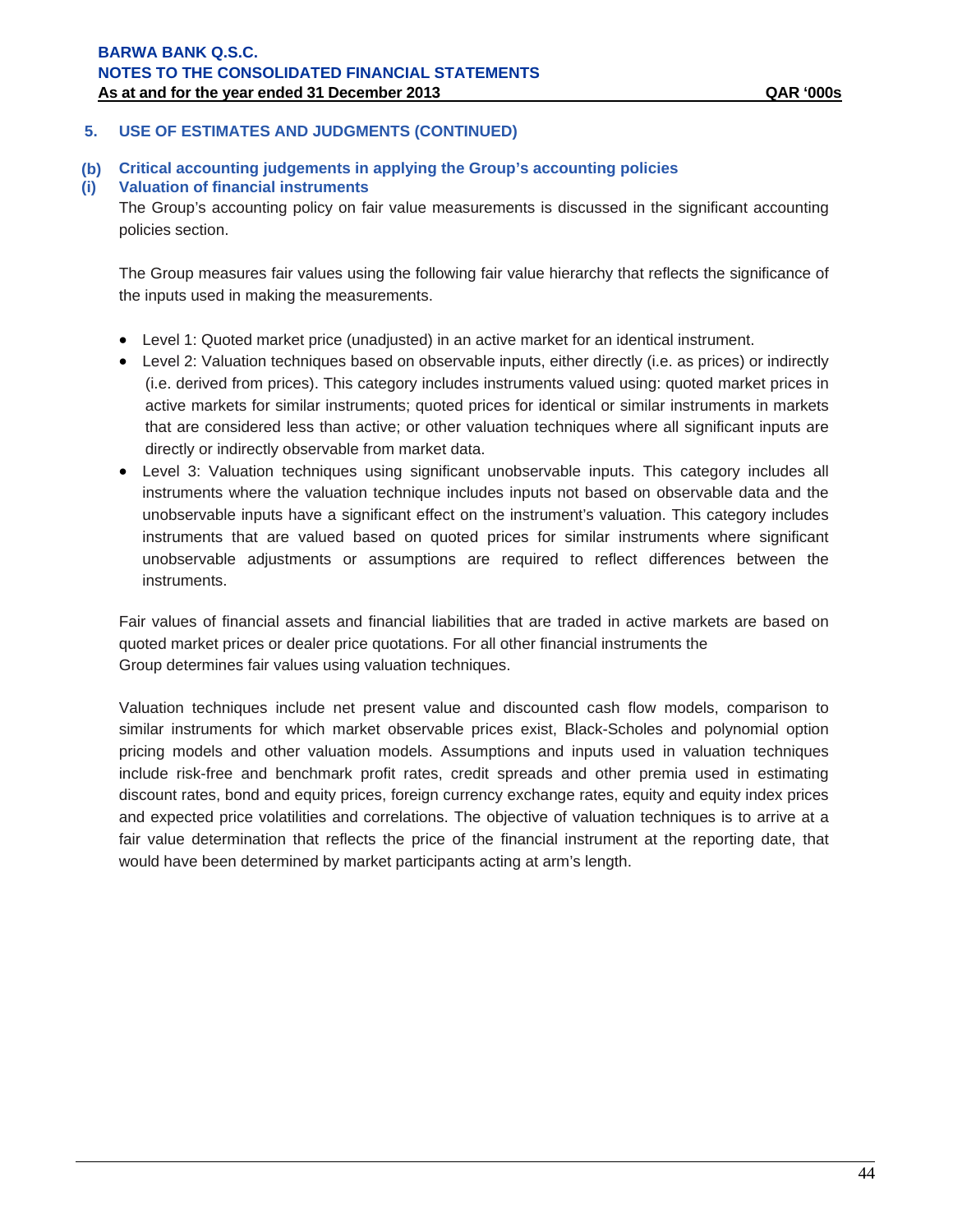## 5. USE OF ESTIMATES AND JUDGMENTS (CONTINUED)

### (b) Critical accounting judgements in applying the Group's accounting policies

### (i) Valuation of financial instruments

The Group's accounting policy on fair value measurements is discussed in the significant accounting policies section.

The Group measures fair values using the following fair value hierarchy that reflects the significance of the inputs used in making the measurements.

- Level 1: Quoted market price (unadjusted) in an active market for an identical instrument.
- Level 2: Valuation techniques based on observable inputs, either directly (i.e. as prices) or indirectly (i.e. derived from prices). This category includes instruments valued using: quoted market prices in active markets for similar instruments; quoted prices for identical or similar instruments in markets that are considered less than active; or other valuation techniques where all significant inputs are directly or indirectly observable from market data.
- Level 3: Valuation techniques using significant unobservable inputs. This category includes all instruments where the valuation technique includes inputs not based on observable data and the unobservable inputs have a significant effect on the instrument's valuation. This category includes instruments that are valued based on quoted prices for similar instruments where significant unobservable adjustments or assumptions are required to reflect differences between the instruments.

Fair values of financial assets and financial liabilities that are traded in active markets are based on quoted market prices or dealer price quotations. For all other financial instruments the Group determines fair values using valuation techniques.

Valuation techniques include net present value and discounted cash flow models, comparison to similar instruments for which market observable prices exist, Black-Scholes and polynomial option pricing models and other valuation models. Assumptions and inputs used in valuation techniques include risk-free and benchmark profit rates, credit spreads and other premia used in estimating discount rates, bond and equity prices, foreign currency exchange rates, equity and equity index prices and expected price volatilities and correlations. The objective of valuation techniques is to arrive at a fair value determination that reflects the price of the financial instrument at the reporting date, that would have been determined by market participants acting at arm's length.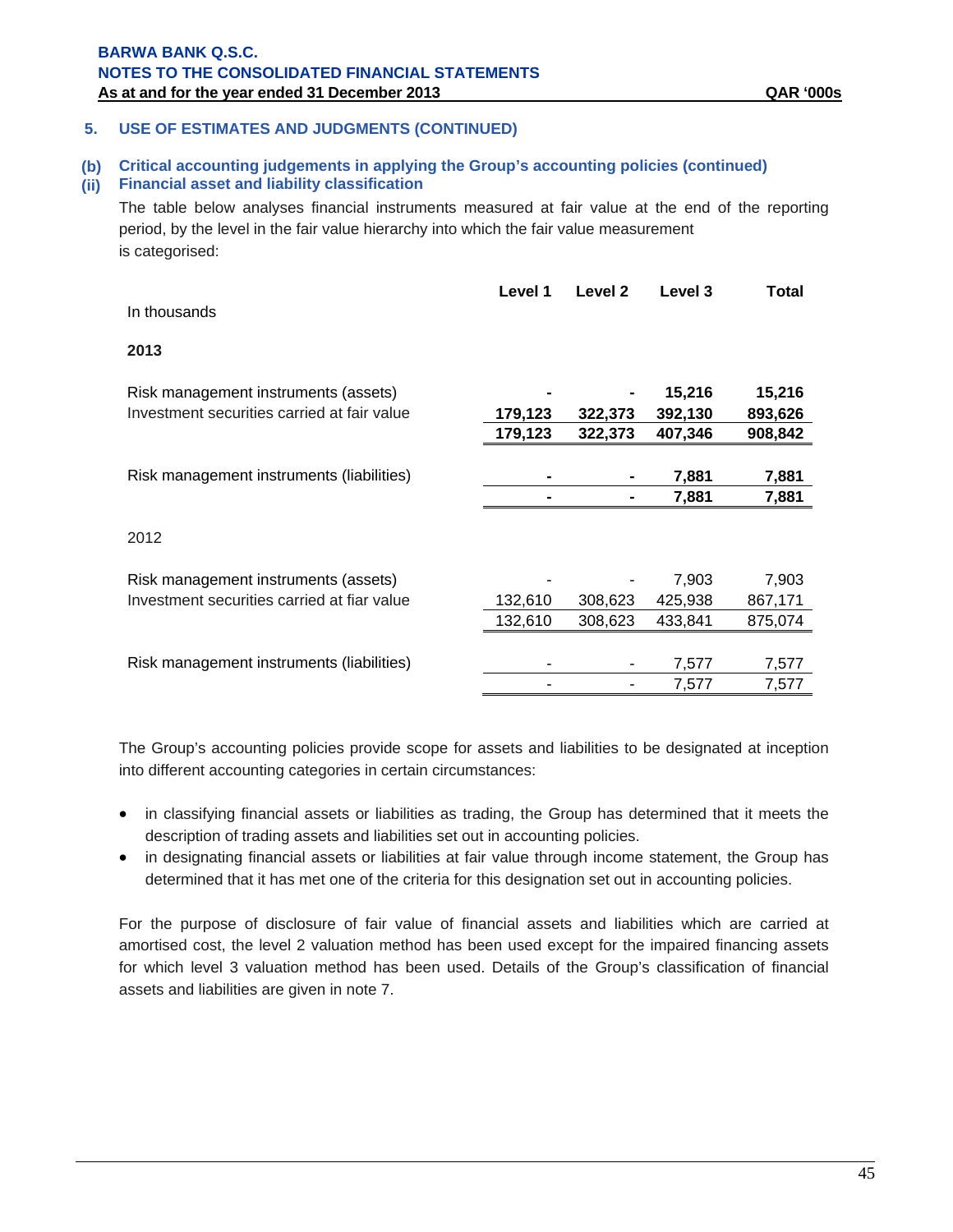## 5. USE OF ESTIMATES AND JUDGMENTS (CONTINUED)

### (b) Critical accounting judgements in applying the Group's accounting policies (continued)

### (ii) Financial asset and liability classification

The table below analyses financial instruments measured at fair value at the end of the reporting period, by the level in the fair value hierarchy into which the fair value measurement is categorised:

| In thousands | Level 1 | Level 2 | Level 3 | Total |
|---|---|---|---|---|
| **2013** | | | | |
| Risk management instruments (assets) | **-** | **-** | **15,216** | **15,216** |
| Investment securities carried at fair value | **179,123** | **322,373** | **392,130** | **893,626** |
| | **179,123** | **322,373** | **407,346** | **908,842** |
| Risk management instruments (liabilities) | **-** | **-** | **7,881** | **7,881** |
| | **-** | **-** | **7,881** | **7,881** |
| 2012 | | | | |
| Risk management instruments (assets) | - | - | 7,903 | 7,903 |
| Investment securities carried at fiar value | 132,610 | 308,623 | 425,938 | 867,171 |
| | 132,610 | 308,623 | 433,841 | 875,074 |
| Risk management instruments (liabilities) | - | - | 7,577 | 7,577 |
| | - | - | 7,577 | 7,577 |

The Group's accounting policies provide scope for assets and liabilities to be designated at inception into different accounting categories in certain circumstances:

- in classifying financial assets or liabilities as trading, the Group has determined that it meets the description of trading assets and liabilities set out in accounting policies.
- in designating financial assets or liabilities at fair value through income statement, the Group has determined that it has met one of the criteria for this designation set out in accounting policies.

For the purpose of disclosure of fair value of financial assets and liabilities which are carried at amortised cost, the level 2 valuation method has been used except for the impaired financing assets for which level 3 valuation method has been used. Details of the Group's classification of financial assets and liabilities are given in note 7.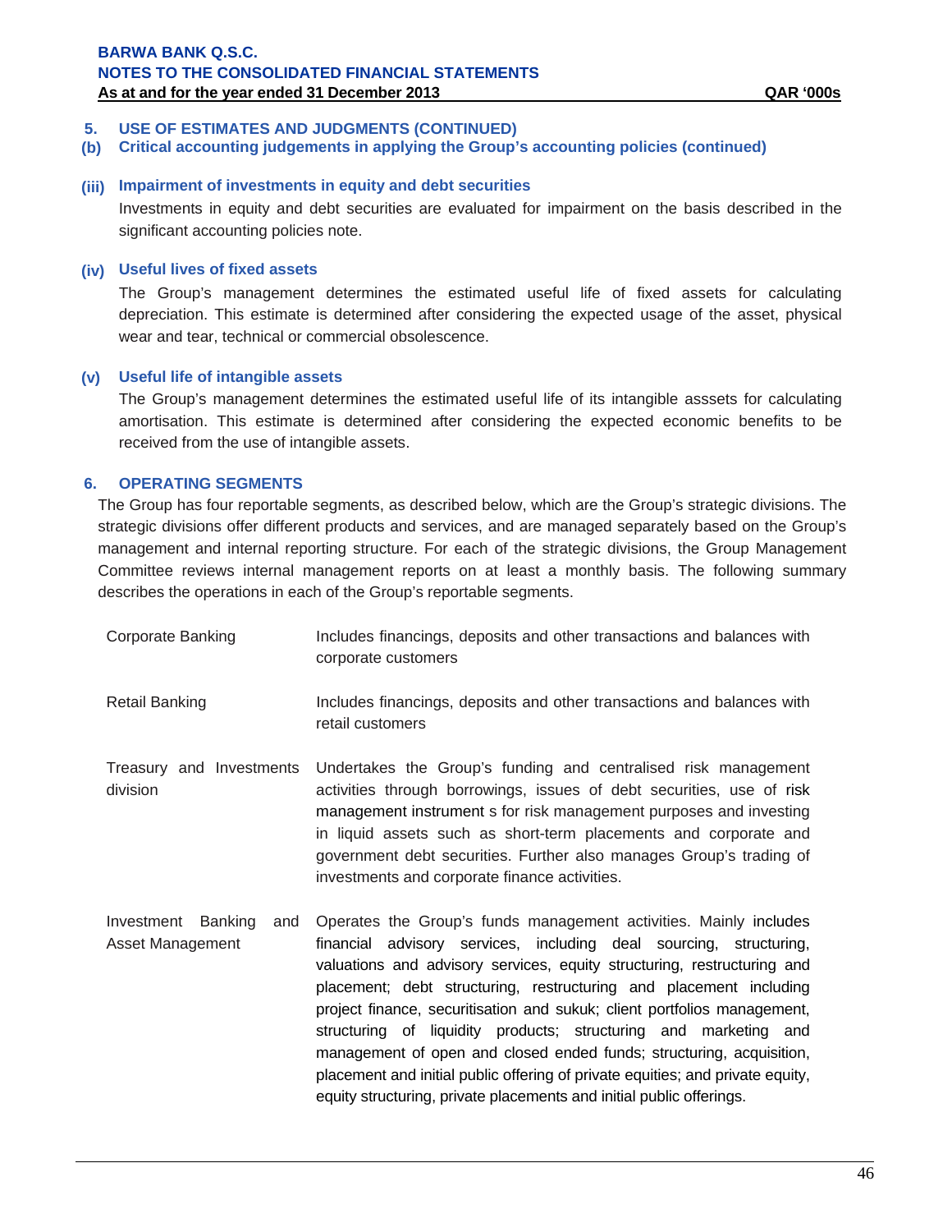## 5. USE OF ESTIMATES AND JUDGMENTS (CONTINUED)

### (b) Critical accounting judgements in applying the Group's accounting policies (continued)

#### (iii) Impairment of investments in equity and debt securities

Investments in equity and debt securities are evaluated for impairment on the basis described in the significant accounting policies note.

#### (iv) Useful lives of fixed assets

The Group's management determines the estimated useful life of fixed assets for calculating depreciation. This estimate is determined after considering the expected usage of the asset, physical wear and tear, technical or commercial obsolescence.

#### (v) Useful life of intangible assets

The Group's management determines the estimated useful life of its intangible asssets for calculating amortisation. This estimate is determined after considering the expected economic benefits to be received from the use of intangible assets.

## 6. OPERATING SEGMENTS

The Group has four reportable segments, as described below, which are the Group's strategic divisions. The strategic divisions offer different products and services, and are managed separately based on the Group's management and internal reporting structure. For each of the strategic divisions, the Group Management Committee reviews internal management reports on at least a monthly basis. The following summary describes the operations in each of the Group's reportable segments.

| | |
|---|---|
| Corporate Banking | Includes financings, deposits and other transactions and balances with corporate customers |
| Retail Banking | Includes financings, deposits and other transactions and balances with retail customers |
| Treasury and Investments division | Undertakes the Group's funding and centralised risk management activities through borrowings, issues of debt securities, use of risk management instrument s for risk management purposes and investing in liquid assets such as short-term placements and corporate and government debt securities. Further also manages Group's trading of investments and corporate finance activities. |
| Investment Banking and Asset Management | Operates the Group's funds management activities. Mainly includes financial advisory services, including deal sourcing, structuring, valuations and advisory services, equity structuring, restructuring and placement; debt structuring, restructuring and placement including project finance, securitisation and sukuk; client portfolios management, structuring of liquidity products; structuring and marketing and management of open and closed ended funds; structuring, acquisition, placement and initial public offering of private equities; and private equity, equity structuring, private placements and initial public offerings. |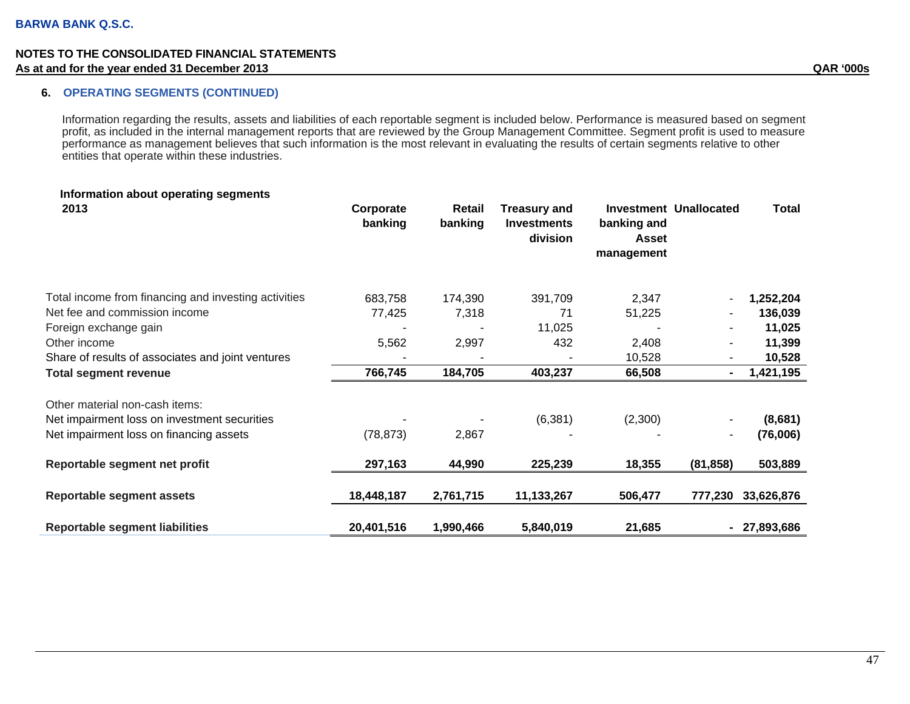**BARWA BANK Q.S.C.**

**NOTES TO THE CONSOLIDATED FINANCIAL STATEMENTS**
**As at and for the year ended 31 December 2013** **QAR '000s**

## 6. OPERATING SEGMENTS (CONTINUED)

Information regarding the results, assets and liabilities of each reportable segment is included below. Performance is measured based on segment profit, as included in the internal management reports that are reviewed by the Group Management Committee. Segment profit is used to measure performance as management believes that such information is the most relevant in evaluating the results of certain segments relative to other entities that operate within these industries.

**Information about operating segments**

| **2013** | **Corporate banking** | **Retail banking** | **Treasury and Investments division** | **Investment banking and Asset management** | **Unallocated** | **Total** |
|---|---|---|---|---|---|---|
| Total income from financing and investing activities | 683,758 | 174,390 | 391,709 | 2,347 | - | **1,252,204** |
| Net fee and commission income | 77,425 | 7,318 | 71 | 51,225 | - | **136,039** |
| Foreign exchange gain | - | - | 11,025 | - | - | **11,025** |
| Other income | 5,562 | 2,997 | 432 | 2,408 | - | **11,399** |
| Share of results of associates and joint ventures | - | - | - | 10,528 | - | **10,528** |
| **Total segment revenue** | **766,745** | **184,705** | **403,237** | **66,508** | **-** | **1,421,195** |
| Other material non-cash items: | | | | | | |
| Net impairment loss on investment securities | - | - | (6,381) | (2,300) | - | **(8,681)** |
| Net impairment loss on financing assets | (78,873) | 2,867 | - | - | - | **(76,006)** |
| **Reportable segment net profit** | **297,163** | **44,990** | **225,239** | **18,355** | **(81,858)** | **503,889** |
| **Reportable segment assets** | **18,448,187** | **2,761,715** | **11,133,267** | **506,477** | **777,230** | **33,626,876** |
| **Reportable segment liabilities** | **20,401,516** | **1,990,466** | **5,840,019** | **21,685** | **-** | **27,893,686** |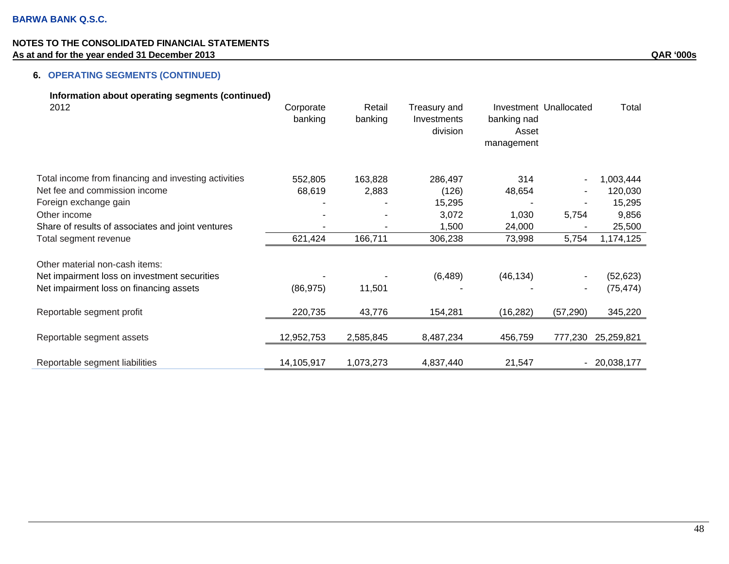## 6. OPERATING SEGMENTS (CONTINUED)

**Information about operating segments (continued)**

| 2012 | Corporate banking | Retail banking | Treasury and Investments division | Investment banking nad Asset management | Unallocated | Total |
|---|---|---|---|---|---|---|
| Total income from financing and investing activities | 552,805 | 163,828 | 286,497 | 314 | - | 1,003,444 |
| Net fee and commission income | 68,619 | 2,883 | (126) | 48,654 | - | 120,030 |
| Foreign exchange gain | - | - | 15,295 | - | - | 15,295 |
| Other income | - | - | 3,072 | 1,030 | 5,754 | 9,856 |
| Share of results of associates and joint ventures | - | - | 1,500 | 24,000 | - | 25,500 |
| Total segment revenue | 621,424 | 166,711 | 306,238 | 73,998 | 5,754 | 1,174,125 |
| Other material non-cash items: | | | | | | |
| Net impairment loss on investment securities | - | - | (6,489) | (46,134) | - | (52,623) |
| Net impairment loss on financing assets | (86,975) | 11,501 | - | - | - | (75,474) |
| Reportable segment profit | 220,735 | 43,776 | 154,281 | (16,282) | (57,290) | 345,220 |
| Reportable segment assets | 12,952,753 | 2,585,845 | 8,487,234 | 456,759 | 777,230 | 25,259,821 |
| Reportable segment liabilities | 14,105,917 | 1,073,273 | 4,837,440 | 21,547 | - | 20,038,177 |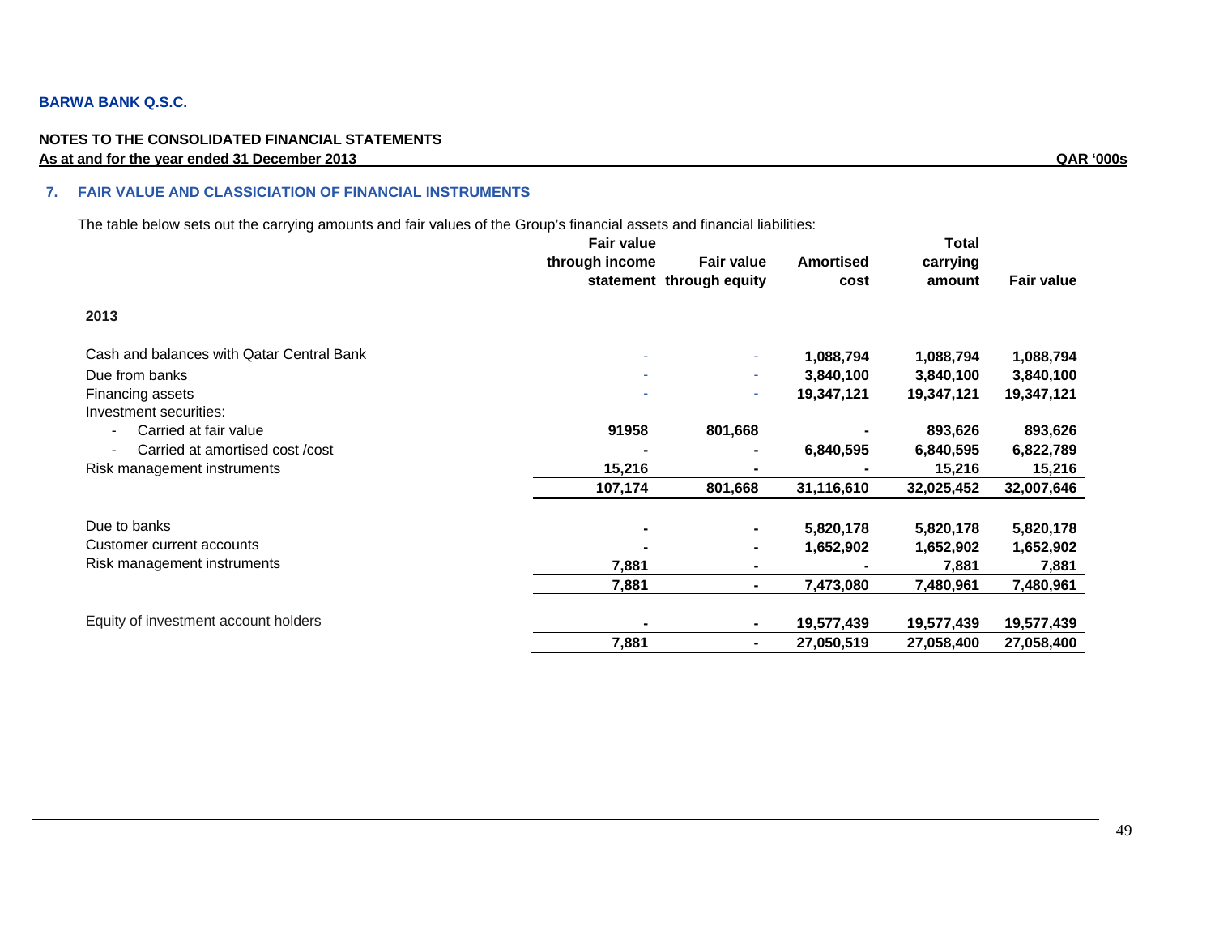**BARWA BANK Q.S.C.**

**NOTES TO THE CONSOLIDATED FINANCIAL STATEMENTS**
**As at and for the year ended 31 December 2013** **QAR '000s**

## 7. FAIR VALUE AND CLASSICIATION OF FINANCIAL INSTRUMENTS

The table below sets out the carrying amounts and fair values of the Group's financial assets and financial liabilities:

| | Fair value through income statement | Fair value through equity | Amortised cost | Total carrying amount | Fair value |
|---|---|---|---|---|---|
| **2013** | | | | | |
| Cash and balances with Qatar Central Bank | - | - | 1,088,794 | 1,088,794 | 1,088,794 |
| Due from banks | - | - | 3,840,100 | 3,840,100 | 3,840,100 |
| Financing assets | - | - | 19,347,121 | 19,347,121 | 19,347,121 |
| Investment securities: | | | | | |
| - Carried at fair value | 91958 | 801,668 | - | 893,626 | 893,626 |
| - Carried at amortised cost /cost | - | - | 6,840,595 | 6,840,595 | 6,822,789 |
| Risk management instruments | 15,216 | - | - | 15,216 | 15,216 |
| | 107,174 | 801,668 | 31,116,610 | 32,025,452 | 32,007,646 |
| Due to banks | - | - | 5,820,178 | 5,820,178 | 5,820,178 |
| Customer current accounts | - | - | 1,652,902 | 1,652,902 | 1,652,902 |
| Risk management instruments | 7,881 | - | - | 7,881 | 7,881 |
| | 7,881 | - | 7,473,080 | 7,480,961 | 7,480,961 |
| Equity of investment account holders | - | - | 19,577,439 | 19,577,439 | 19,577,439 |
| | 7,881 | - | 27,050,519 | 27,058,400 | 27,058,400 |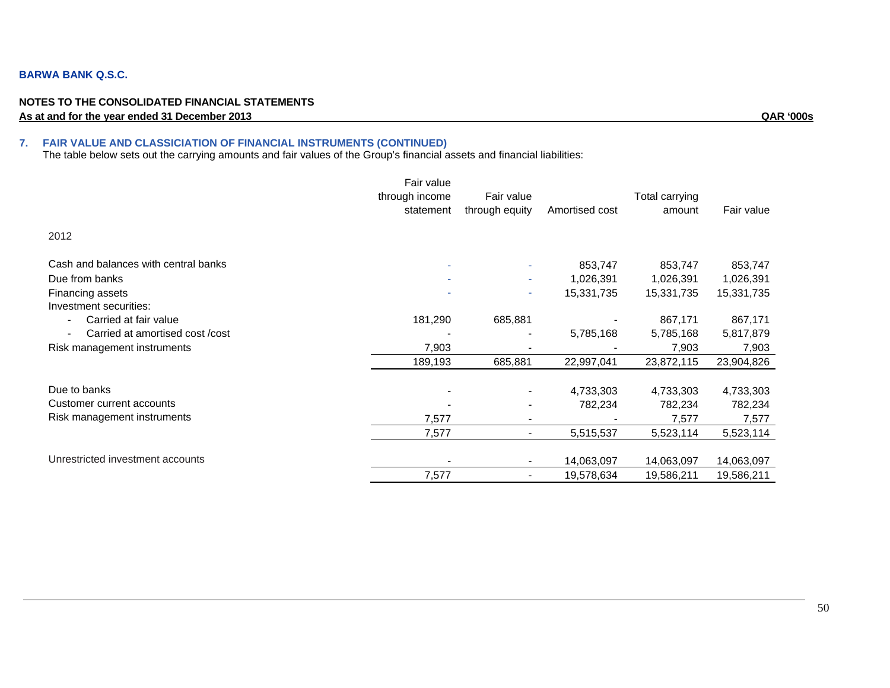**BARWA BANK Q.S.C.**

**NOTES TO THE CONSOLIDATED FINANCIAL STATEMENTS**
**As at and for the year ended 31 December 2013** **QAR '000s**

## 7. FAIR VALUE AND CLASSICIATION OF FINANCIAL INSTRUMENTS (CONTINUED)

The table below sets out the carrying amounts and fair values of the Group's financial assets and financial liabilities:

| | Fair value through income statement | Fair value through equity | Amortised cost | Total carrying amount | Fair value |
|---|---|---|---|---|---|
| 2012 | | | | | |
| Cash and balances with central banks | - | - | 853,747 | 853,747 | 853,747 |
| Due from banks | - | - | 1,026,391 | 1,026,391 | 1,026,391 |
| Financing assets | - | - | 15,331,735 | 15,331,735 | 15,331,735 |
| Investment securities: | | | | | |
| - Carried at fair value | 181,290 | 685,881 | - | 867,171 | 867,171 |
| - Carried at amortised cost /cost | - | - | 5,785,168 | 5,785,168 | 5,817,879 |
| Risk management instruments | 7,903 | - | - | 7,903 | 7,903 |
| | 189,193 | 685,881 | 22,997,041 | 23,872,115 | 23,904,826 |
| Due to banks | - | - | 4,733,303 | 4,733,303 | 4,733,303 |
| Customer current accounts | - | - | 782,234 | 782,234 | 782,234 |
| Risk management instruments | 7,577 | - | - | 7,577 | 7,577 |
| | 7,577 | - | 5,515,537 | 5,523,114 | 5,523,114 |
| Unrestricted investment accounts | - | - | 14,063,097 | 14,063,097 | 14,063,097 |
| | 7,577 | - | 19,578,634 | 19,586,211 | 19,586,211 |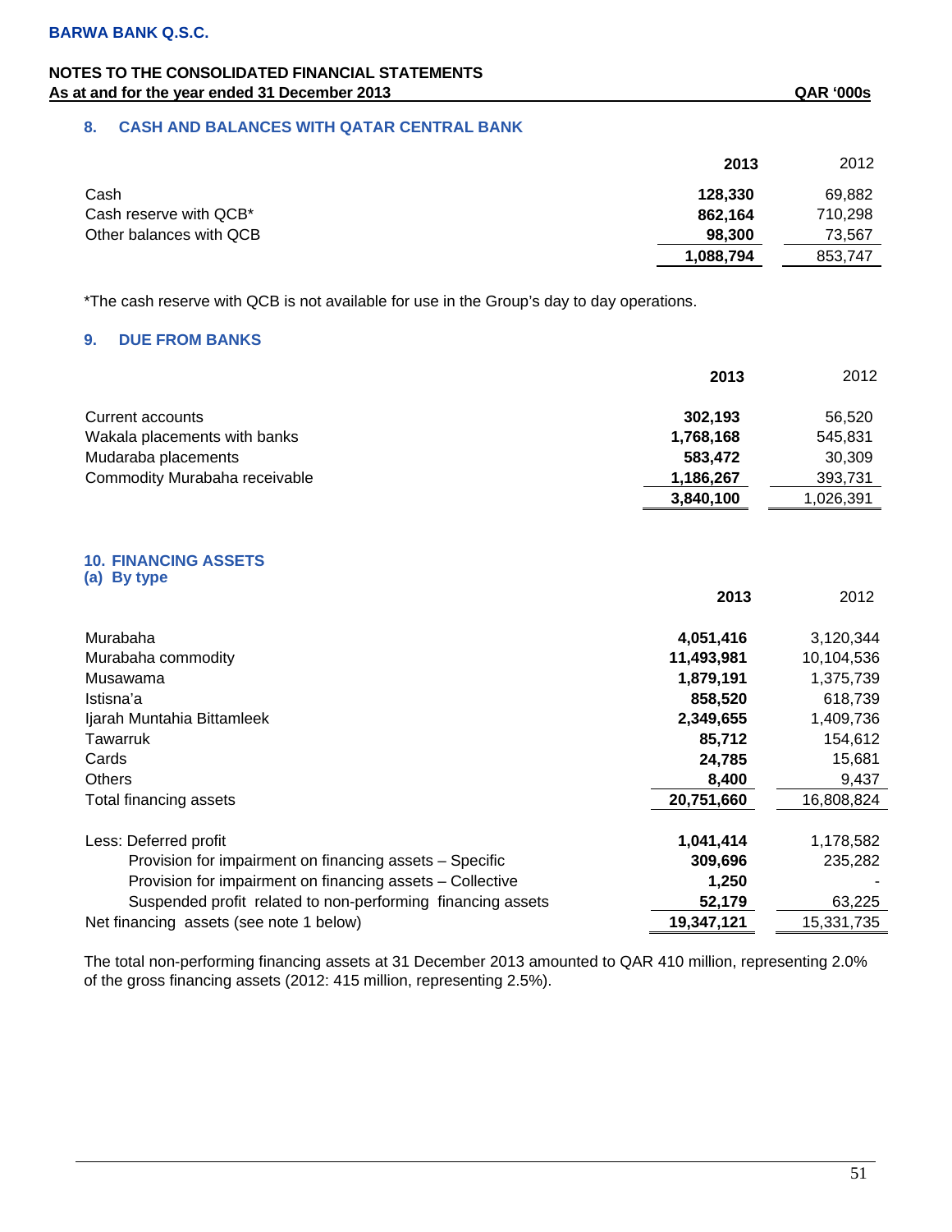# BARWA BANK Q.S.C.

## NOTES TO THE CONSOLIDATED FINANCIAL STATEMENTS
**As at and for the year ended 31 December 2013** **QAR '000s**

### 8. CASH AND BALANCES WITH QATAR CENTRAL BANK

| | **2013** | 2012 |
|---|---|---|
| Cash | **128,330** | 69,882 |
| Cash reserve with QCB* | **862,164** | 710,298 |
| Other balances with QCB | **98,300** | 73,567 |
| | **1,088,794** | 853,747 |

*The cash reserve with QCB is not available for use in the Group's day to day operations.

### 9. DUE FROM BANKS

| | **2013** | 2012 |
|---|---|---|
| Current accounts | **302,193** | 56,520 |
| Wakala placements with banks | **1,768,168** | 545,831 |
| Mudaraba placements | **583,472** | 30,309 |
| Commodity Murabaha receivable | **1,186,267** | 393,731 |
| | **3,840,100** | 1,026,391 |

### 10. FINANCING ASSETS

#### (a) By type

| | **2013** | 2012 |
|---|---|---|
| Murabaha | **4,051,416** | 3,120,344 |
| Murabaha commodity | **11,493,981** | 10,104,536 |
| Musawama | **1,879,191** | 1,375,739 |
| Istisna'a | **858,520** | 618,739 |
| Ijarah Muntahia Bittamleek | **2,349,655** | 1,409,736 |
| Tawarruk | **85,712** | 154,612 |
| Cards | **24,785** | 15,681 |
| Others | **8,400** | 9,437 |
| Total financing assets | **20,751,660** | 16,808,824 |
| Less: Deferred profit | **1,041,414** | 1,178,582 |
| Provision for impairment on financing assets – Specific | **309,696** | 235,282 |
| Provision for impairment on financing assets – Collective | **1,250** | - |
| Suspended profit related to non-performing financing assets | **52,179** | 63,225 |
| Net financing assets (see note 1 below) | **19,347,121** | 15,331,735 |

The total non-performing financing assets at 31 December 2013 amounted to QAR 410 million, representing 2.0% of the gross financing assets (2012: 415 million, representing 2.5%).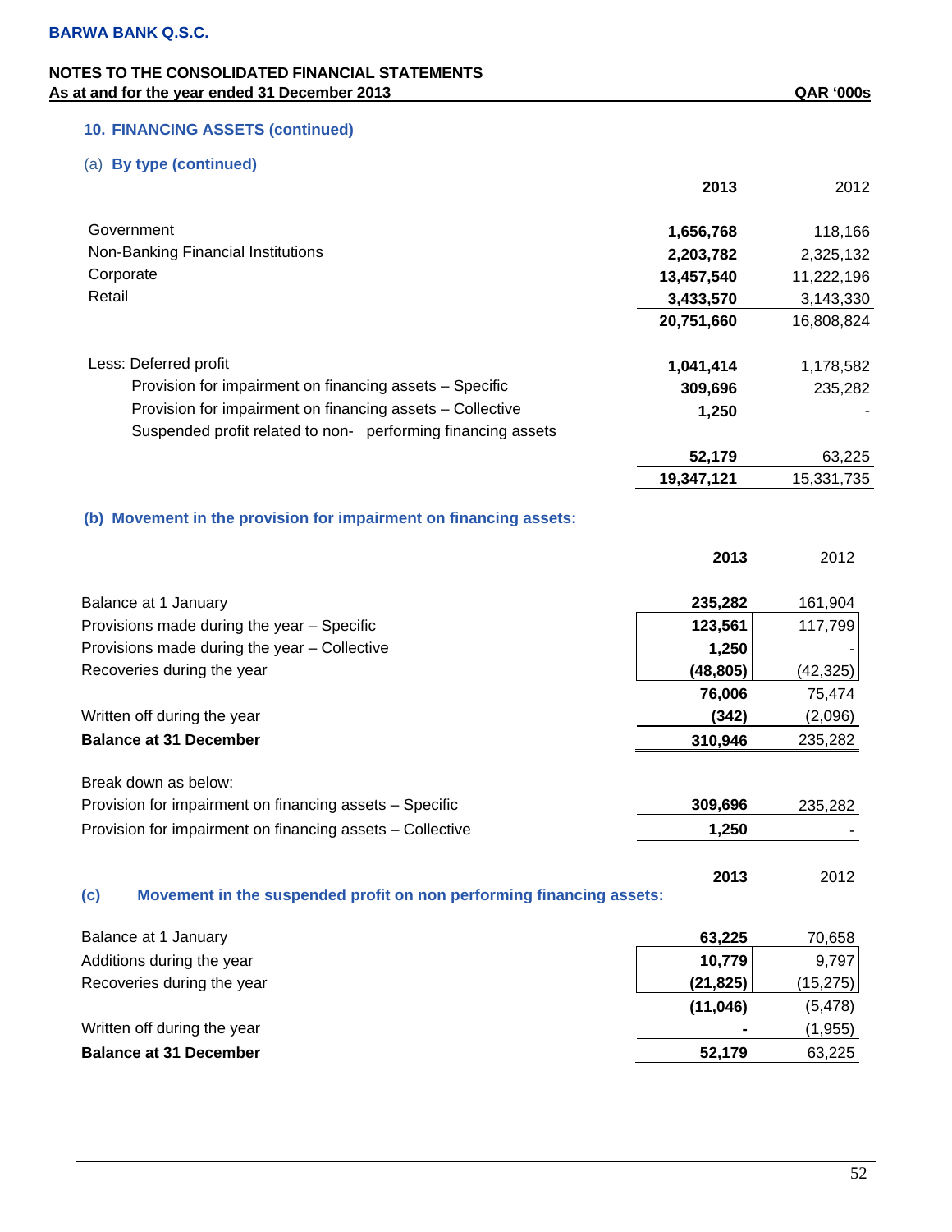BARWA BANK Q.S.C.

**NOTES TO THE CONSOLIDATED FINANCIAL STATEMENTS**
**As at and for the year ended 31 December 2013** QAR '000s

## 10. FINANCING ASSETS (continued)

### (a) By type (continued)

| | 2013 | 2012 |
|---|---|---|
| Government | 1,656,768 | 118,166 |
| Non-Banking Financial Institutions | 2,203,782 | 2,325,132 |
| Corporate | 13,457,540 | 11,222,196 |
| Retail | 3,433,570 | 3,143,330 |
| | 20,751,660 | 16,808,824 |
| Less: Deferred profit | 1,041,414 | 1,178,582 |
| Provision for impairment on financing assets – Specific | 309,696 | 235,282 |
| Provision for impairment on financing assets – Collective | 1,250 | - |
| Suspended profit related to non- performing financing assets | 52,179 | 63,225 |
| | 19,347,121 | 15,331,735 |

### (b) Movement in the provision for impairment on financing assets:

| | 2013 | 2012 |
|---|---|---|
| Balance at 1 January | 235,282 | 161,904 |
| Provisions made during the year – Specific | 123,561 | 117,799 |
| Provisions made during the year – Collective | 1,250 | - |
| Recoveries during the year | (48,805) | (42,325) |
| | 76,006 | 75,474 |
| Written off during the year | (342) | (2,096) |
| **Balance at 31 December** | **310,946** | **235,282** |
| Break down as below: | | |
| Provision for impairment on financing assets – Specific | 309,696 | 235,282 |
| Provision for impairment on financing assets – Collective | 1,250 | - |

### (c) Movement in the suspended profit on non performing financing assets:

| | 2013 | 2012 |
|---|---|---|
| Balance at 1 January | 63,225 | 70,658 |
| Additions during the year | 10,779 | 9,797 |
| Recoveries during the year | (21,825) | (15,275) |
| | (11,046) | (5,478) |
| Written off during the year | - | (1,955) |
| **Balance at 31 December** | **52,179** | **63,225** |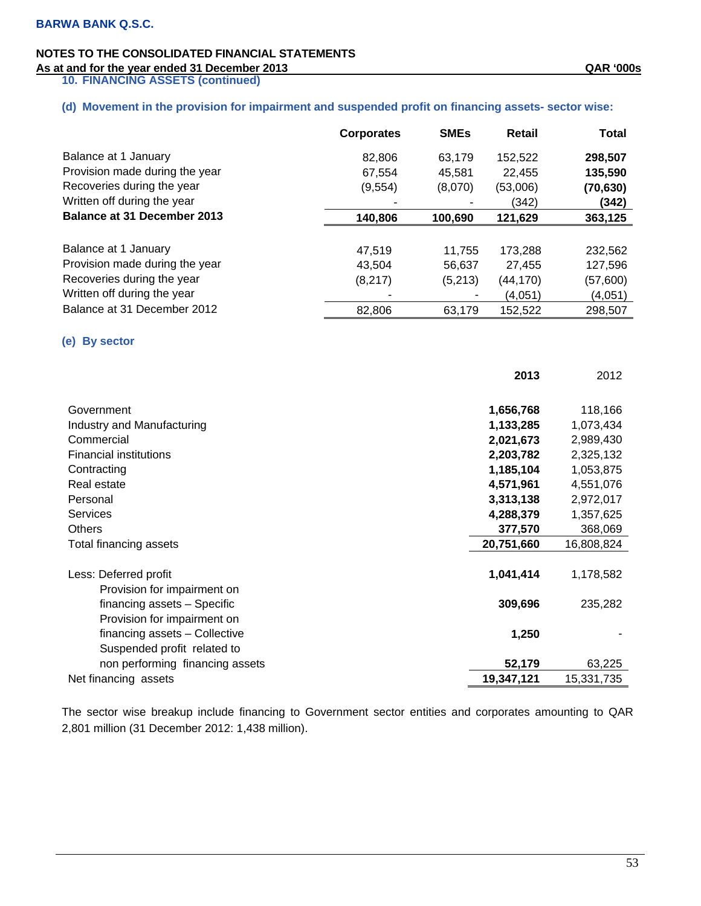**10. FINANCING ASSETS (continued)**

**(d) Movement in the provision for impairment and suspended profit on financing assets- sector wise:**

| | Corporates | SMEs | Retail | Total |
|---|---|---|---|---|
| Balance at 1 January | 82,806 | 63,179 | 152,522 | **298,507** |
| Provision made during the year | 67,554 | 45,581 | 22,455 | **135,590** |
| Recoveries during the year | (9,554) | (8,070) | (53,006) | **(70,630)** |
| Written off during the year | - | - | (342) | **(342)** |
| **Balance at 31 December 2013** | **140,806** | **100,690** | **121,629** | **363,125** |
| | | | | |
| Balance at 1 January | 47,519 | 11,755 | 173,288 | 232,562 |
| Provision made during the year | 43,504 | 56,637 | 27,455 | 127,596 |
| Recoveries during the year | (8,217) | (5,213) | (44,170) | (57,600) |
| Written off during the year | - | - | (4,051) | (4,051) |
| Balance at 31 December 2012 | 82,806 | 63,179 | 152,522 | 298,507 |

**(e) By sector**

| | 2013 | 2012 |
|---|---|---|
| Government | **1,656,768** | 118,166 |
| Industry and Manufacturing | **1,133,285** | 1,073,434 |
| Commercial | **2,021,673** | 2,989,430 |
| Financial institutions | **2,203,782** | 2,325,132 |
| Contracting | **1,185,104** | 1,053,875 |
| Real estate | **4,571,961** | 4,551,076 |
| Personal | **3,313,138** | 2,972,017 |
| Services | **4,288,379** | 1,357,625 |
| Others | **377,570** | 368,069 |
| Total financing assets | **20,751,660** | 16,808,824 |
| | | |
| Less: Deferred profit | **1,041,414** | 1,178,582 |
| Provision for impairment on financing assets – Specific | **309,696** | 235,282 |
| Provision for impairment on financing assets – Collective | **1,250** | - |
| Suspended profit related to non performing financing assets | **52,179** | 63,225 |
| Net financing assets | **19,347,121** | 15,331,735 |

The sector wise breakup include financing to Government sector entities and corporates amounting to QAR 2,801 million (31 December 2012: 1,438 million).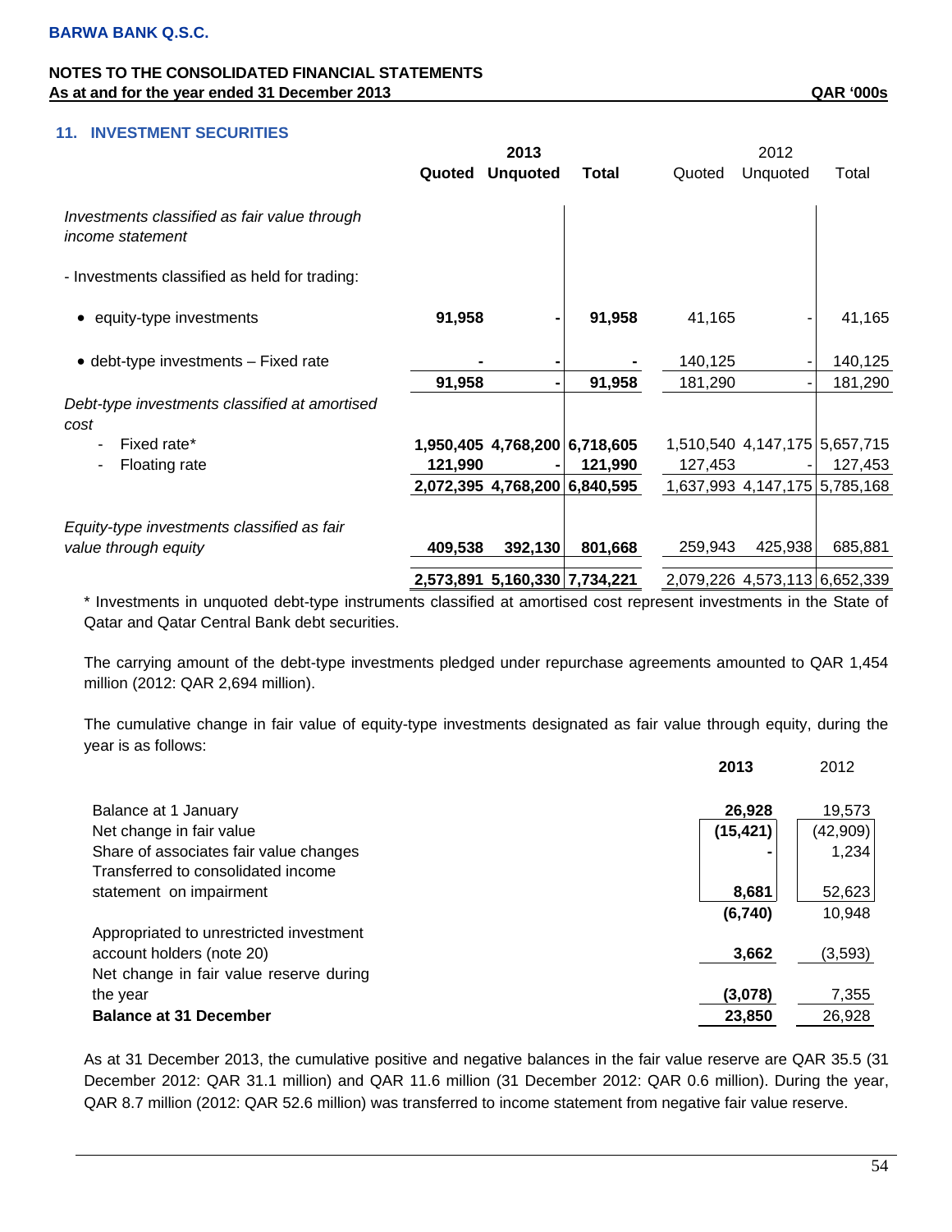## 11. INVESTMENT SECURITIES

| | 2013 | | | 2012 | | |
|---|---|---|---|---|---|---|
| | **Quoted** | **Unquoted** | **Total** | Quoted | Unquoted | Total |
| *Investments classified as fair value through income statement* | | | | | | |
| - Investments classified as held for trading: | | | | | | |
| • equity-type investments | **91,958** | **-** | **91,958** | 41,165 | - | 41,165 |
| • debt-type investments – Fixed rate | **-** | **-** | **-** | 140,125 | - | 140,125 |
| | **91,958** | **-** | **91,958** | 181,290 | - | 181,290 |
| *Debt-type investments classified at amortised cost* | | | | | | |
| - Fixed rate* | **1,950,405** | **4,768,200** | **6,718,605** | 1,510,540 | 4,147,175 | 5,657,715 |
| - Floating rate | **121,990** | **-** | **121,990** | 127,453 | - | 127,453 |
| | **2,072,395** | **4,768,200** | **6,840,595** | 1,637,993 | 4,147,175 | 5,785,168 |
| *Equity-type investments classified as fair value through equity* | **409,538** | **392,130** | **801,668** | 259,943 | 425,938 | 685,881 |
| | **2,573,891** | **5,160,330** | **7,734,221** | 2,079,226 | 4,573,113 | 6,652,339 |

\* Investments in unquoted debt-type instruments classified at amortised cost represent investments in the State of Qatar and Qatar Central Bank debt securities.

The carrying amount of the debt-type investments pledged under repurchase agreements amounted to QAR 1,454 million (2012: QAR 2,694 million).

The cumulative change in fair value of equity-type investments designated as fair value through equity, during the year is as follows:

| | **2013** | 2012 |
|---|---|---|
| Balance at 1 January | **26,928** | 19,573 |
| Net change in fair value | **(15,421)** | (42,909) |
| Share of associates fair value changes | **-** | 1,234 |
| Transferred to consolidated income statement on impairment | **8,681** | 52,623 |
| | **(6,740)** | 10,948 |
| Appropriated to unrestricted investment account holders (note 20) | **3,662** | (3,593) |
| Net change in fair value reserve during the year | **(3,078)** | 7,355 |
| **Balance at 31 December** | **23,850** | 26,928 |

As at 31 December 2013, the cumulative positive and negative balances in the fair value reserve are QAR 35.5 (31 December 2012: QAR 31.1 million) and QAR 11.6 million (31 December 2012: QAR 0.6 million). During the year, QAR 8.7 million (2012: QAR 52.6 million) was transferred to income statement from negative fair value reserve.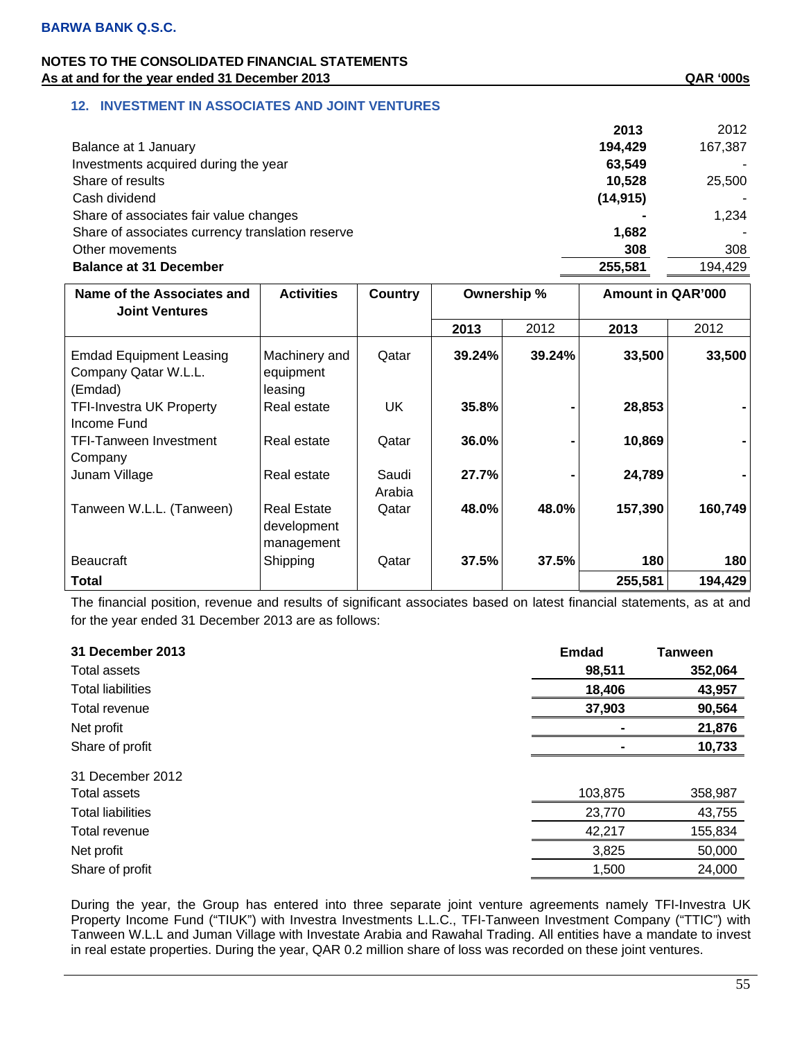## 12. INVESTMENT IN ASSOCIATES AND JOINT VENTURES

| | 2013 | 2012 |
|---|---|---|
| Balance at 1 January | **194,429** | 167,387 |
| Investments acquired during the year | **63,549** | - |
| Share of results | **10,528** | 25,500 |
| Cash dividend | **(14,915)** | - |
| Share of associates fair value changes | **-** | 1,234 |
| Share of associates currency translation reserve | **1,682** | - |
| Other movements | **308** | 308 |
| **Balance at 31 December** | **255,581** | 194,429 |

| Name of the Associates and Joint Ventures | Activities | Country | Ownership % | | Amount in QAR'000 | |
|---|---|---|---|---|---|---|
| | | | **2013** | 2012 | **2013** | 2012 |
| Emdad Equipment Leasing Company Qatar W.L.L. (Emdad) | Machinery and equipment leasing | Qatar | **39.24%** | **39.24%** | **33,500** | **33,500** |
| TFI-Investra UK Property Income Fund | Real estate | UK | **35.8%** | **-** | **28,853** | **-** |
| TFI-Tanween Investment Company | Real estate | Qatar | **36.0%** | **-** | **10,869** | **-** |
| Junam Village | Real estate | Saudi Arabia | **27.7%** | **-** | **24,789** | **-** |
| Tanween W.L.L. (Tanween) | Real Estate development management | Qatar | **48.0%** | **48.0%** | **157,390** | **160,749** |
| Beaucraft | Shipping | Qatar | **37.5%** | **37.5%** | **180** | **180** |
| **Total** | | | | | **255,581** | **194,429** |

The financial position, revenue and results of significant associates based on latest financial statements, as at and for the year ended 31 December 2013 are as follows:

| **31 December 2013** | **Emdad** | **Tanween** |
|---|---|---|
| Total assets | **98,511** | **352,064** |
| Total liabilities | **18,406** | **43,957** |
| Total revenue | **37,903** | **90,564** |
| Net profit | **-** | **21,876** |
| Share of profit | **-** | **10,733** |
| 31 December 2012 | | |
| Total assets | 103,875 | 358,987 |
| Total liabilities | 23,770 | 43,755 |
| Total revenue | 42,217 | 155,834 |
| Net profit | 3,825 | 50,000 |
| Share of profit | 1,500 | 24,000 |

During the year, the Group has entered into three separate joint venture agreements namely TFI-Investra UK Property Income Fund ("TIUK") with Investra Investments L.L.C., TFI-Tanween Investment Company ("TTIC") with Tanween W.L.L and Juman Village with Investate Arabia and Rawahal Trading. All entities have a mandate to invest in real estate properties. During the year, QAR 0.2 million share of loss was recorded on these joint ventures.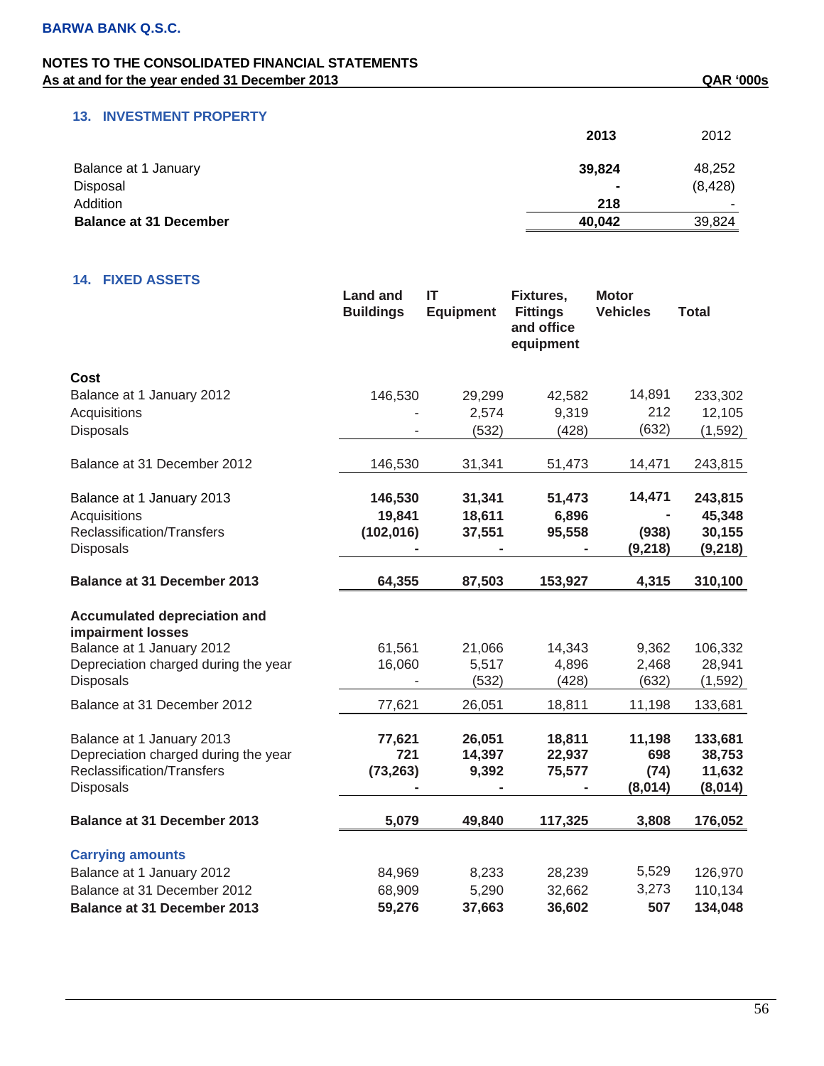BARWA BANK Q.S.C.

**NOTES TO THE CONSOLIDATED FINANCIAL STATEMENTS**
**As at and for the year ended 31 December 2013** **QAR '000s**

## 13. INVESTMENT PROPERTY

| | 2013 | 2012 |
|---|---|---|
| Balance at 1 January | **39,824** | 48,252 |
| Disposal | **-** | (8,428) |
| Addition | **218** | - |
| **Balance at 31 December** | **40,042** | 39,824 |

## 14. FIXED ASSETS

| | Land and Buildings | IT Equipment | Fixtures, Fittings and office equipment | Motor Vehicles | Total |
|---|---|---|---|---|---|
| **Cost** | | | | | |
| Balance at 1 January 2012 | 146,530 | 29,299 | 42,582 | 14,891 | 233,302 |
| Acquisitions | - | 2,574 | 9,319 | 212 | 12,105 |
| Disposals | - | (532) | (428) | (632) | (1,592) |
| Balance at 31 December 2012 | 146,530 | 31,341 | 51,473 | 14,471 | 243,815 |
| Balance at 1 January 2013 | **146,530** | **31,341** | **51,473** | **14,471** | **243,815** |
| Acquisitions | **19,841** | **18,611** | **6,896** | **-** | **45,348** |
| Reclassification/Transfers | **(102,016)** | **37,551** | **95,558** | **(938)** | **30,155** |
| Disposals | **-** | **-** | **-** | **(9,218)** | **(9,218)** |
| **Balance at 31 December 2013** | **64,355** | **87,503** | **153,927** | **4,315** | **310,100** |
| **Accumulated depreciation and impairment losses** | | | | | |
| Balance at 1 January 2012 | 61,561 | 21,066 | 14,343 | 9,362 | 106,332 |
| Depreciation charged during the year | 16,060 | 5,517 | 4,896 | 2,468 | 28,941 |
| Disposals | - | (532) | (428) | (632) | (1,592) |
| Balance at 31 December 2012 | 77,621 | 26,051 | 18,811 | 11,198 | 133,681 |
| Balance at 1 January 2013 | **77,621** | **26,051** | **18,811** | **11,198** | **133,681** |
| Depreciation charged during the year | **721** | **14,397** | **22,937** | **698** | **38,753** |
| Reclassification/Transfers | **(73,263)** | **9,392** | **75,577** | **(74)** | **11,632** |
| Disposals | **-** | **-** | **-** | **(8,014)** | **(8,014)** |
| **Balance at 31 December 2013** | **5,079** | **49,840** | **117,325** | **3,808** | **176,052** |
| **Carrying amounts** | | | | | |
| Balance at 1 January 2012 | 84,969 | 8,233 | 28,239 | 5,529 | 126,970 |
| Balance at 31 December 2012 | 68,909 | 5,290 | 32,662 | 3,273 | 110,134 |
| **Balance at 31 December 2013** | **59,276** | **37,663** | **36,602** | **507** | **134,048** |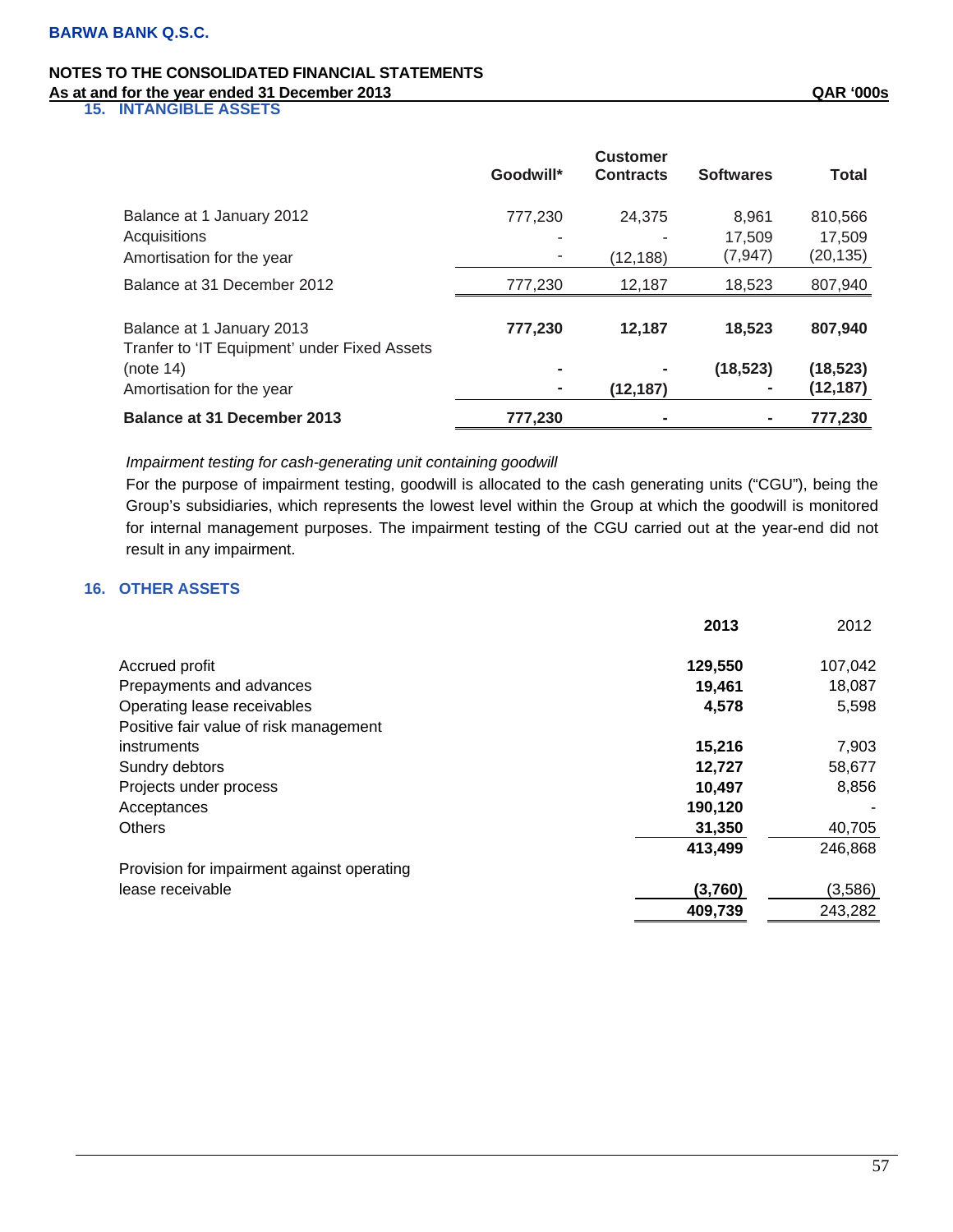## 15. INTANGIBLE ASSETS

| | Goodwill* | Customer Contracts | Softwares | Total |
|---|---|---|---|---|
| Balance at 1 January 2012 | 777,230 | 24,375 | 8,961 | 810,566 |
| Acquisitions | - | - | 17,509 | 17,509 |
| Amortisation for the year | - | (12,188) | (7,947) | (20,135) |
| Balance at 31 December 2012 | 777,230 | 12,187 | 18,523 | 807,940 |
| | | | | |
| **Balance at 1 January 2013** | **777,230** | **12,187** | **18,523** | **807,940** |
| Tranfer to 'IT Equipment' under Fixed Assets (note 14) | **-** | **-** | **(18,523)** | **(18,523)** |
| Amortisation for the year | **-** | **(12,187)** | **-** | **(12,187)** |
| **Balance at 31 December 2013** | **777,230** | **-** | **-** | **777,230** |

*Impairment testing for cash-generating unit containing goodwill*

For the purpose of impairment testing, goodwill is allocated to the cash generating units ("CGU"), being the Group's subsidiaries, which represents the lowest level within the Group at which the goodwill is monitored for internal management purposes. The impairment testing of the CGU carried out at the year-end did not result in any impairment.

## 16. OTHER ASSETS

| | **2013** | 2012 |
|---|---|---|
| Accrued profit | **129,550** | 107,042 |
| Prepayments and advances | **19,461** | 18,087 |
| Operating lease receivables | **4,578** | 5,598 |
| Positive fair value of risk management instruments | **15,216** | 7,903 |
| Sundry debtors | **12,727** | 58,677 |
| Projects under process | **10,497** | 8,856 |
| Acceptances | **190,120** | - |
| Others | **31,350** | 40,705 |
| | **413,499** | 246,868 |
| Provision for impairment against operating lease receivable | **(3,760)** | (3,586) |
| | **409,739** | 243,282 |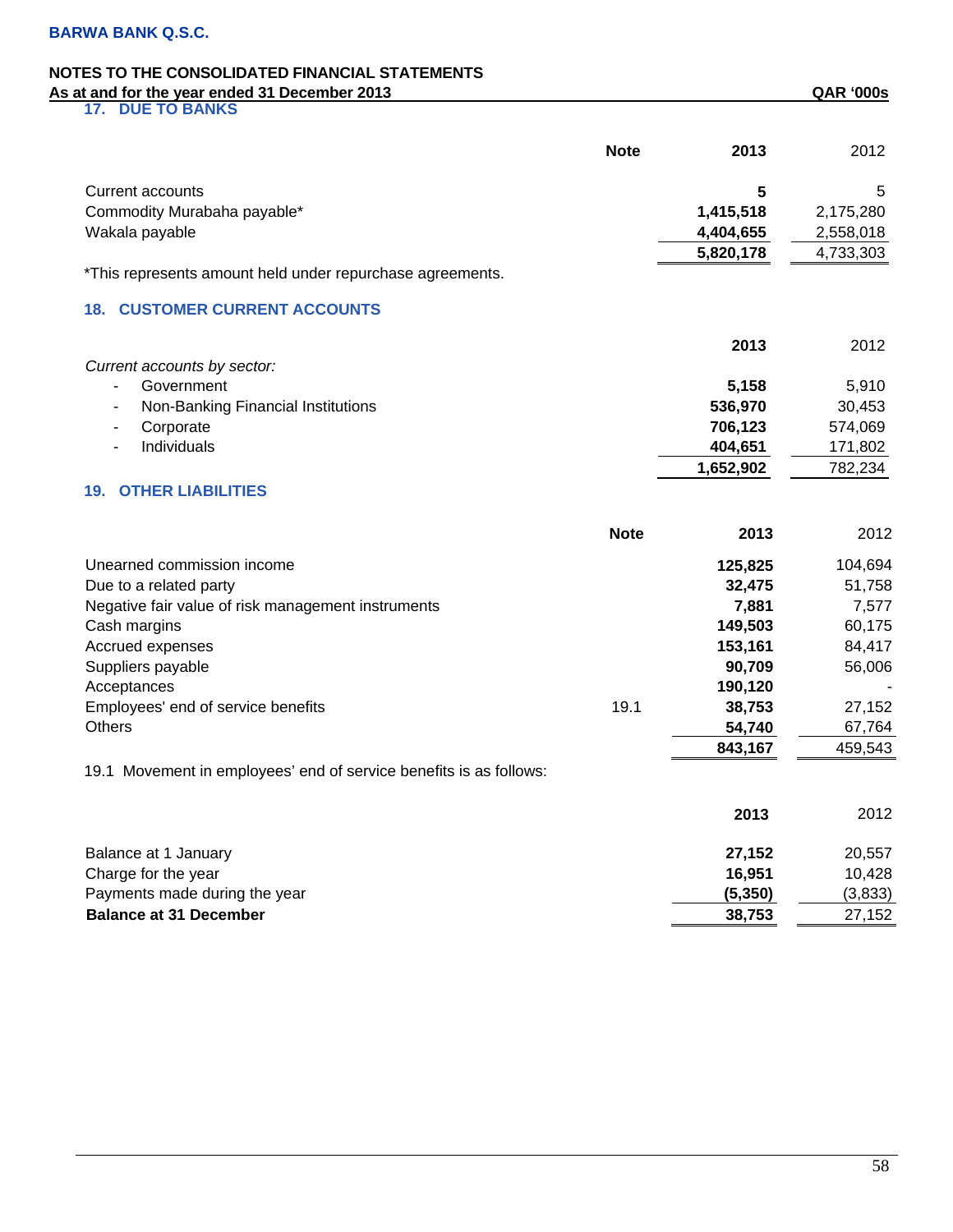BARWA BANK Q.S.C.

NOTES TO THE CONSOLIDATED FINANCIAL STATEMENTS
As at and for the year ended 31 December 2013 QAR '000s

## 17. DUE TO BANKS

| | Note | 2013 | 2012 |
|---|---|---|---|
| Current accounts | | **5** | 5 |
| Commodity Murabaha payable* | | **1,415,518** | 2,175,280 |
| Wakala payable | | **4,404,655** | 2,558,018 |
| | | **5,820,178** | 4,733,303 |

*This represents amount held under repurchase agreements.

## 18. CUSTOMER CURRENT ACCOUNTS

| | 2013 | 2012 |
|---|---|---|
| *Current accounts by sector:* | | |
| - Government | **5,158** | 5,910 |
| - Non-Banking Financial Institutions | **536,970** | 30,453 |
| - Corporate | **706,123** | 574,069 |
| - Individuals | **404,651** | 171,802 |
| | **1,652,902** | 782,234 |

## 19. OTHER LIABILITIES

| | Note | 2013 | 2012 |
|---|---|---|---|
| Unearned commission income | | **125,825** | 104,694 |
| Due to a related party | | **32,475** | 51,758 |
| Negative fair value of risk management instruments | | **7,881** | 7,577 |
| Cash margins | | **149,503** | 60,175 |
| Accrued expenses | | **153,161** | 84,417 |
| Suppliers payable | | **90,709** | 56,006 |
| Acceptances | | **190,120** | - |
| Employees' end of service benefits | 19.1 | **38,753** | 27,152 |
| Others | | **54,740** | 67,764 |
| | | **843,167** | 459,543 |

19.1 Movement in employees' end of service benefits is as follows:

| | 2013 | 2012 |
|---|---|---|
| Balance at 1 January | **27,152** | 20,557 |
| Charge for the year | **16,951** | 10,428 |
| Payments made during the year | **(5,350)** | (3,833) |
| **Balance at 31 December** | **38,753** | 27,152 |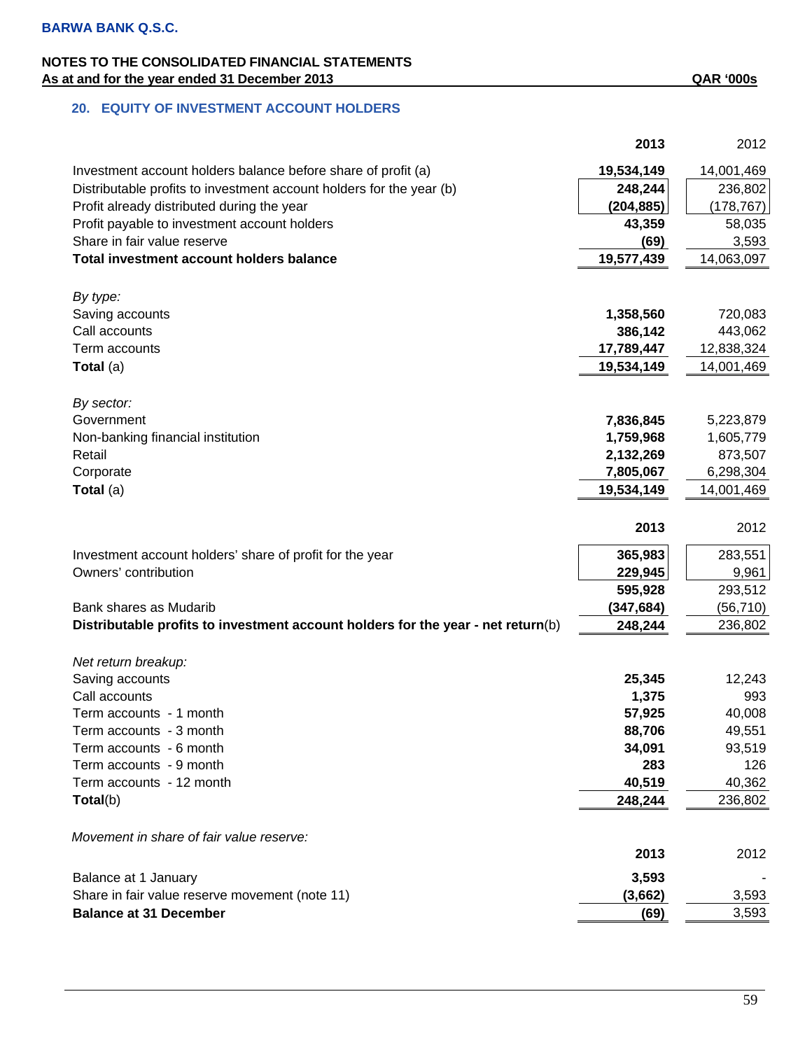**BARWA BANK Q.S.C.**

**NOTES TO THE CONSOLIDATED FINANCIAL STATEMENTS**
**As at and for the year ended 31 December 2013** — QAR '000s

## 20. EQUITY OF INVESTMENT ACCOUNT HOLDERS

| | 2013 | 2012 |
|---|---|---|
| Investment account holders balance before share of profit (a) | **19,534,149** | 14,001,469 |
| Distributable profits to investment account holders for the year (b) | **248,244** | 236,802 |
| Profit already distributed during the year | **(204,885)** | (178,767) |
| Profit payable to investment account holders | **43,359** | 58,035 |
| Share in fair value reserve | **(69)** | 3,593 |
| **Total investment account holders balance** | **19,577,439** | 14,063,097 |
| *By type:* | | |
| Saving accounts | **1,358,560** | 720,083 |
| Call accounts | **386,142** | 443,062 |
| Term accounts | **17,789,447** | 12,838,324 |
| **Total** (a) | **19,534,149** | 14,001,469 |
| *By sector:* | | |
| Government | **7,836,845** | 5,223,879 |
| Non-banking financial institution | **1,759,968** | 1,605,779 |
| Retail | **2,132,269** | 873,507 |
| Corporate | **7,805,067** | 6,298,304 |
| **Total** (a) | **19,534,149** | 14,001,469 |

| | 2013 | 2012 |
|---|---|---|
| Investment account holders' share of profit for the year | **365,983** | 283,551 |
| Owners' contribution | **229,945** | 9,961 |
| | **595,928** | 293,512 |
| Bank shares as Mudarib | **(347,684)** | (56,710) |
| **Distributable profits to investment account holders for the year - net return**(b) | **248,244** | 236,802 |
| *Net return breakup:* | | |
| Saving accounts | **25,345** | 12,243 |
| Call accounts | **1,375** | 993 |
| Term accounts - 1 month | **57,925** | 40,008 |
| Term accounts - 3 month | **88,706** | 49,551 |
| Term accounts - 6 month | **34,091** | 93,519 |
| Term accounts - 9 month | **283** | 126 |
| Term accounts - 12 month | **40,519** | 40,362 |
| **Total**(b) | **248,244** | 236,802 |

*Movement in share of fair value reserve:*

| | 2013 | 2012 |
|---|---|---|
| Balance at 1 January | **3,593** | - |
| Share in fair value reserve movement (note 11) | **(3,662)** | 3,593 |
| **Balance at 31 December** | **(69)** | 3,593 |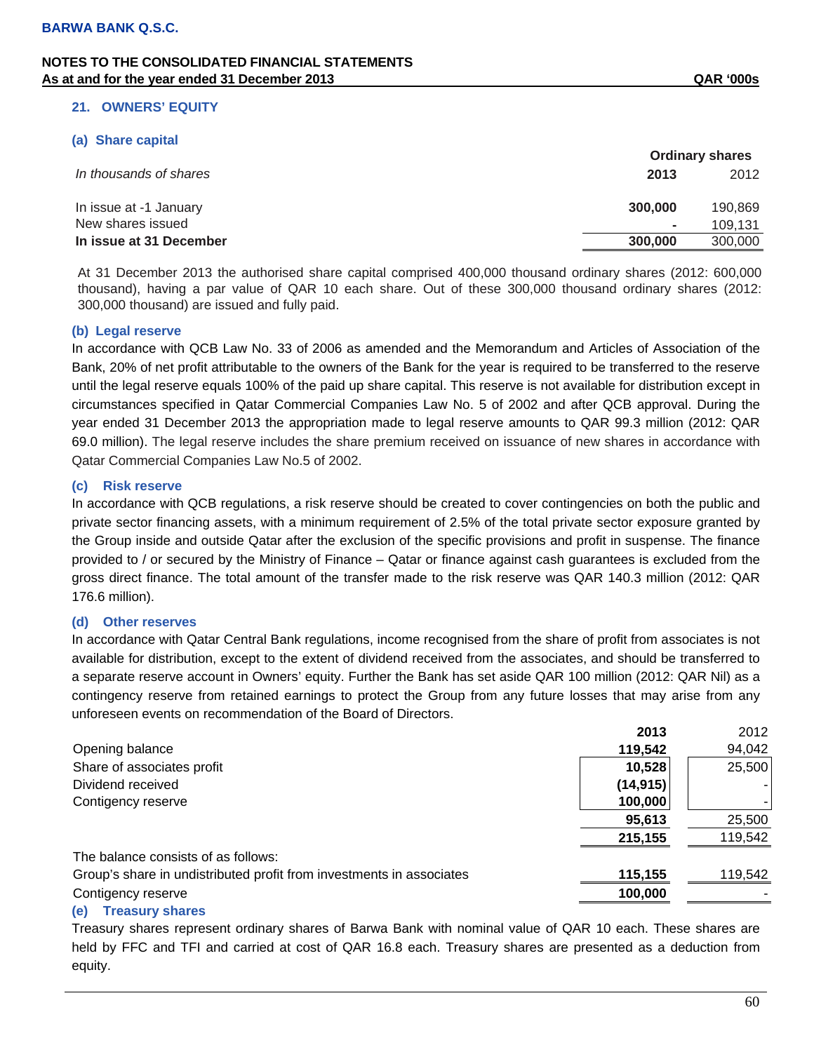BARWA BANK Q.S.C.

NOTES TO THE CONSOLIDATED FINANCIAL STATEMENTS
As at and for the year ended 31 December 2013 — QAR '000s

## 21. OWNERS' EQUITY

### (a) Share capital

| *In thousands of shares* | Ordinary shares | |
|---|---|---|
| | **2013** | 2012 |
| In issue at -1 January | **300,000** | 190,869 |
| New shares issued | **-** | 109,131 |
| **In issue at 31 December** | **300,000** | 300,000 |

At 31 December 2013 the authorised share capital comprised 400,000 thousand ordinary shares (2012: 600,000 thousand), having a par value of QAR 10 each share. Out of these 300,000 thousand ordinary shares (2012: 300,000 thousand) are issued and fully paid.

### (b) Legal reserve

In accordance with QCB Law No. 33 of 2006 as amended and the Memorandum and Articles of Association of the Bank, 20% of net profit attributable to the owners of the Bank for the year is required to be transferred to the reserve until the legal reserve equals 100% of the paid up share capital. This reserve is not available for distribution except in circumstances specified in Qatar Commercial Companies Law No. 5 of 2002 and after QCB approval. During the year ended 31 December 2013 the appropriation made to legal reserve amounts to QAR 99.3 million (2012: QAR 69.0 million). The legal reserve includes the share premium received on issuance of new shares in accordance with Qatar Commercial Companies Law No.5 of 2002.

### (c) Risk reserve

In accordance with QCB regulations, a risk reserve should be created to cover contingencies on both the public and private sector financing assets, with a minimum requirement of 2.5% of the total private sector exposure granted by the Group inside and outside Qatar after the exclusion of the specific provisions and profit in suspense. The finance provided to / or secured by the Ministry of Finance – Qatar or finance against cash guarantees is excluded from the gross direct finance. The total amount of the transfer made to the risk reserve was QAR 140.3 million (2012: QAR 176.6 million).

### (d) Other reserves

In accordance with Qatar Central Bank regulations, income recognised from the share of profit from associates is not available for distribution, except to the extent of dividend received from the associates, and should be transferred to a separate reserve account in Owners' equity. Further the Bank has set aside QAR 100 million (2012: QAR Nil) as a contingency reserve from retained earnings to protect the Group from any future losses that may arise from any unforeseen events on recommendation of the Board of Directors.

| | **2013** | 2012 |
|---|---|---|
| Opening balance | **119,542** | 94,042 |
| Share of associates profit | **10,528** | 25,500 |
| Dividend received | **(14,915)** | - |
| Contigency reserve | **100,000** | - |
| | **95,613** | 25,500 |
| | **215,155** | 119,542 |
| The balance consists of as follows: | | |
| Group's share in undistributed profit from investments in associates | **115,155** | 119,542 |
| Contigency reserve | **100,000** | - |

### (e) Treasury shares

Treasury shares represent ordinary shares of Barwa Bank with nominal value of QAR 10 each. These shares are held by FFC and TFI and carried at cost of QAR 16.8 each. Treasury shares are presented as a deduction from equity.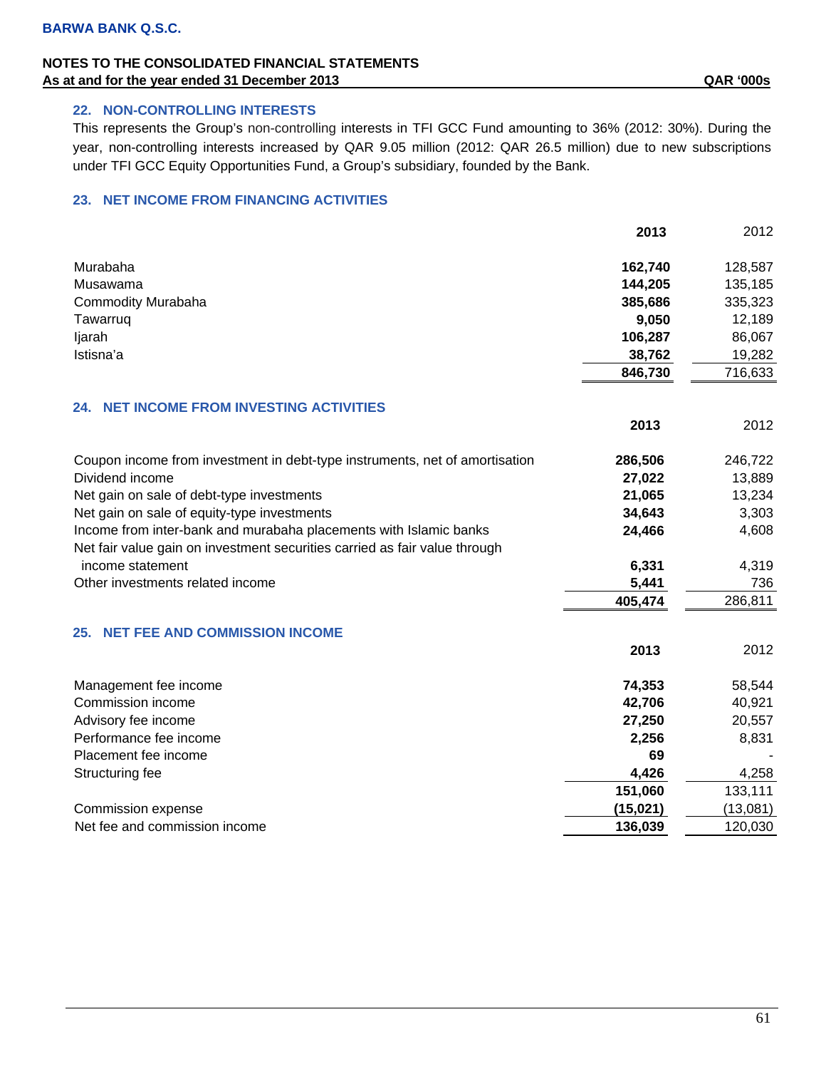## 22. NON-CONTROLLING INTERESTS

This represents the Group's non-controlling interests in TFI GCC Fund amounting to 36% (2012: 30%). During the year, non-controlling interests increased by QAR 9.05 million (2012: QAR 26.5 million) due to new subscriptions under TFI GCC Equity Opportunities Fund, a Group's subsidiary, founded by the Bank.

## 23. NET INCOME FROM FINANCING ACTIVITIES

| | **2013** | 2012 |
|---|---|---|
| Murabaha | **162,740** | 128,587 |
| Musawama | **144,205** | 135,185 |
| Commodity Murabaha | **385,686** | 335,323 |
| Tawarruq | **9,050** | 12,189 |
| Ijarah | **106,287** | 86,067 |
| Istisna'a | **38,762** | 19,282 |
| | **846,730** | 716,633 |

## 24. NET INCOME FROM INVESTING ACTIVITIES

| | **2013** | 2012 |
|---|---|---|
| Coupon income from investment in debt-type instruments, net of amortisation | **286,506** | 246,722 |
| Dividend income | **27,022** | 13,889 |
| Net gain on sale of debt-type investments | **21,065** | 13,234 |
| Net gain on sale of equity-type investments | **34,643** | 3,303 |
| Income from inter-bank and murabaha placements with Islamic banks | **24,466** | 4,608 |
| Net fair value gain on investment securities carried as fair value through income statement | **6,331** | 4,319 |
| Other investments related income | **5,441** | 736 |
| | **405,474** | 286,811 |

## 25. NET FEE AND COMMISSION INCOME

| | **2013** | 2012 |
|---|---|---|
| Management fee income | **74,353** | 58,544 |
| Commission income | **42,706** | 40,921 |
| Advisory fee income | **27,250** | 20,557 |
| Performance fee income | **2,256** | 8,831 |
| Placement fee income | **69** | - |
| Structuring fee | **4,426** | 4,258 |
| | **151,060** | 133,111 |
| Commission expense | **(15,021)** | (13,081) |
| Net fee and commission income | **136,039** | 120,030 |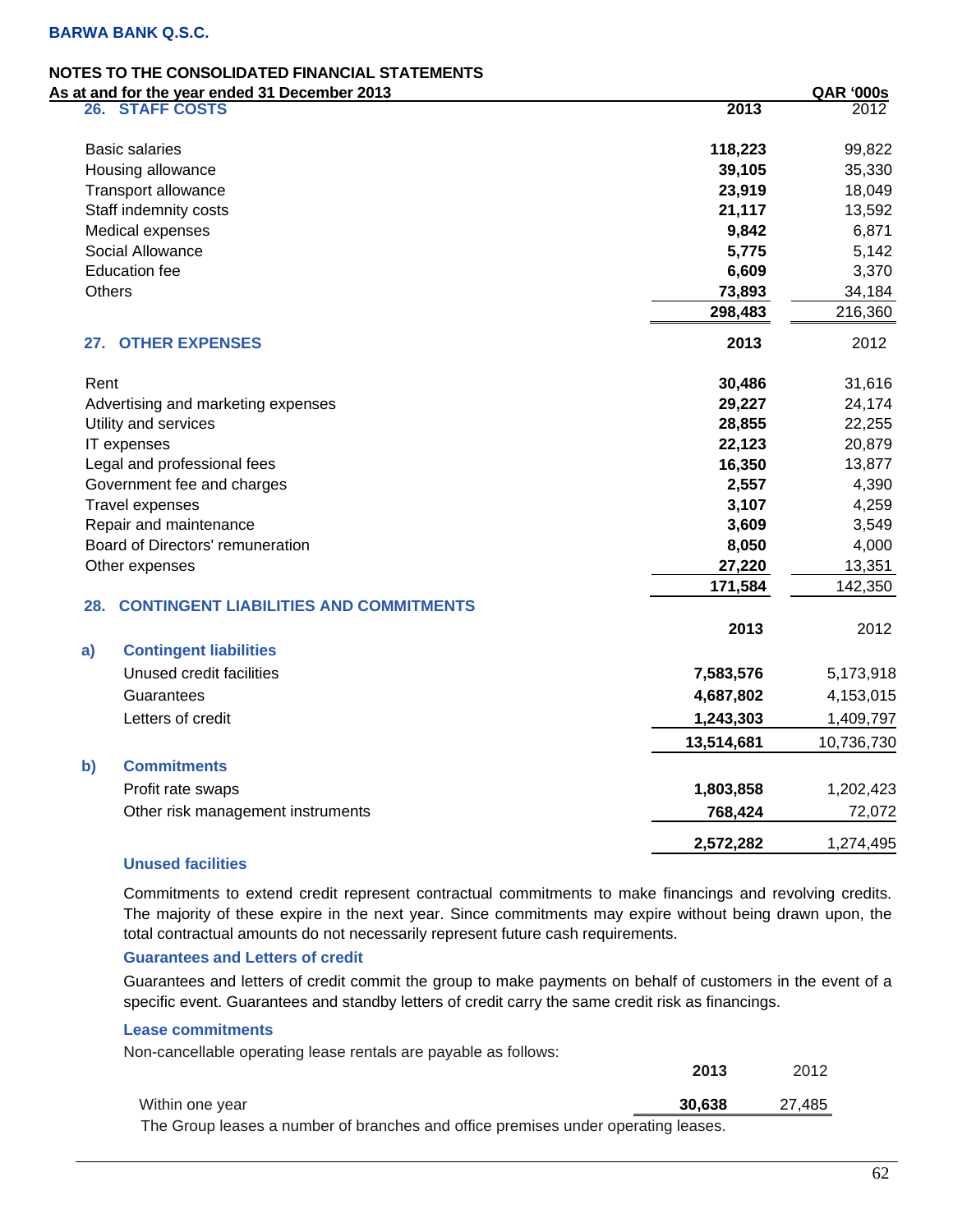**BARWA BANK Q.S.C.**

**NOTES TO THE CONSOLIDATED FINANCIAL STATEMENTS**
**As at and for the year ended 31 December 2013** **QAR '000s**

## 26. STAFF COSTS

| | 2013 | 2012 |
|---|---|---|
| Basic salaries | **118,223** | 99,822 |
| Housing allowance | **39,105** | 35,330 |
| Transport allowance | **23,919** | 18,049 |
| Staff indemnity costs | **21,117** | 13,592 |
| Medical expenses | **9,842** | 6,871 |
| Social Allowance | **5,775** | 5,142 |
| Education fee | **6,609** | 3,370 |
| Others | **73,893** | 34,184 |
| | **298,483** | 216,360 |

## 27. OTHER EXPENSES

| | 2013 | 2012 |
|---|---|---|
| Rent | **30,486** | 31,616 |
| Advertising and marketing expenses | **29,227** | 24,174 |
| Utility and services | **28,855** | 22,255 |
| IT expenses | **22,123** | 20,879 |
| Legal and professional fees | **16,350** | 13,877 |
| Government fee and charges | **2,557** | 4,390 |
| Travel expenses | **3,107** | 4,259 |
| Repair and maintenance | **3,609** | 3,549 |
| Board of Directors' remuneration | **8,050** | 4,000 |
| Other expenses | **27,220** | 13,351 |
| | **171,584** | 142,350 |

## 28. CONTINGENT LIABILITIES AND COMMITMENTS

| | | 2013 | 2012 |
|---|---|---|---|
| **a)** | **Contingent liabilities** | | |
| | Unused credit facilities | **7,583,576** | 5,173,918 |
| | Guarantees | **4,687,802** | 4,153,015 |
| | Letters of credit | **1,243,303** | 1,409,797 |
| | | **13,514,681** | 10,736,730 |
| **b)** | **Commitments** | | |
| | Profit rate swaps | **1,803,858** | 1,202,423 |
| | Other risk management instruments | **768,424** | 72,072 |
| | | **2,572,282** | 1,274,495 |

### Unused facilities

Commitments to extend credit represent contractual commitments to make financings and revolving credits. The majority of these expire in the next year. Since commitments may expire without being drawn upon, the total contractual amounts do not necessarily represent future cash requirements.

### Guarantees and Letters of credit

Guarantees and letters of credit commit the group to make payments on behalf of customers in the event of a specific event. Guarantees and standby letters of credit carry the same credit risk as financings.

### Lease commitments

Non-cancellable operating lease rentals are payable as follows:

| | 2013 | 2012 |
|---|---|---|
| Within one year | **30,638** | 27,485 |

The Group leases a number of branches and office premises under operating leases.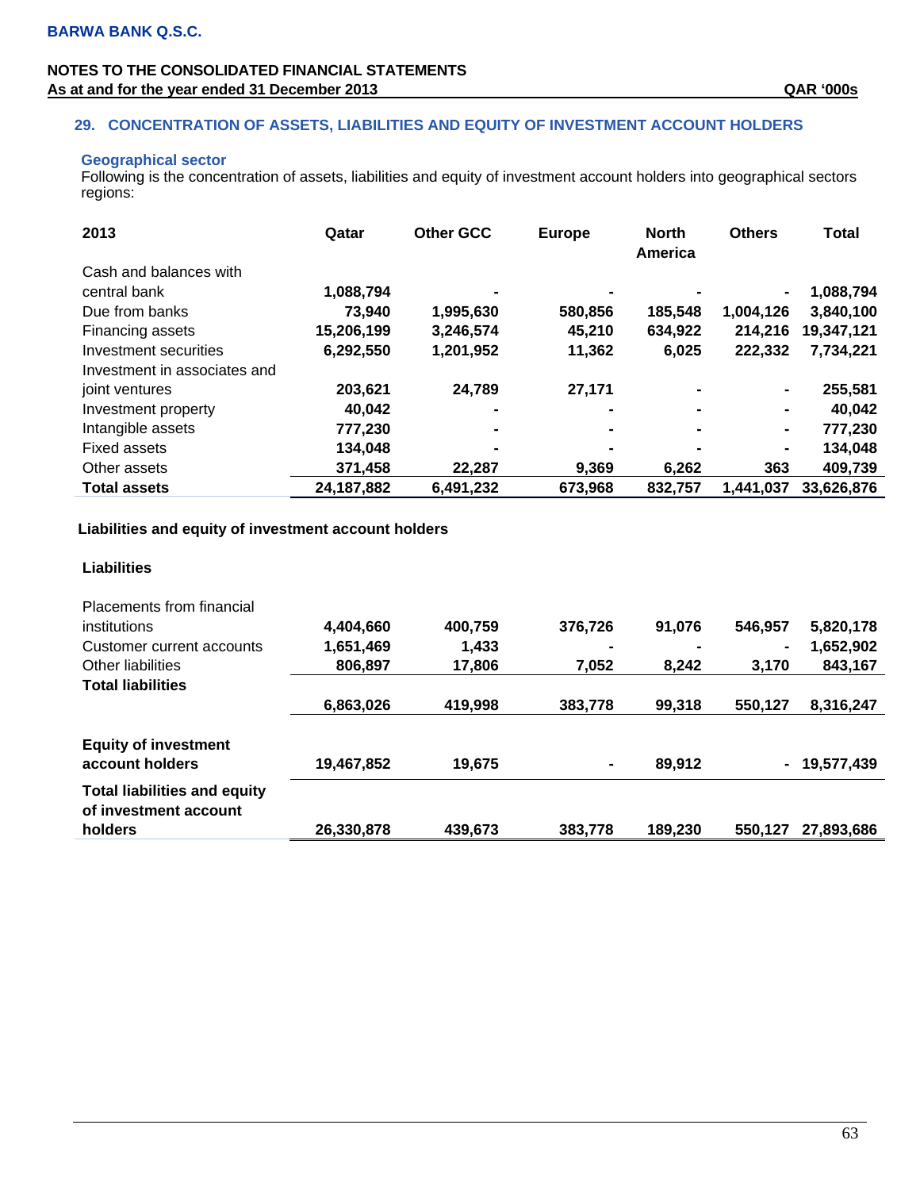BARWA BANK Q.S.C.

NOTES TO THE CONSOLIDATED FINANCIAL STATEMENTS
**As at and for the year ended 31 December 2013** **QAR '000s**

## 29. CONCENTRATION OF ASSETS, LIABILITIES AND EQUITY OF INVESTMENT ACCOUNT HOLDERS

### Geographical sector

Following is the concentration of assets, liabilities and equity of investment account holders into geographical sectors regions:

| 2013 | Qatar | Other GCC | Europe | North America | Others | Total |
|---|---|---|---|---|---|---|
| Cash and balances with central bank | 1,088,794 | - | - | - | - | 1,088,794 |
| Due from banks | 73,940 | 1,995,630 | 580,856 | 185,548 | 1,004,126 | 3,840,100 |
| Financing assets | 15,206,199 | 3,246,574 | 45,210 | 634,922 | 214,216 | 19,347,121 |
| Investment securities | 6,292,550 | 1,201,952 | 11,362 | 6,025 | 222,332 | 7,734,221 |
| Investment in associates and joint ventures | 203,621 | 24,789 | 27,171 | - | - | 255,581 |
| Investment property | 40,042 | - | - | - | - | 40,042 |
| Intangible assets | 777,230 | - | - | - | - | 777,230 |
| Fixed assets | 134,048 | - | - | - | - | 134,048 |
| Other assets | 371,458 | 22,287 | 9,369 | 6,262 | 363 | 409,739 |
| **Total assets** | **24,187,882** | **6,491,232** | **673,968** | **832,757** | **1,441,037** | **33,626,876** |

**Liabilities and equity of investment account holders**

| Liabilities | Qatar | Other GCC | Europe | North America | Others | Total |
|---|---|---|---|---|---|---|
| Placements from financial institutions | 4,404,660 | 400,759 | 376,726 | 91,076 | 546,957 | 5,820,178 |
| Customer current accounts | 1,651,469 | 1,433 | - | - | - | 1,652,902 |
| Other liabilities | 806,897 | 17,806 | 7,052 | 8,242 | 3,170 | 843,167 |
| **Total liabilities** | **6,863,026** | **419,998** | **383,778** | **99,318** | **550,127** | **8,316,247** |
| **Equity of investment account holders** | **19,467,852** | **19,675** | **-** | **89,912** | **-** | **19,577,439** |
| **Total liabilities and equity of investment account holders** | **26,330,878** | **439,673** | **383,778** | **189,230** | **550,127** | **27,893,686** |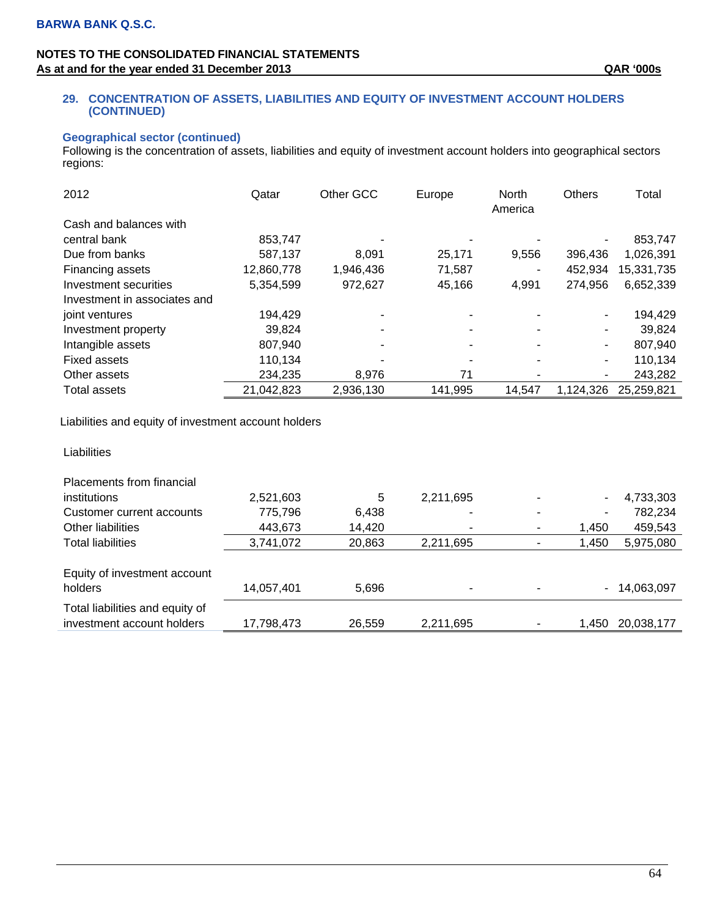## 29. CONCENTRATION OF ASSETS, LIABILITIES AND EQUITY OF INVESTMENT ACCOUNT HOLDERS (CONTINUED)

### Geographical sector (continued)

Following is the concentration of assets, liabilities and equity of investment account holders into geographical sectors regions:

| 2012 | Qatar | Other GCC | Europe | North America | Others | Total |
|---|---|---|---|---|---|---|
| Cash and balances with central bank | 853,747 | - | - | - | - | 853,747 |
| Due from banks | 587,137 | 8,091 | 25,171 | 9,556 | 396,436 | 1,026,391 |
| Financing assets | 12,860,778 | 1,946,436 | 71,587 | - | 452,934 | 15,331,735 |
| Investment securities | 5,354,599 | 972,627 | 45,166 | 4,991 | 274,956 | 6,652,339 |
| Investment in associates and joint ventures | 194,429 | - | - | - | - | 194,429 |
| Investment property | 39,824 | - | - | - | - | 39,824 |
| Intangible assets | 807,940 | - | - | - | - | 807,940 |
| Fixed assets | 110,134 | - | - | - | - | 110,134 |
| Other assets | 234,235 | 8,976 | 71 | - | - | 243,282 |
| Total assets | 21,042,823 | 2,936,130 | 141,995 | 14,547 | 1,124,326 | 25,259,821 |

Liabilities and equity of investment account holders

| Liabilities | Qatar | Other GCC | Europe | North America | Others | Total |
|---|---|---|---|---|---|---|
| Placements from financial institutions | 2,521,603 | 5 | 2,211,695 | - | - | 4,733,303 |
| Customer current accounts | 775,796 | 6,438 | - | - | - | 782,234 |
| Other liabilities | 443,673 | 14,420 | - | - | 1,450 | 459,543 |
| Total liabilities | 3,741,072 | 20,863 | 2,211,695 | - | 1,450 | 5,975,080 |
| Equity of investment account holders | 14,057,401 | 5,696 | - | - | - | 14,063,097 |
| Total liabilities and equity of investment account holders | 17,798,473 | 26,559 | 2,211,695 | - | 1,450 | 20,038,177 |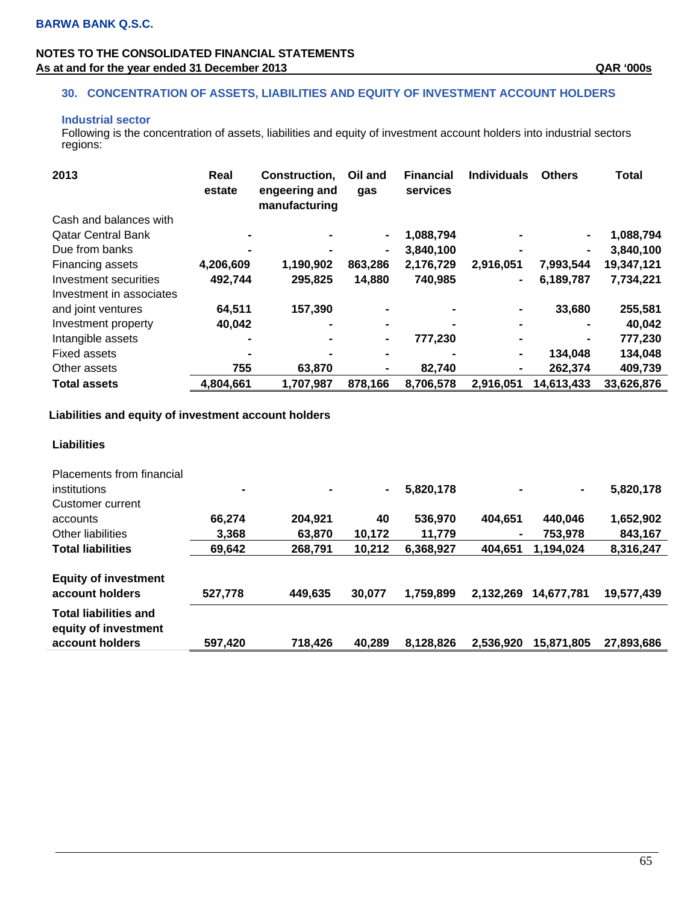BARWA BANK Q.S.C.

NOTES TO THE CONSOLIDATED FINANCIAL STATEMENTS
As at and for the year ended 31 December 2013 QAR '000s

## 30. CONCENTRATION OF ASSETS, LIABILITIES AND EQUITY OF INVESTMENT ACCOUNT HOLDERS

### Industrial sector

Following is the concentration of assets, liabilities and equity of investment account holders into industrial sectors regions:

| 2013 | Real estate | Construction, engeering and manufacturing | Oil and gas | Financial services | Individuals | Others | Total |
|---|---|---|---|---|---|---|---|
| Cash and balances with Qatar Central Bank | - | - | - | 1,088,794 | - | - | 1,088,794 |
| Due from banks | - | - | - | 3,840,100 | - | - | 3,840,100 |
| Financing assets | 4,206,609 | 1,190,902 | 863,286 | 2,176,729 | 2,916,051 | 7,993,544 | 19,347,121 |
| Investment securities | 492,744 | 295,825 | 14,880 | 740,985 | - | 6,189,787 | 7,734,221 |
| Investment in associates and joint ventures | 64,511 | 157,390 | - | - | - | 33,680 | 255,581 |
| Investment property | 40,042 | - | - | - | - | - | 40,042 |
| Intangible assets | - | - | - | 777,230 | - | - | 777,230 |
| Fixed assets | - | - | - | - | - | 134,048 | 134,048 |
| Other assets | 755 | 63,870 | - | 82,740 | - | 262,374 | 409,739 |
| **Total assets** | **4,804,661** | **1,707,987** | **878,166** | **8,706,578** | **2,916,051** | **14,613,433** | **33,626,876** |

**Liabilities and equity of investment account holders**

| **Liabilities** | | | | | | | |
|---|---|---|---|---|---|---|---|
| Placements from financial institutions | - | - | - | 5,820,178 | - | - | 5,820,178 |
| Customer current accounts | 66,274 | 204,921 | 40 | 536,970 | 404,651 | 440,046 | 1,652,902 |
| Other liabilities | 3,368 | 63,870 | 10,172 | 11,779 | - | 753,978 | 843,167 |
| **Total liabilities** | **69,642** | **268,791** | **10,212** | **6,368,927** | **404,651** | **1,194,024** | **8,316,247** |
| **Equity of investment account holders** | 527,778 | 449,635 | 30,077 | 1,759,899 | 2,132,269 | 14,677,781 | 19,577,439 |
| **Total liabilities and equity of investment account holders** | **597,420** | **718,426** | **40,289** | **8,128,826** | **2,536,920** | **15,871,805** | **27,893,686** |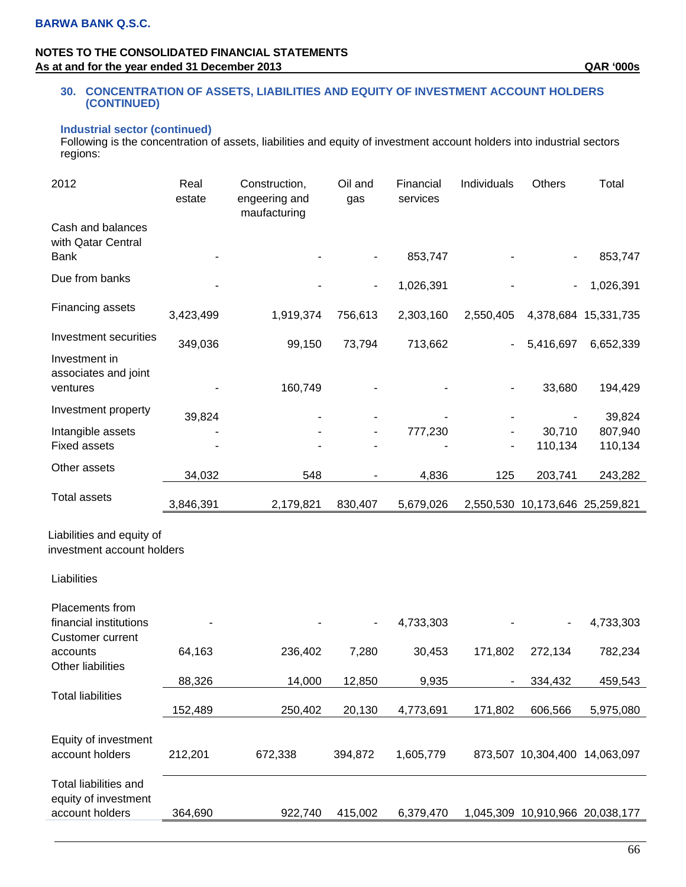BARWA BANK Q.S.C.

NOTES TO THE CONSOLIDATED FINANCIAL STATEMENTS
As at and for the year ended 31 December 2013 QAR '000s

### 30. CONCENTRATION OF ASSETS, LIABILITIES AND EQUITY OF INVESTMENT ACCOUNT HOLDERS (CONTINUED)

**Industrial sector (continued)**

Following is the concentration of assets, liabilities and equity of investment account holders into industrial sectors regions:

| 2012 | Real estate | Construction, engeering and maufacturing | Oil and gas | Financial services | Individuals | Others | Total |
|---|---|---|---|---|---|---|---|
| Cash and balances with Qatar Central Bank | - | - | - | 853,747 | - | - | 853,747 |
| Due from banks | - | - | - | 1,026,391 | - | - | 1,026,391 |
| Financing assets | 3,423,499 | 1,919,374 | 756,613 | 2,303,160 | 2,550,405 | 4,378,684 | 15,331,735 |
| Investment securities | 349,036 | 99,150 | 73,794 | 713,662 | - | 5,416,697 | 6,652,339 |
| Investment in associates and joint ventures | - | 160,749 | - | - | - | 33,680 | 194,429 |
| Investment property | 39,824 | - | - | - | - | - | 39,824 |
| Intangible assets | - | - | - | 777,230 | - | 30,710 | 807,940 |
| Fixed assets | - | - | - | - | - | 110,134 | 110,134 |
| Other assets | 34,032 | 548 | - | 4,836 | 125 | 203,741 | 243,282 |
| Total assets | 3,846,391 | 2,179,821 | 830,407 | 5,679,026 | 2,550,530 | 10,173,646 | 25,259,821 |
| **Liabilities and equity of investment account holders** | | | | | | | |
| Liabilities | | | | | | | |
| Placements from financial institutions | - | - | - | 4,733,303 | - | - | 4,733,303 |
| Customer current accounts | 64,163 | 236,402 | 7,280 | 30,453 | 171,802 | 272,134 | 782,234 |
| Other liabilities | 88,326 | 14,000 | 12,850 | 9,935 | - | 334,432 | 459,543 |
| Total liabilities | 152,489 | 250,402 | 20,130 | 4,773,691 | 171,802 | 606,566 | 5,975,080 |
| Equity of investment account holders | 212,201 | 672,338 | 394,872 | 1,605,779 | 873,507 | 10,304,400 | 14,063,097 |
| Total liabilities and equity of investment account holders | 364,690 | 922,740 | 415,002 | 6,379,470 | 1,045,309 | 10,910,966 | 20,038,177 |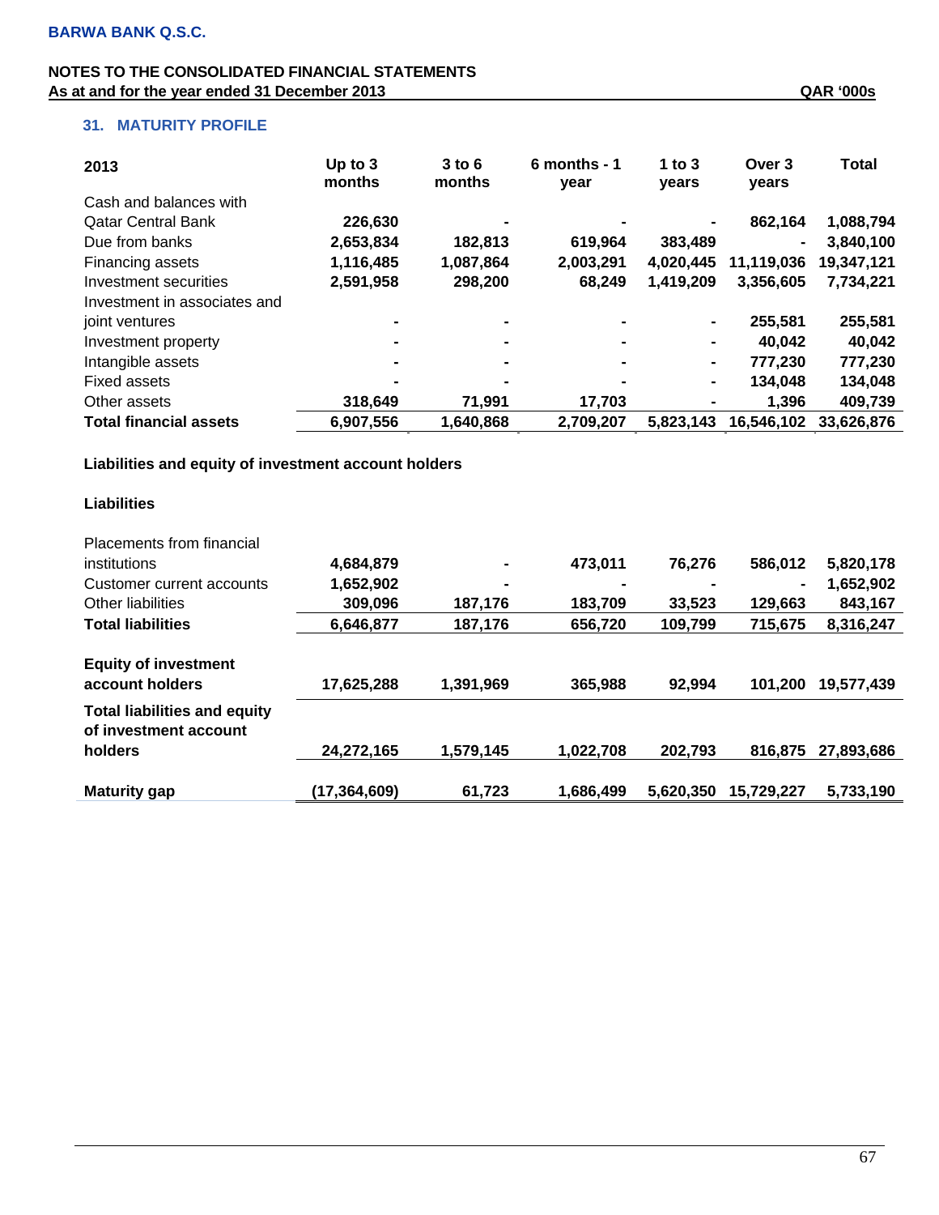BARWA BANK Q.S.C.

**NOTES TO THE CONSOLIDATED FINANCIAL STATEMENTS**
**As at and for the year ended 31 December 2013** QAR '000s

## 31. MATURITY PROFILE

| 2013 | Up to 3 months | 3 to 6 months | 6 months - 1 year | 1 to 3 years | Over 3 years | Total |
|---|---|---|---|---|---|---|
| Cash and balances with Qatar Central Bank | 226,630 | - | - | - | 862,164 | 1,088,794 |
| Due from banks | 2,653,834 | 182,813 | 619,964 | 383,489 | - | 3,840,100 |
| Financing assets | 1,116,485 | 1,087,864 | 2,003,291 | 4,020,445 | 11,119,036 | 19,347,121 |
| Investment securities | 2,591,958 | 298,200 | 68,249 | 1,419,209 | 3,356,605 | 7,734,221 |
| Investment in associates and joint ventures | - | - | - | - | 255,581 | 255,581 |
| Investment property | - | - | - | - | 40,042 | 40,042 |
| Intangible assets | - | - | - | - | 777,230 | 777,230 |
| Fixed assets | - | - | - | - | 134,048 | 134,048 |
| Other assets | 318,649 | 71,991 | 17,703 | - | 1,396 | 409,739 |
| **Total financial assets** | **6,907,556** | **1,640,868** | **2,709,207** | **5,823,143** | **16,546,102** | **33,626,876** |
| **Liabilities and equity of investment account holders** | | | | | | |
| **Liabilities** | | | | | | |
| Placements from financial institutions | 4,684,879 | - | 473,011 | 76,276 | 586,012 | 5,820,178 |
| Customer current accounts | 1,652,902 | - | - | - | - | 1,652,902 |
| Other liabilities | 309,096 | 187,176 | 183,709 | 33,523 | 129,663 | 843,167 |
| **Total liabilities** | **6,646,877** | **187,176** | **656,720** | **109,799** | **715,675** | **8,316,247** |
| **Equity of investment account holders** | **17,625,288** | **1,391,969** | **365,988** | **92,994** | **101,200** | **19,577,439** |
| **Total liabilities and equity of investment account holders** | **24,272,165** | **1,579,145** | **1,022,708** | **202,793** | **816,875** | **27,893,686** |
| **Maturity gap** | **(17,364,609)** | **61,723** | **1,686,499** | **5,620,350** | **15,729,227** | **5,733,190** |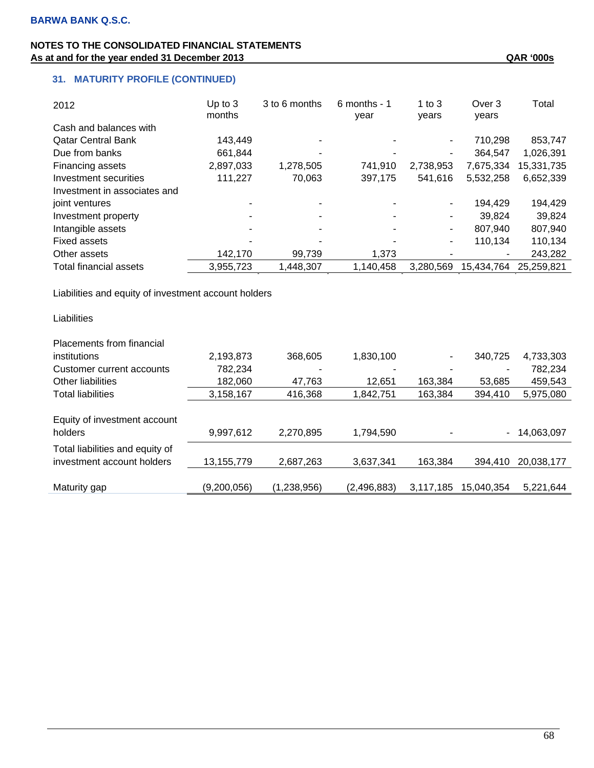BARWA BANK Q.S.C.

NOTES TO THE CONSOLIDATED FINANCIAL STATEMENTS
As at and for the year ended 31 December 2013 QAR '000s

### 31. MATURITY PROFILE (CONTINUED)

| 2012 | Up to 3 months | 3 to 6 months | 6 months - 1 year | 1 to 3 years | Over 3 years | Total |
|---|---|---|---|---|---|---|
| Cash and balances with Qatar Central Bank | 143,449 | - | - | - | 710,298 | 853,747 |
| Due from banks | 661,844 | - | - | - | 364,547 | 1,026,391 |
| Financing assets | 2,897,033 | 1,278,505 | 741,910 | 2,738,953 | 7,675,334 | 15,331,735 |
| Investment securities | 111,227 | 70,063 | 397,175 | 541,616 | 5,532,258 | 6,652,339 |
| Investment in associates and joint ventures | - | - | - | - | 194,429 | 194,429 |
| Investment property | - | - | - | - | 39,824 | 39,824 |
| Intangible assets | - | - | - | - | 807,940 | 807,940 |
| Fixed assets | - | - | - | - | 110,134 | 110,134 |
| Other assets | 142,170 | 99,739 | 1,373 | - | - | 243,282 |
| Total financial assets | 3,955,723 | 1,448,307 | 1,140,458 | 3,280,569 | 15,434,764 | 25,259,821 |
| Liabilities and equity of investment account holders | | | | | | |
| Liabilities | | | | | | |
| Placements from financial institutions | 2,193,873 | 368,605 | 1,830,100 | - | 340,725 | 4,733,303 |
| Customer current accounts | 782,234 | - | - | - | - | 782,234 |
| Other liabilities | 182,060 | 47,763 | 12,651 | 163,384 | 53,685 | 459,543 |
| Total liabilities | 3,158,167 | 416,368 | 1,842,751 | 163,384 | 394,410 | 5,975,080 |
| Equity of investment account holders | 9,997,612 | 2,270,895 | 1,794,590 | - | - | 14,063,097 |
| Total liabilities and equity of investment account holders | 13,155,779 | 2,687,263 | 3,637,341 | 163,384 | 394,410 | 20,038,177 |
| Maturity gap | (9,200,056) | (1,238,956) | (2,496,883) | 3,117,185 | 15,040,354 | 5,221,644 |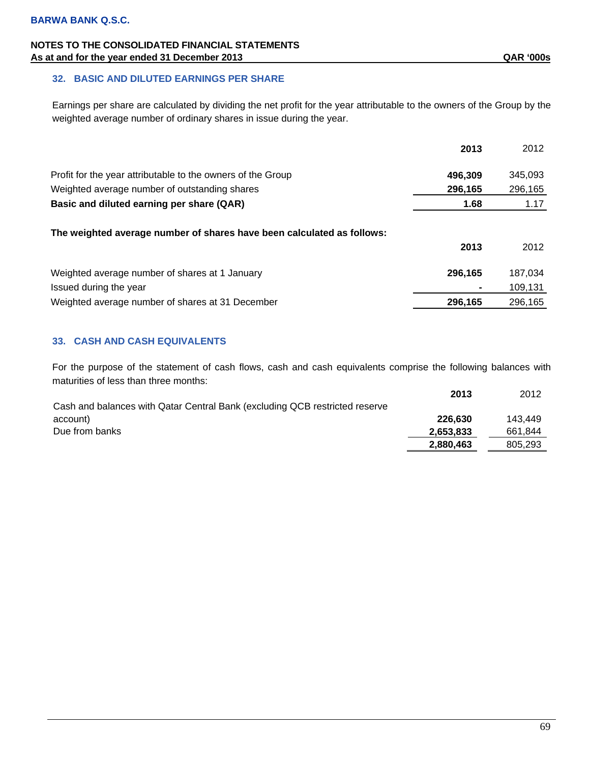## 32. BASIC AND DILUTED EARNINGS PER SHARE

Earnings per share are calculated by dividing the net profit for the year attributable to the owners of the Group by the weighted average number of ordinary shares in issue during the year.

| | **2013** | 2012 |
|---|---|---|
| Profit for the year attributable to the owners of the Group | **496,309** | 345,093 |
| Weighted average number of outstanding shares | **296,165** | 296,165 |
| **Basic and diluted earning per share (QAR)** | **1.68** | 1.17 |

**The weighted average number of shares have been calculated as follows:**

| | **2013** | 2012 |
|---|---|---|
| Weighted average number of shares at 1 January | **296,165** | 187,034 |
| Issued during the year | **-** | 109,131 |
| Weighted average number of shares at 31 December | **296,165** | 296,165 |

## 33. CASH AND CASH EQUIVALENTS

For the purpose of the statement of cash flows, cash and cash equivalents comprise the following balances with maturities of less than three months:

| | **2013** | 2012 |
|---|---|---|
| Cash and balances with Qatar Central Bank (excluding QCB restricted reserve account) | **226,630** | 143,449 |
| Due from banks | **2,653,833** | 661,844 |
| | **2,880,463** | 805,293 |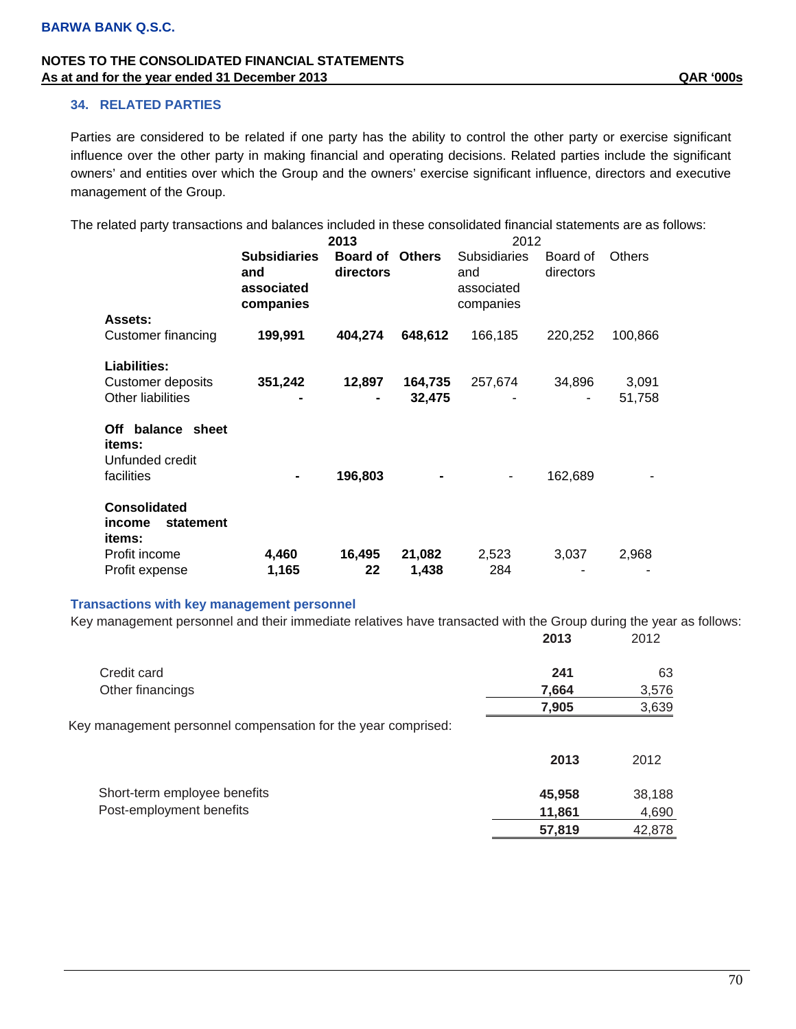BARWA BANK Q.S.C.

NOTES TO THE CONSOLIDATED FINANCIAL STATEMENTS
As at and for the year ended 31 December 2013 QAR '000s

## 34. RELATED PARTIES

Parties are considered to be related if one party has the ability to control the other party or exercise significant influence over the other party in making financial and operating decisions. Related parties include the significant owners' and entities over which the Group and the owners' exercise significant influence, directors and executive management of the Group.

The related party transactions and balances included in these consolidated financial statements are as follows:

| | **2013** | | | 2012 | | |
|---|---|---|---|---|---|---|
| | **Subsidiaries and associated companies** | **Board of directors** | **Others** | Subsidiaries and associated companies | Board of directors | Others |
| **Assets:** | | | | | | |
| Customer financing | **199,991** | **404,274** | **648,612** | 166,185 | 220,252 | 100,866 |
| **Liabilities:** | | | | | | |
| Customer deposits | **351,242** | **12,897** | **164,735** | 257,674 | 34,896 | 3,091 |
| Other liabilities | **-** | **-** | **32,475** | - | - | 51,758 |
| **Off balance sheet items:** | | | | | | |
| Unfunded credit facilities | **-** | **196,803** | **-** | - | 162,689 | - |
| **Consolidated income statement items:** | | | | | | |
| Profit income | **4,460** | **16,495** | **21,082** | 2,523 | 3,037 | 2,968 |
| Profit expense | **1,165** | **22** | **1,438** | 284 | - | - |

### Transactions with key management personnel

Key management personnel and their immediate relatives have transacted with the Group during the year as follows:

| | **2013** | 2012 |
|---|---|---|
| Credit card | **241** | 63 |
| Other financings | **7,664** | 3,576 |
| | **7,905** | 3,639 |

Key management personnel compensation for the year comprised:

| | **2013** | 2012 |
|---|---|---|
| Short-term employee benefits | **45,958** | 38,188 |
| Post-employment benefits | **11,861** | 4,690 |
| | **57,819** | 42,878 |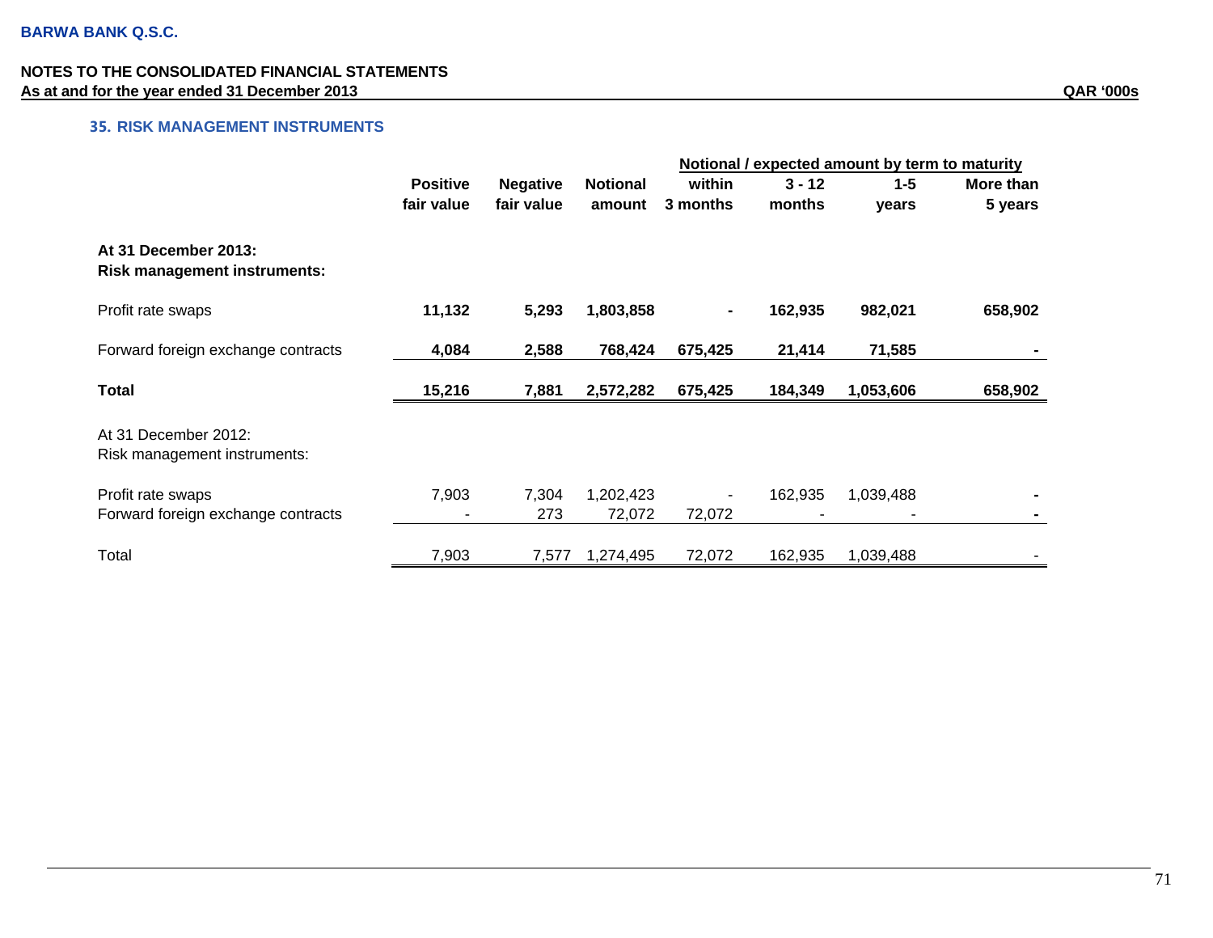**BARWA BANK Q.S.C.**

**NOTES TO THE CONSOLIDATED FINANCIAL STATEMENTS**
**As at and for the year ended 31 December 2013**

**QAR '000s**

### 35. RISK MANAGEMENT INSTRUMENTS

| | Positive fair value | Negative fair value | Notional amount | Notional / expected amount by term to maturity | | | |
|---|---|---|---|---|---|---|---|
| | | | | within 3 months | 3 - 12 months | 1-5 years | More than 5 years |
| **At 31 December 2013:** | | | | | | | |
| **Risk management instruments:** | | | | | | | |
| Profit rate swaps | **11,132** | **5,293** | **1,803,858** | **-** | **162,935** | **982,021** | **658,902** |
| Forward foreign exchange contracts | **4,084** | **2,588** | **768,424** | **675,425** | **21,414** | **71,585** | **-** |
| **Total** | **15,216** | **7,881** | **2,572,282** | **675,425** | **184,349** | **1,053,606** | **658,902** |
| At 31 December 2012: | | | | | | | |
| Risk management instruments: | | | | | | | |
| Profit rate swaps | 7,903 | 7,304 | 1,202,423 | - | 162,935 | 1,039,488 | - |
| Forward foreign exchange contracts | - | 273 | 72,072 | 72,072 | - | - | - |
| Total | 7,903 | 7,577 | 1,274,495 | 72,072 | 162,935 | 1,039,488 | - |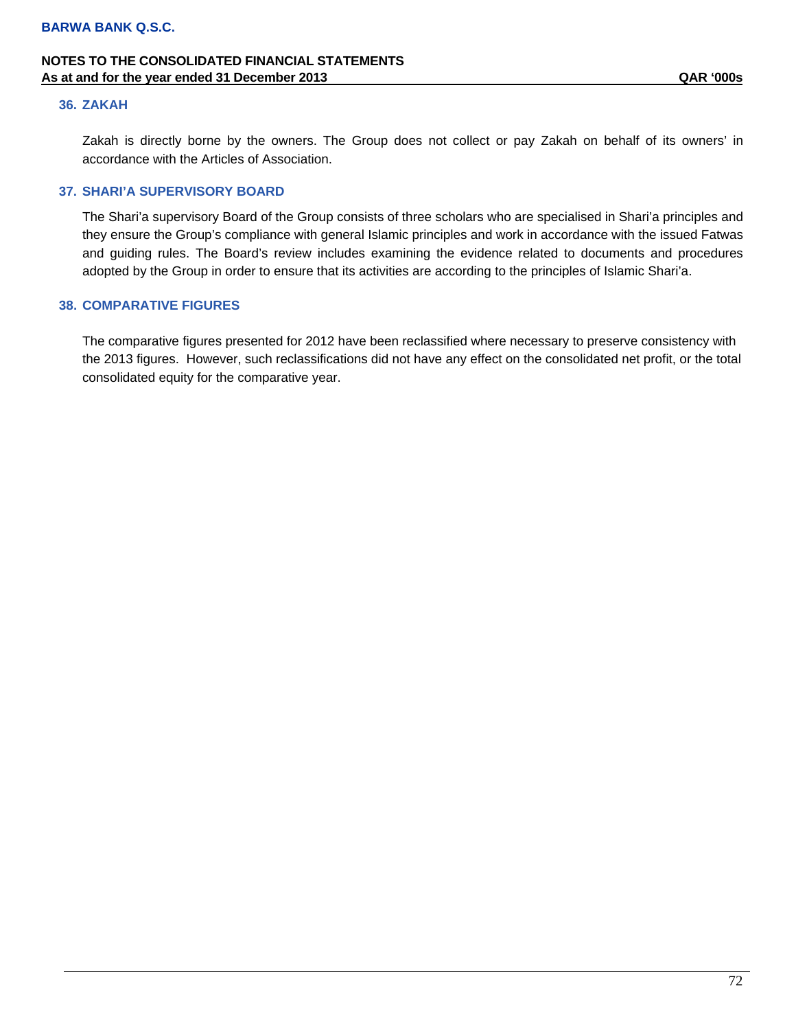## 36. ZAKAH

Zakah is directly borne by the owners. The Group does not collect or pay Zakah on behalf of its owners' in accordance with the Articles of Association.

## 37. SHARI'A SUPERVISORY BOARD

The Shari'a supervisory Board of the Group consists of three scholars who are specialised in Shari'a principles and they ensure the Group's compliance with general Islamic principles and work in accordance with the issued Fatwas and guiding rules. The Board's review includes examining the evidence related to documents and procedures adopted by the Group in order to ensure that its activities are according to the principles of Islamic Shari'a.

## 38. COMPARATIVE FIGURES

The comparative figures presented for 2012 have been reclassified where necessary to preserve consistency with the 2013 figures. However, such reclassifications did not have any effect on the consolidated net profit, or the total consolidated equity for the comparative year.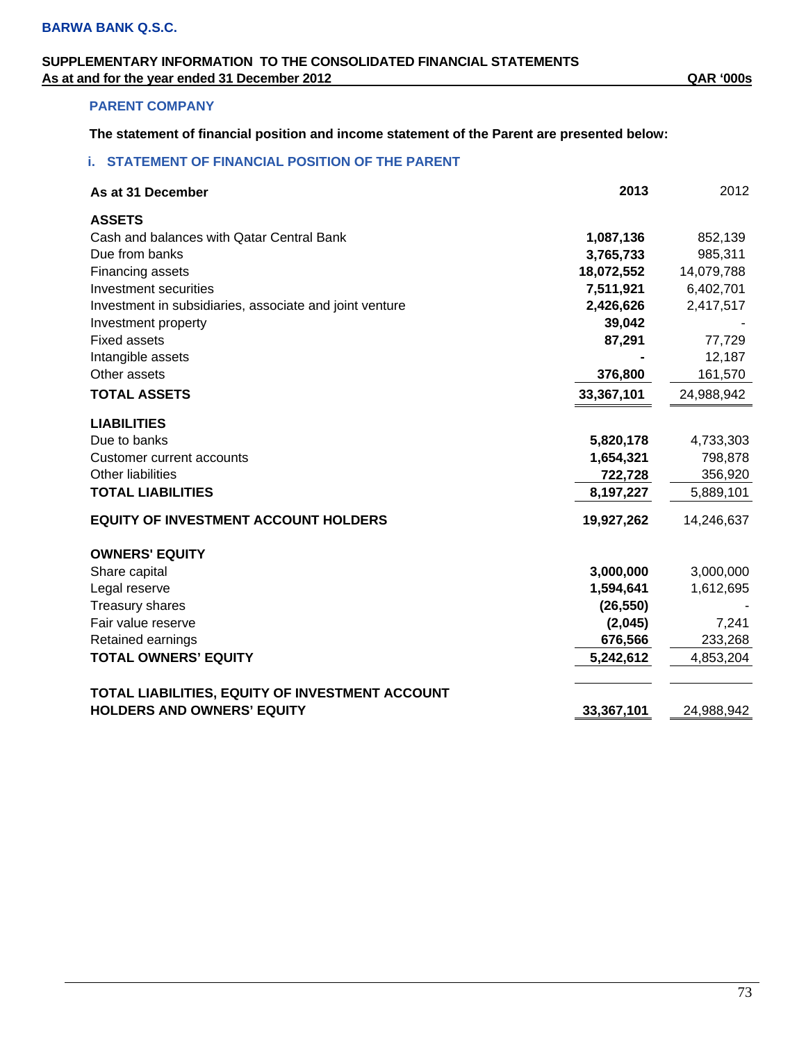BARWA BANK Q.S.C.

**SUPPLEMENTARY INFORMATION TO THE CONSOLIDATED FINANCIAL STATEMENTS**
**As at and for the year ended 31 December 2012** **QAR '000s**

## PARENT COMPANY

**The statement of financial position and income statement of the Parent are presented below:**

### i. STATEMENT OF FINANCIAL POSITION OF THE PARENT

| As at 31 December | 2013 | 2012 |
|---|---|---|
| **ASSETS** | | |
| Cash and balances with Qatar Central Bank | **1,087,136** | 852,139 |
| Due from banks | **3,765,733** | 985,311 |
| Financing assets | **18,072,552** | 14,079,788 |
| Investment securities | **7,511,921** | 6,402,701 |
| Investment in subsidiaries, associate and joint venture | **2,426,626** | 2,417,517 |
| Investment property | **39,042** | - |
| Fixed assets | **87,291** | 77,729 |
| Intangible assets | **-** | 12,187 |
| Other assets | **376,800** | 161,570 |
| **TOTAL ASSETS** | **33,367,101** | 24,988,942 |
| **LIABILITIES** | | |
| Due to banks | **5,820,178** | 4,733,303 |
| Customer current accounts | **1,654,321** | 798,878 |
| Other liabilities | **722,728** | 356,920 |
| **TOTAL LIABILITIES** | **8,197,227** | 5,889,101 |
| **EQUITY OF INVESTMENT ACCOUNT HOLDERS** | **19,927,262** | 14,246,637 |
| **OWNERS' EQUITY** | | |
| Share capital | **3,000,000** | 3,000,000 |
| Legal reserve | **1,594,641** | 1,612,695 |
| Treasury shares | **(26,550)** | - |
| Fair value reserve | **(2,045)** | 7,241 |
| Retained earnings | **676,566** | 233,268 |
| **TOTAL OWNERS' EQUITY** | **5,242,612** | 4,853,204 |
| **TOTAL LIABILITIES, EQUITY OF INVESTMENT ACCOUNT HOLDERS AND OWNERS' EQUITY** | **33,367,101** | 24,988,942 |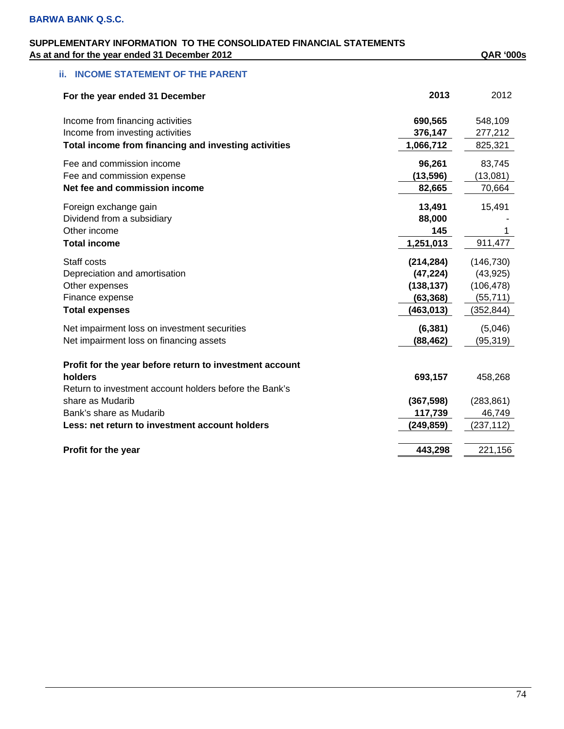BARWA BANK Q.S.C.

## SUPPLEMENTARY INFORMATION TO THE CONSOLIDATED FINANCIAL STATEMENTS
**As at and for the year ended 31 December 2012** QAR '000s

### ii. INCOME STATEMENT OF THE PARENT

| For the year ended 31 December | 2013 | 2012 |
|---|---|---|
| Income from financing activities | 690,565 | 548,109 |
| Income from investing activities | 376,147 | 277,212 |
| **Total income from financing and investing activities** | **1,066,712** | 825,321 |
| Fee and commission income | 96,261 | 83,745 |
| Fee and commission expense | (13,596) | (13,081) |
| **Net fee and commission income** | **82,665** | 70,664 |
| Foreign exchange gain | 13,491 | 15,491 |
| Dividend from a subsidiary | 88,000 | - |
| Other income | 145 | 1 |
| **Total income** | **1,251,013** | 911,477 |
| Staff costs | (214,284) | (146,730) |
| Depreciation and amortisation | (47,224) | (43,925) |
| Other expenses | (138,137) | (106,478) |
| Finance expense | (63,368) | (55,711) |
| **Total expenses** | **(463,013)** | (352,844) |
| Net impairment loss on investment securities | (6,381) | (5,046) |
| Net impairment loss on financing assets | (88,462) | (95,319) |
| **Profit for the year before return to investment account holders** | **693,157** | 458,268 |
| Return to investment account holders before the Bank's share as Mudarib | (367,598) | (283,861) |
| Bank's share as Mudarib | 117,739 | 46,749 |
| **Less: net return to investment account holders** | **(249,859)** | (237,112) |
| **Profit for the year** | **443,298** | 221,156 |